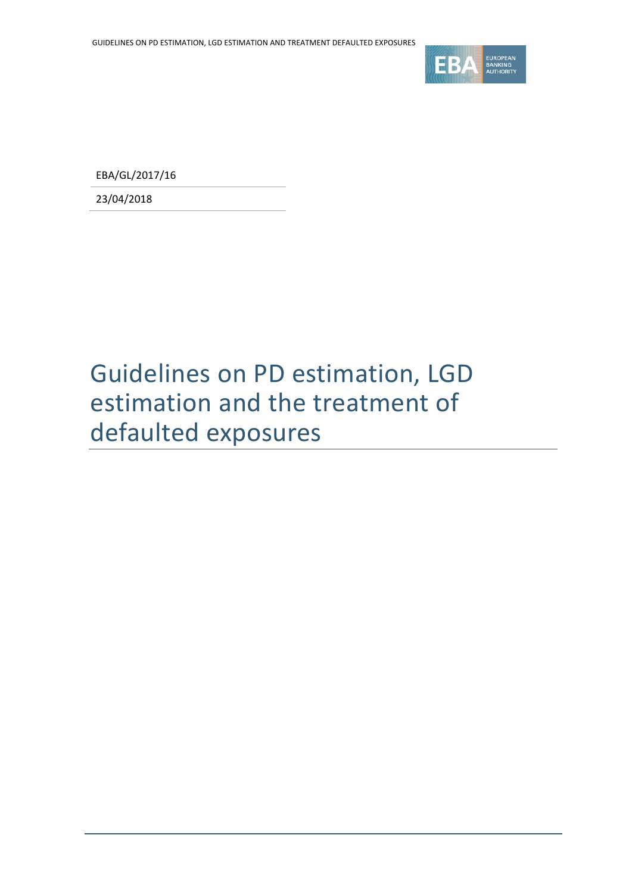EBA/GL/2017/16

23/04/2018

# Guidelines on PD estimation, LGD estimation and the treatment of defaulted exposures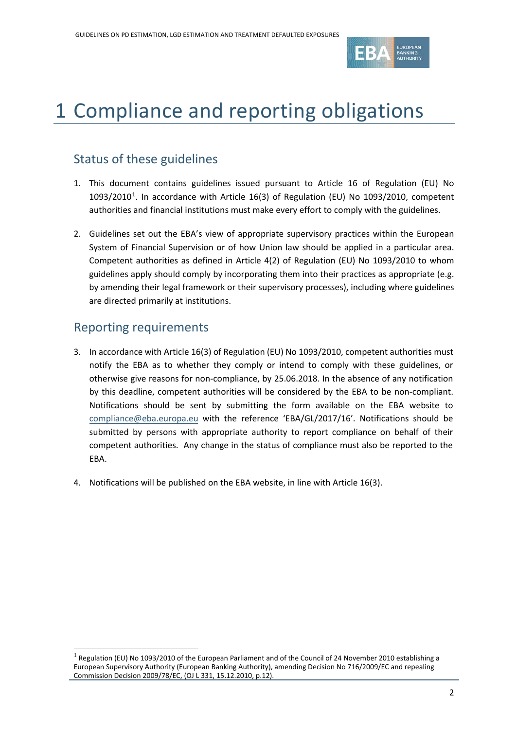# 1 Compliance and reporting obligations

## Status of these guidelines

1. This document contains guidelines issued pursuant to Article 16 of Regulation (EU) No 1093/2010[1]. In accordance with Article 16(3) of Regulation (EU) No 1093/2010, competent authorities and financial institutions must make every effort to comply with the guidelines.

2. Guidelines set out the EBA's view of appropriate supervisory practices within the European System of Financial Supervision or of how Union law should be applied in a particular area. Competent authorities as defined in Article 4(2) of Regulation (EU) No 1093/2010 to whom guidelines apply should comply by incorporating them into their practices as appropriate (e.g. by amending their legal framework or their supervisory processes), including where guidelines are directed primarily at institutions.

## Reporting requirements

3. In accordance with Article 16(3) of Regulation (EU) No 1093/2010, competent authorities must notify the EBA as to whether they comply or intend to comply with these guidelines, or otherwise give reasons for non-compliance, by 25.06.2018. In the absence of any notification by this deadline, competent authorities will be considered by the EBA to be non-compliant. Notifications should be sent by submitting the form available on the EBA website to compliance@eba.europa.eu with the reference 'EBA/GL/2017/16'. Notifications should be submitted by persons with appropriate authority to report compliance on behalf of their competent authorities. Any change in the status of compliance must also be reported to the EBA.

4. Notifications will be published on the EBA website, in line with Article 16(3).

[1] Regulation (EU) No 1093/2010 of the European Parliament and of the Council of 24 November 2010 establishing a European Supervisory Authority (European Banking Authority), amending Decision No 716/2009/EC and repealing Commission Decision 2009/78/EC, (OJ L 331, 15.12.2010, p.12).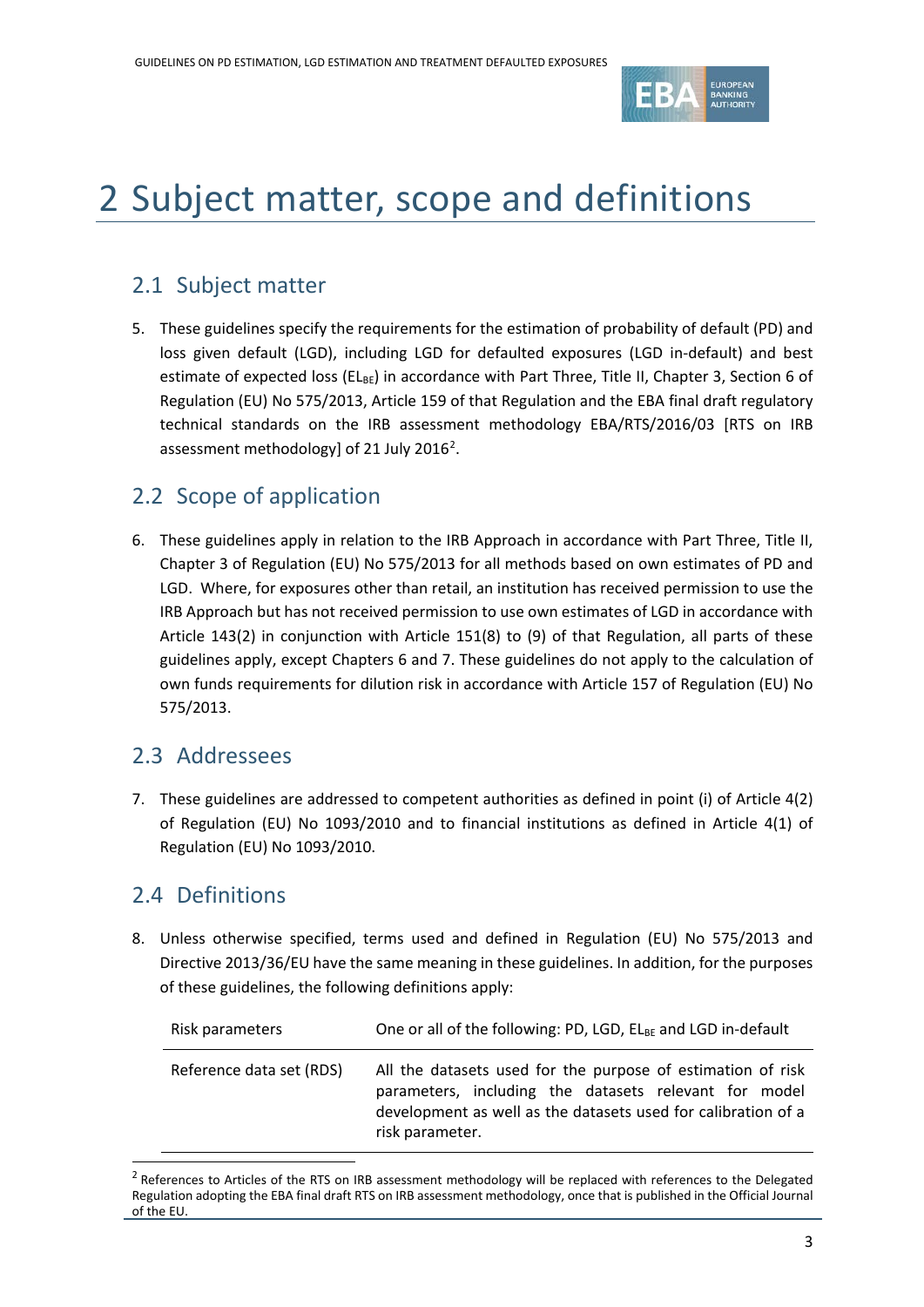# 2 Subject matter, scope and definitions

## 2.1 Subject matter

5. These guidelines specify the requirements for the estimation of probability of default (PD) and loss given default (LGD), including LGD for defaulted exposures (LGD in-default) and best estimate of expected loss ($EL_{BE}$) in accordance with Part Three, Title II, Chapter 3, Section 6 of Regulation (EU) No 575/2013, Article 159 of that Regulation and the EBA final draft regulatory technical standards on the IRB assessment methodology EBA/RTS/2016/03 [RTS on IRB assessment methodology] of 21 July 2016[2].

## 2.2 Scope of application

6. These guidelines apply in relation to the IRB Approach in accordance with Part Three, Title II, Chapter 3 of Regulation (EU) No 575/2013 for all methods based on own estimates of PD and LGD. Where, for exposures other than retail, an institution has received permission to use the IRB Approach but has not received permission to use own estimates of LGD in accordance with Article 143(2) in conjunction with Article 151(8) to (9) of that Regulation, all parts of these guidelines apply, except Chapters 6 and 7. These guidelines do not apply to the calculation of own funds requirements for dilution risk in accordance with Article 157 of Regulation (EU) No 575/2013.

## 2.3 Addressees

7. These guidelines are addressed to competent authorities as defined in point (i) of Article 4(2) of Regulation (EU) No 1093/2010 and to financial institutions as defined in Article 4(1) of Regulation (EU) No 1093/2010.

## 2.4 Definitions

8. Unless otherwise specified, terms used and defined in Regulation (EU) No 575/2013 and Directive 2013/36/EU have the same meaning in these guidelines. In addition, for the purposes of these guidelines, the following definitions apply:

| | |
|---|---|
| Risk parameters | One or all of the following: PD, LGD, $EL_{BE}$ and LGD in-default |
| Reference data set (RDS) | All the datasets used for the purpose of estimation of risk parameters, including the datasets relevant for model development as well as the datasets used for calibration of a risk parameter. |

[2] References to Articles of the RTS on IRB assessment methodology will be replaced with references to the Delegated Regulation adopting the EBA final draft RTS on IRB assessment methodology, once that is published in the Official Journal of the EU.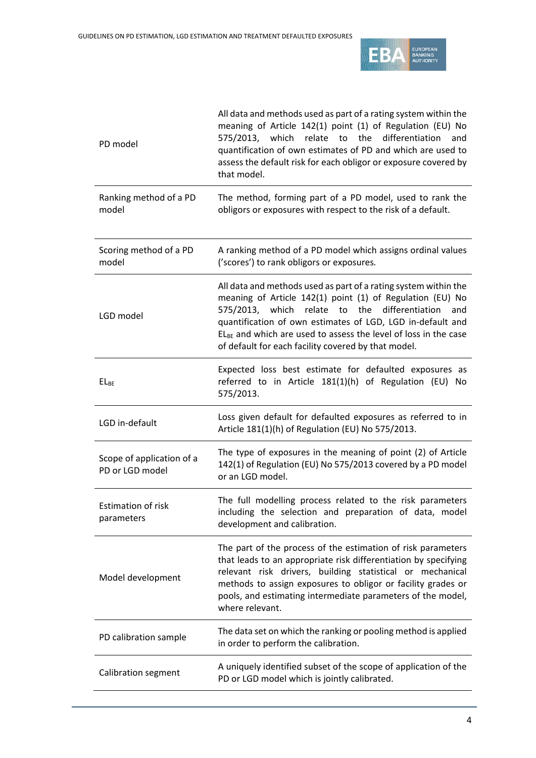| | |
|---|---|
| PD model | All data and methods used as part of a rating system within the meaning of Article 142(1) point (1) of Regulation (EU) No 575/2013, which relate to the differentiation and quantification of own estimates of PD and which are used to assess the default risk for each obligor or exposure covered by that model. |
| Ranking method of a PD model | The method, forming part of a PD model, used to rank the obligors or exposures with respect to the risk of a default. |
| Scoring method of a PD model | A ranking method of a PD model which assigns ordinal values ('scores') to rank obligors or exposures. |
| LGD model | All data and methods used as part of a rating system within the meaning of Article 142(1) point (1) of Regulation (EU) No 575/2013, which relate to the differentiation and quantification of own estimates of LGD, LGD in-default and $EL_{BE}$ and which are used to assess the level of loss in the case of default for each facility covered by that model. |
| $EL_{BE}$ | Expected loss best estimate for defaulted exposures as referred to in Article 181(1)(h) of Regulation (EU) No 575/2013. |
| LGD in-default | Loss given default for defaulted exposures as referred to in Article 181(1)(h) of Regulation (EU) No 575/2013. |
| Scope of application of a PD or LGD model | The type of exposures in the meaning of point (2) of Article 142(1) of Regulation (EU) No 575/2013 covered by a PD model or an LGD model. |
| Estimation of risk parameters | The full modelling process related to the risk parameters including the selection and preparation of data, model development and calibration. |
| Model development | The part of the process of the estimation of risk parameters that leads to an appropriate risk differentiation by specifying relevant risk drivers, building statistical or mechanical methods to assign exposures to obligor or facility grades or pools, and estimating intermediate parameters of the model, where relevant. |
| PD calibration sample | The data set on which the ranking or pooling method is applied in order to perform the calibration. |
| Calibration segment | A uniquely identified subset of the scope of application of the PD or LGD model which is jointly calibrated. |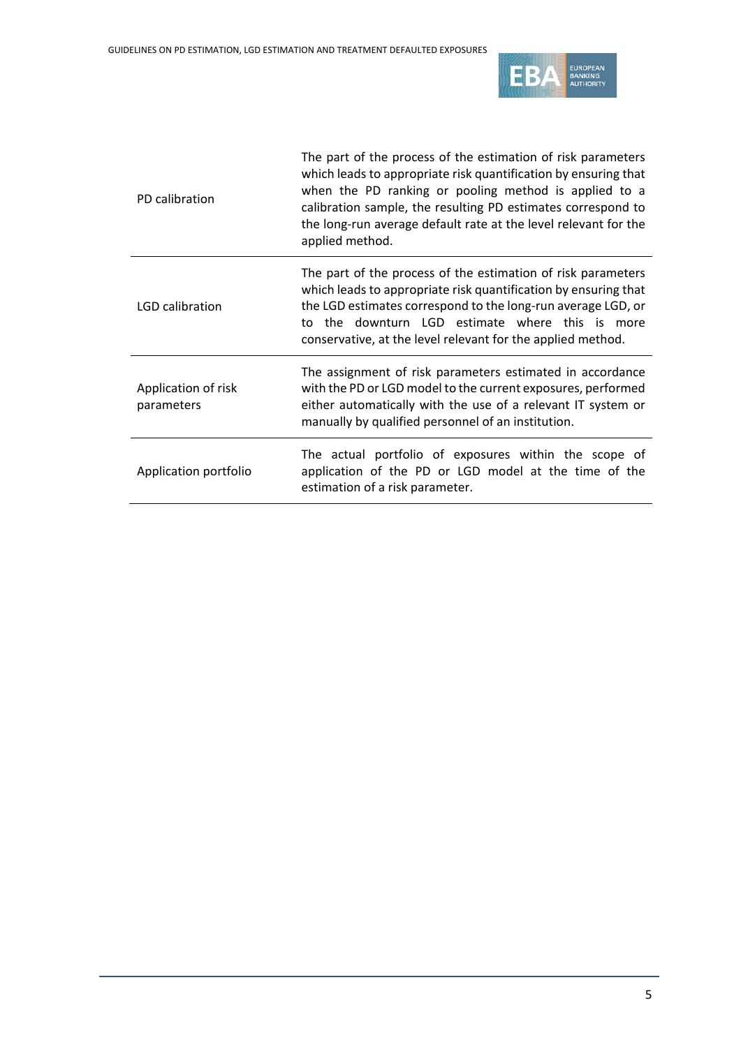| | |
|---|---|
| PD calibration | The part of the process of the estimation of risk parameters which leads to appropriate risk quantification by ensuring that when the PD ranking or pooling method is applied to a calibration sample, the resulting PD estimates correspond to the long-run average default rate at the level relevant for the applied method. |
| LGD calibration | The part of the process of the estimation of risk parameters which leads to appropriate risk quantification by ensuring that the LGD estimates correspond to the long-run average LGD, or to the downturn LGD estimate where this is more conservative, at the level relevant for the applied method. |
| Application of risk parameters | The assignment of risk parameters estimated in accordance with the PD or LGD model to the current exposures, performed either automatically with the use of a relevant IT system or manually by qualified personnel of an institution. |
| Application portfolio | The actual portfolio of exposures within the scope of application of the PD or LGD model at the time of the estimation of a risk parameter. |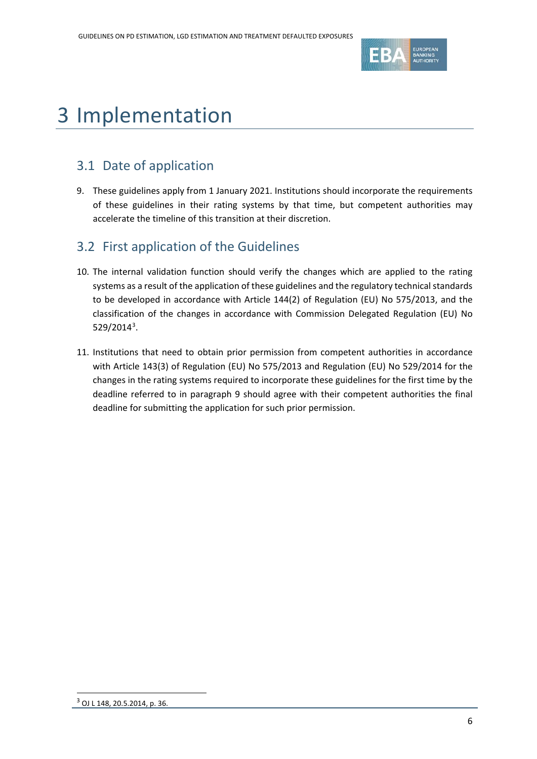# 3 Implementation

## 3.1 Date of application

9. These guidelines apply from 1 January 2021. Institutions should incorporate the requirements of these guidelines in their rating systems by that time, but competent authorities may accelerate the timeline of this transition at their discretion.

## 3.2 First application of the Guidelines

10. The internal validation function should verify the changes which are applied to the rating systems as a result of the application of these guidelines and the regulatory technical standards to be developed in accordance with Article 144(2) of Regulation (EU) No 575/2013, and the classification of the changes in accordance with Commission Delegated Regulation (EU) No 529/2014[3].

11. Institutions that need to obtain prior permission from competent authorities in accordance with Article 143(3) of Regulation (EU) No 575/2013 and Regulation (EU) No 529/2014 for the changes in the rating systems required to incorporate these guidelines for the first time by the deadline referred to in paragraph 9 should agree with their competent authorities the final deadline for submitting the application for such prior permission.

[3] OJ L 148, 20.5.2014, p. 36.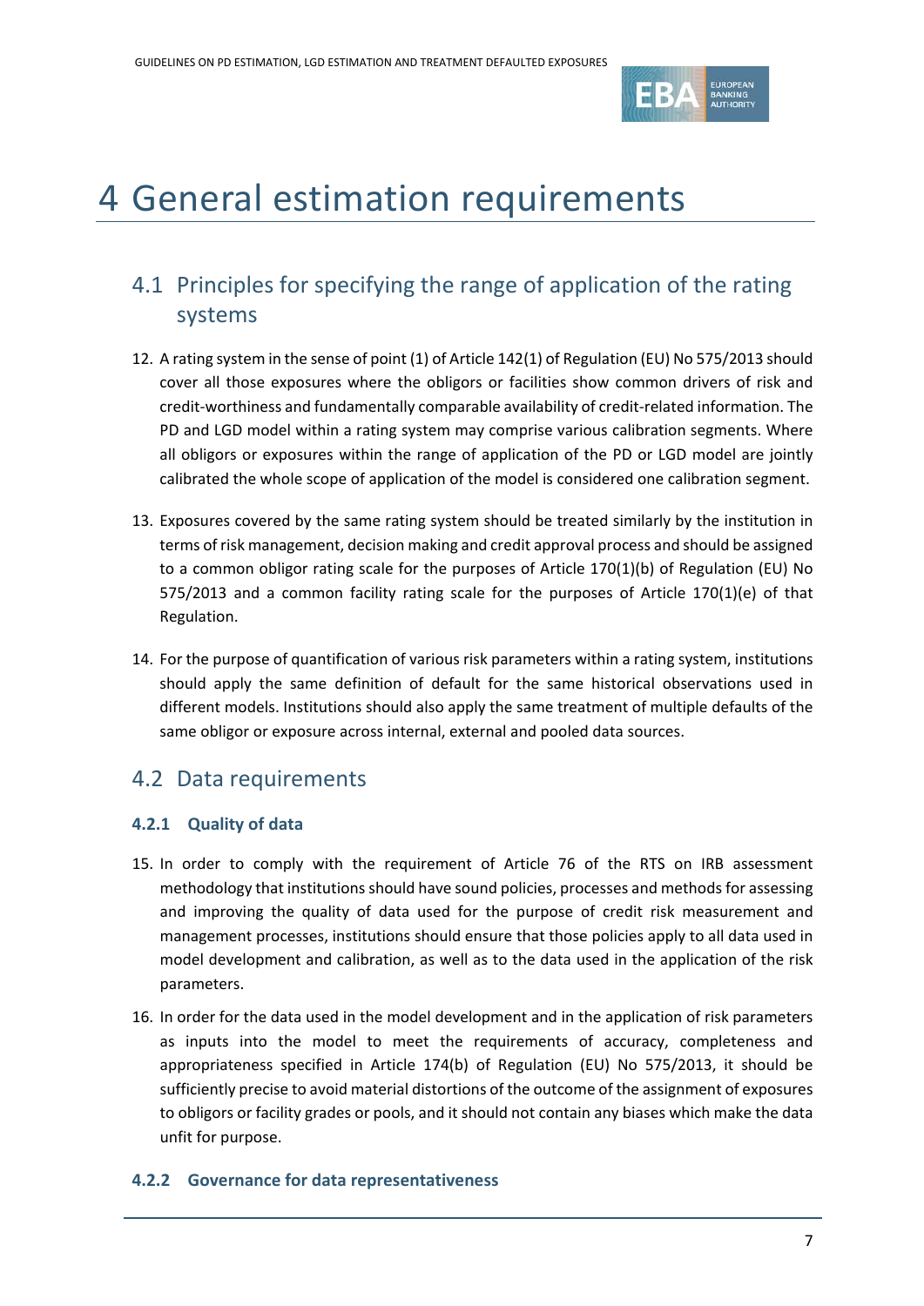# 4 General estimation requirements

## 4.1 Principles for specifying the range of application of the rating systems

12. A rating system in the sense of point (1) of Article 142(1) of Regulation (EU) No 575/2013 should cover all those exposures where the obligors or facilities show common drivers of risk and credit-worthiness and fundamentally comparable availability of credit-related information. The PD and LGD model within a rating system may comprise various calibration segments. Where all obligors or exposures within the range of application of the PD or LGD model are jointly calibrated the whole scope of application of the model is considered one calibration segment.

13. Exposures covered by the same rating system should be treated similarly by the institution in terms of risk management, decision making and credit approval process and should be assigned to a common obligor rating scale for the purposes of Article 170(1)(b) of Regulation (EU) No 575/2013 and a common facility rating scale for the purposes of Article 170(1)(e) of that Regulation.

14. For the purpose of quantification of various risk parameters within a rating system, institutions should apply the same definition of default for the same historical observations used in different models. Institutions should also apply the same treatment of multiple defaults of the same obligor or exposure across internal, external and pooled data sources.

## 4.2 Data requirements

### 4.2.1 Quality of data

15. In order to comply with the requirement of Article 76 of the RTS on IRB assessment methodology that institutions should have sound policies, processes and methods for assessing and improving the quality of data used for the purpose of credit risk measurement and management processes, institutions should ensure that those policies apply to all data used in model development and calibration, as well as to the data used in the application of the risk parameters.

16. In order for the data used in the model development and in the application of risk parameters as inputs into the model to meet the requirements of accuracy, completeness and appropriateness specified in Article 174(b) of Regulation (EU) No 575/2013, it should be sufficiently precise to avoid material distortions of the outcome of the assignment of exposures to obligors or facility grades or pools, and it should not contain any biases which make the data unfit for purpose.

### 4.2.2 Governance for data representativeness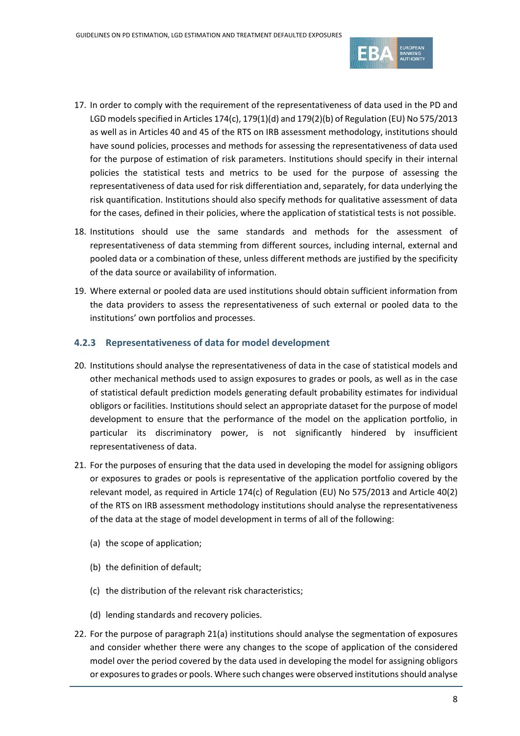17. In order to comply with the requirement of the representativeness of data used in the PD and LGD models specified in Articles 174(c), 179(1)(d) and 179(2)(b) of Regulation (EU) No 575/2013 as well as in Articles 40 and 45 of the RTS on IRB assessment methodology, institutions should have sound policies, processes and methods for assessing the representativeness of data used for the purpose of estimation of risk parameters. Institutions should specify in their internal policies the statistical tests and metrics to be used for the purpose of assessing the representativeness of data used for risk differentiation and, separately, for data underlying the risk quantification. Institutions should also specify methods for qualitative assessment of data for the cases, defined in their policies, where the application of statistical tests is not possible.

18. Institutions should use the same standards and methods for the assessment of representativeness of data stemming from different sources, including internal, external and pooled data or a combination of these, unless different methods are justified by the specificity of the data source or availability of information.

19. Where external or pooled data are used institutions should obtain sufficient information from the data providers to assess the representativeness of such external or pooled data to the institutions' own portfolios and processes.

### 4.2.3 Representativeness of data for model development

20. Institutions should analyse the representativeness of data in the case of statistical models and other mechanical methods used to assign exposures to grades or pools, as well as in the case of statistical default prediction models generating default probability estimates for individual obligors or facilities. Institutions should select an appropriate dataset for the purpose of model development to ensure that the performance of the model on the application portfolio, in particular its discriminatory power, is not significantly hindered by insufficient representativeness of data.

21. For the purposes of ensuring that the data used in developing the model for assigning obligors or exposures to grades or pools is representative of the application portfolio covered by the relevant model, as required in Article 174(c) of Regulation (EU) No 575/2013 and Article 40(2) of the RTS on IRB assessment methodology institutions should analyse the representativeness of the data at the stage of model development in terms of all of the following:

    (a) the scope of application;

    (b) the definition of default;

    (c) the distribution of the relevant risk characteristics;

    (d) lending standards and recovery policies.

22. For the purpose of paragraph 21(a) institutions should analyse the segmentation of exposures and consider whether there were any changes to the scope of application of the considered model over the period covered by the data used in developing the model for assigning obligors or exposures to grades or pools. Where such changes were observed institutions should analyse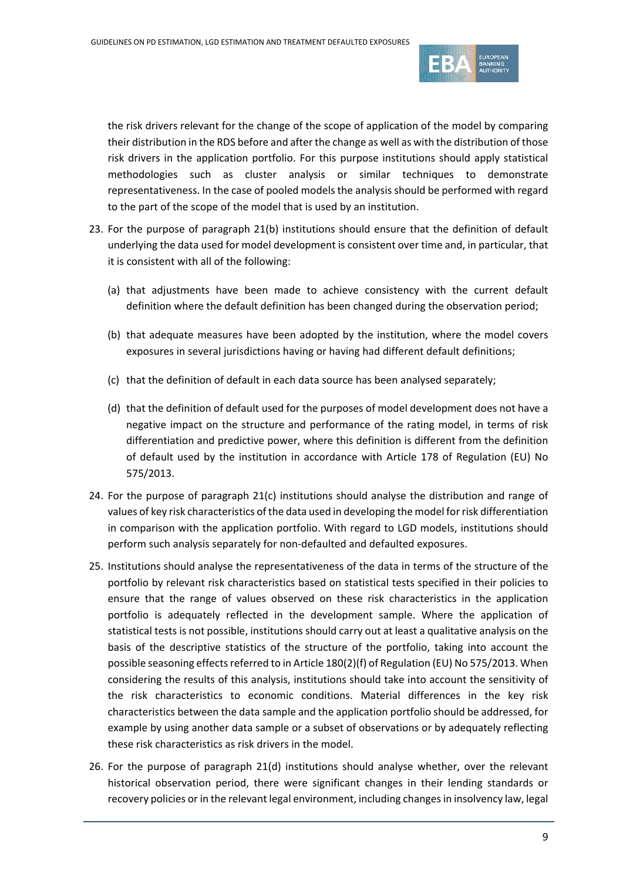the risk drivers relevant for the change of the scope of application of the model by comparing their distribution in the RDS before and after the change as well as with the distribution of those risk drivers in the application portfolio. For this purpose institutions should apply statistical methodologies such as cluster analysis or similar techniques to demonstrate representativeness. In the case of pooled models the analysis should be performed with regard to the part of the scope of the model that is used by an institution.

23. For the purpose of paragraph 21(b) institutions should ensure that the definition of default underlying the data used for model development is consistent over time and, in particular, that it is consistent with all of the following:

    (a) that adjustments have been made to achieve consistency with the current default definition where the default definition has been changed during the observation period;

    (b) that adequate measures have been adopted by the institution, where the model covers exposures in several jurisdictions having or having had different default definitions;

    (c) that the definition of default in each data source has been analysed separately;

    (d) that the definition of default used for the purposes of model development does not have a negative impact on the structure and performance of the rating model, in terms of risk differentiation and predictive power, where this definition is different from the definition of default used by the institution in accordance with Article 178 of Regulation (EU) No 575/2013.

24. For the purpose of paragraph 21(c) institutions should analyse the distribution and range of values of key risk characteristics of the data used in developing the model for risk differentiation in comparison with the application portfolio. With regard to LGD models, institutions should perform such analysis separately for non-defaulted and defaulted exposures.

25. Institutions should analyse the representativeness of the data in terms of the structure of the portfolio by relevant risk characteristics based on statistical tests specified in their policies to ensure that the range of values observed on these risk characteristics in the application portfolio is adequately reflected in the development sample. Where the application of statistical tests is not possible, institutions should carry out at least a qualitative analysis on the basis of the descriptive statistics of the structure of the portfolio, taking into account the possible seasoning effects referred to in Article 180(2)(f) of Regulation (EU) No 575/2013. When considering the results of this analysis, institutions should take into account the sensitivity of the risk characteristics to economic conditions. Material differences in the key risk characteristics between the data sample and the application portfolio should be addressed, for example by using another data sample or a subset of observations or by adequately reflecting these risk characteristics as risk drivers in the model.

26. For the purpose of paragraph 21(d) institutions should analyse whether, over the relevant historical observation period, there were significant changes in their lending standards or recovery policies or in the relevant legal environment, including changes in insolvency law, legal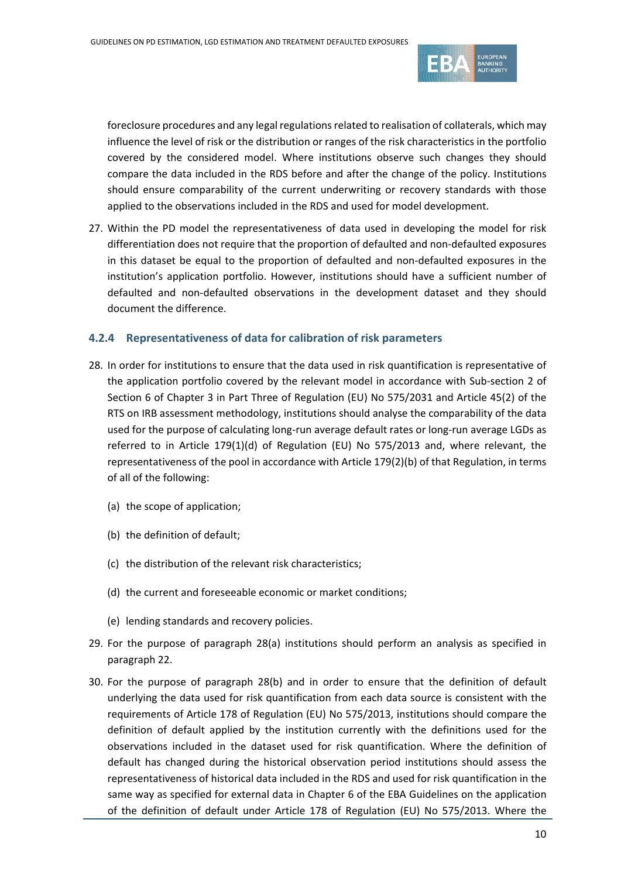foreclosure procedures and any legal regulations related to realisation of collaterals, which may influence the level of risk or the distribution or ranges of the risk characteristics in the portfolio covered by the considered model. Where institutions observe such changes they should compare the data included in the RDS before and after the change of the policy. Institutions should ensure comparability of the current underwriting or recovery standards with those applied to the observations included in the RDS and used for model development.

27. Within the PD model the representativeness of data used in developing the model for risk differentiation does not require that the proportion of defaulted and non-defaulted exposures in this dataset be equal to the proportion of defaulted and non-defaulted exposures in the institution's application portfolio. However, institutions should have a sufficient number of defaulted and non-defaulted observations in the development dataset and they should document the difference.

### 4.2.4 Representativeness of data for calibration of risk parameters

28. In order for institutions to ensure that the data used in risk quantification is representative of the application portfolio covered by the relevant model in accordance with Sub-section 2 of Section 6 of Chapter 3 in Part Three of Regulation (EU) No 575/2031 and Article 45(2) of the RTS on IRB assessment methodology, institutions should analyse the comparability of the data used for the purpose of calculating long-run average default rates or long-run average LGDs as referred to in Article 179(1)(d) of Regulation (EU) No 575/2013 and, where relevant, the representativeness of the pool in accordance with Article 179(2)(b) of that Regulation, in terms of all of the following:

    (a) the scope of application;

    (b) the definition of default;

    (c) the distribution of the relevant risk characteristics;

    (d) the current and foreseeable economic or market conditions;

    (e) lending standards and recovery policies.

29. For the purpose of paragraph 28(a) institutions should perform an analysis as specified in paragraph 22.

30. For the purpose of paragraph 28(b) and in order to ensure that the definition of default underlying the data used for risk quantification from each data source is consistent with the requirements of Article 178 of Regulation (EU) No 575/2013, institutions should compare the definition of default applied by the institution currently with the definitions used for the observations included in the dataset used for risk quantification. Where the definition of default has changed during the historical observation period institutions should assess the representativeness of historical data included in the RDS and used for risk quantification in the same way as specified for external data in Chapter 6 of the EBA Guidelines on the application of the definition of default under Article 178 of Regulation (EU) No 575/2013. Where the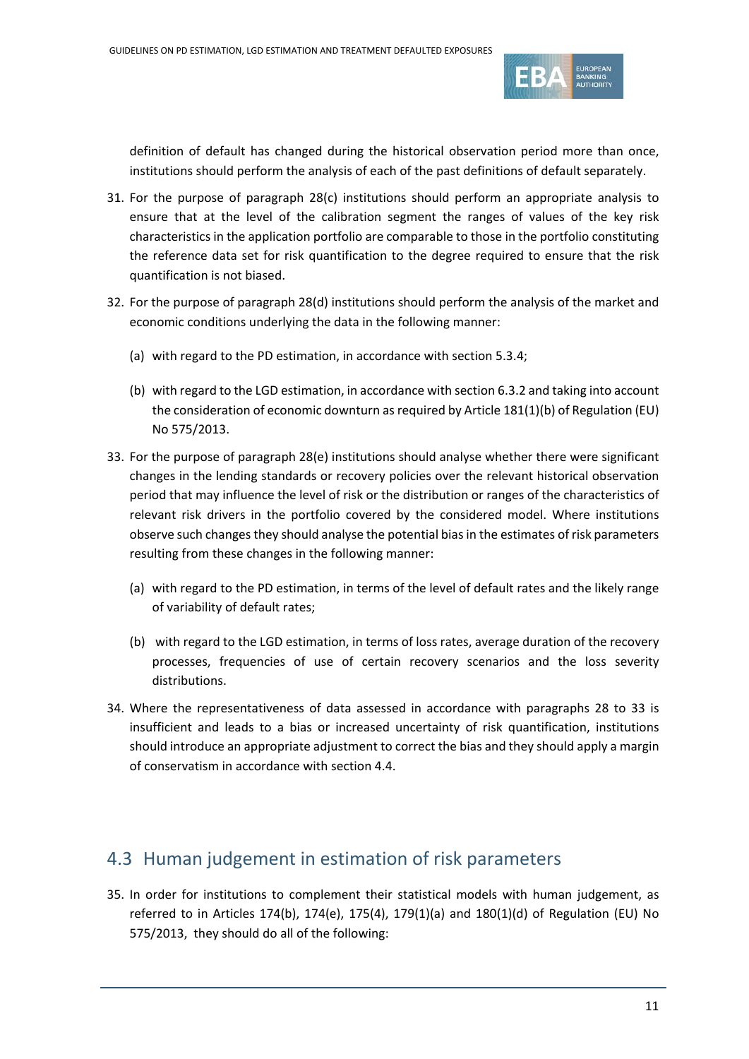definition of default has changed during the historical observation period more than once, institutions should perform the analysis of each of the past definitions of default separately.

31. For the purpose of paragraph 28(c) institutions should perform an appropriate analysis to ensure that at the level of the calibration segment the ranges of values of the key risk characteristics in the application portfolio are comparable to those in the portfolio constituting the reference data set for risk quantification to the degree required to ensure that the risk quantification is not biased.

32. For the purpose of paragraph 28(d) institutions should perform the analysis of the market and economic conditions underlying the data in the following manner:

    (a) with regard to the PD estimation, in accordance with section 5.3.4;

    (b) with regard to the LGD estimation, in accordance with section 6.3.2 and taking into account the consideration of economic downturn as required by Article 181(1)(b) of Regulation (EU) No 575/2013.

33. For the purpose of paragraph 28(e) institutions should analyse whether there were significant changes in the lending standards or recovery policies over the relevant historical observation period that may influence the level of risk or the distribution or ranges of the characteristics of relevant risk drivers in the portfolio covered by the considered model. Where institutions observe such changes they should analyse the potential bias in the estimates of risk parameters resulting from these changes in the following manner:

    (a) with regard to the PD estimation, in terms of the level of default rates and the likely range of variability of default rates;

    (b) with regard to the LGD estimation, in terms of loss rates, average duration of the recovery processes, frequencies of use of certain recovery scenarios and the loss severity distributions.

34. Where the representativeness of data assessed in accordance with paragraphs 28 to 33 is insufficient and leads to a bias or increased uncertainty of risk quantification, institutions should introduce an appropriate adjustment to correct the bias and they should apply a margin of conservatism in accordance with section 4.4.

## 4.3 Human judgement in estimation of risk parameters

35. In order for institutions to complement their statistical models with human judgement, as referred to in Articles 174(b), 174(e), 175(4), 179(1)(a) and 180(1)(d) of Regulation (EU) No 575/2013, they should do all of the following: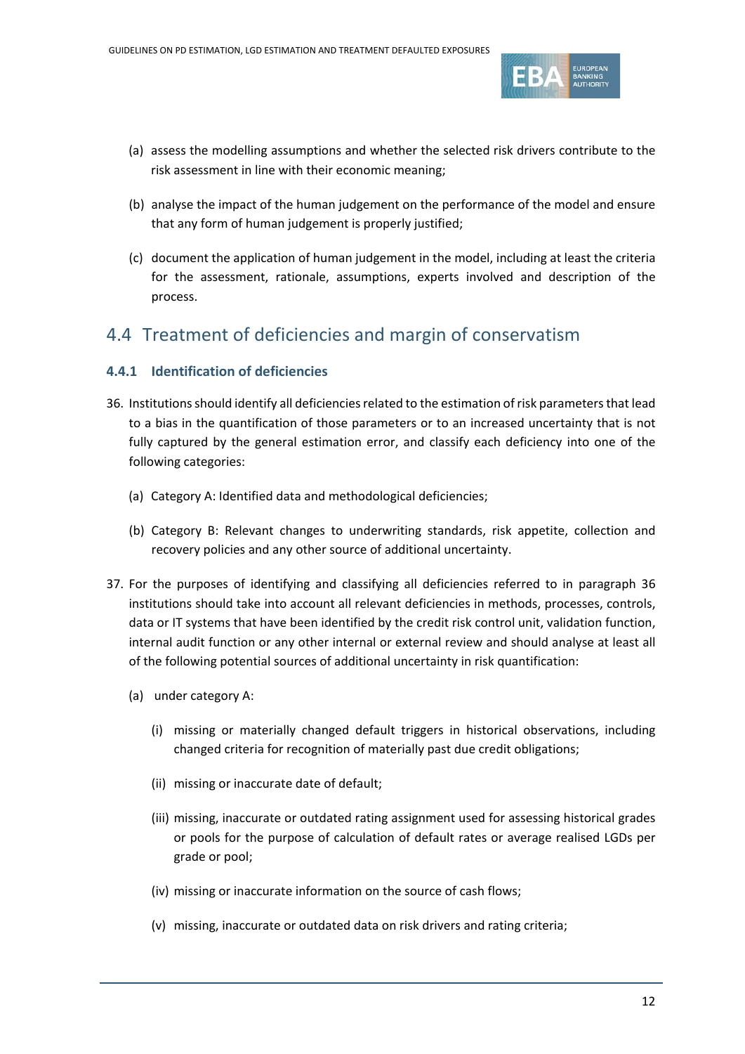(a) assess the modelling assumptions and whether the selected risk drivers contribute to the risk assessment in line with their economic meaning;

(b) analyse the impact of the human judgement on the performance of the model and ensure that any form of human judgement is properly justified;

(c) document the application of human judgement in the model, including at least the criteria for the assessment, rationale, assumptions, experts involved and description of the process.

## 4.4 Treatment of deficiencies and margin of conservatism

### 4.4.1 Identification of deficiencies

36. Institutions should identify all deficiencies related to the estimation of risk parameters that lead to a bias in the quantification of those parameters or to an increased uncertainty that is not fully captured by the general estimation error, and classify each deficiency into one of the following categories:

    (a) Category A: Identified data and methodological deficiencies;

    (b) Category B: Relevant changes to underwriting standards, risk appetite, collection and recovery policies and any other source of additional uncertainty.

37. For the purposes of identifying and classifying all deficiencies referred to in paragraph 36 institutions should take into account all relevant deficiencies in methods, processes, controls, data or IT systems that have been identified by the credit risk control unit, validation function, internal audit function or any other internal or external review and should analyse at least all of the following potential sources of additional uncertainty in risk quantification:

    (a) under category A:

        (i) missing or materially changed default triggers in historical observations, including changed criteria for recognition of materially past due credit obligations;

        (ii) missing or inaccurate date of default;

        (iii) missing, inaccurate or outdated rating assignment used for assessing historical grades or pools for the purpose of calculation of default rates or average realised LGDs per grade or pool;

        (iv) missing or inaccurate information on the source of cash flows;

        (v) missing, inaccurate or outdated data on risk drivers and rating criteria;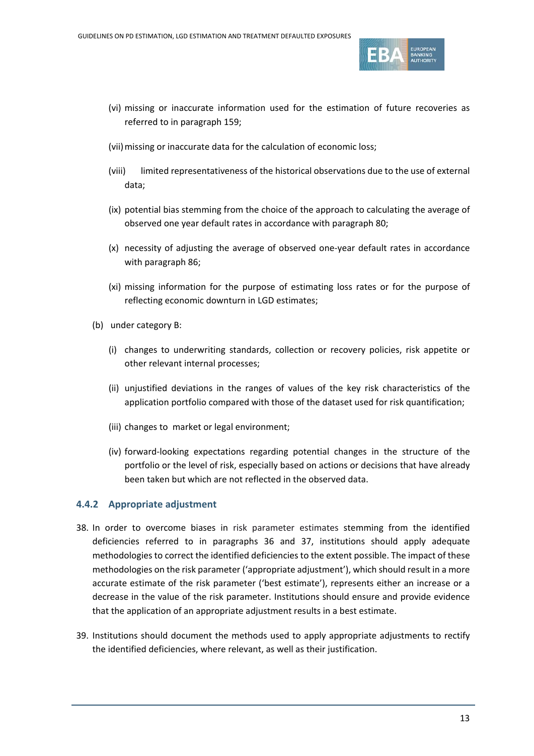(vi) missing or inaccurate information used for the estimation of future recoveries as referred to in paragraph 159;

(vii) missing or inaccurate data for the calculation of economic loss;

(viii) limited representativeness of the historical observations due to the use of external data;

(ix) potential bias stemming from the choice of the approach to calculating the average of observed one year default rates in accordance with paragraph 80;

(x) necessity of adjusting the average of observed one-year default rates in accordance with paragraph 86;

(xi) missing information for the purpose of estimating loss rates or for the purpose of reflecting economic downturn in LGD estimates;

(b) under category B:

(i) changes to underwriting standards, collection or recovery policies, risk appetite or other relevant internal processes;

(ii) unjustified deviations in the ranges of values of the key risk characteristics of the application portfolio compared with those of the dataset used for risk quantification;

(iii) changes to market or legal environment;

(iv) forward-looking expectations regarding potential changes in the structure of the portfolio or the level of risk, especially based on actions or decisions that have already been taken but which are not reflected in the observed data.

### 4.4.2 Appropriate adjustment

38. In order to overcome biases in risk parameter estimates stemming from the identified deficiencies referred to in paragraphs 36 and 37, institutions should apply adequate methodologies to correct the identified deficiencies to the extent possible. The impact of these methodologies on the risk parameter ('appropriate adjustment'), which should result in a more accurate estimate of the risk parameter ('best estimate'), represents either an increase or a decrease in the value of the risk parameter. Institutions should ensure and provide evidence that the application of an appropriate adjustment results in a best estimate.

39. Institutions should document the methods used to apply appropriate adjustments to rectify the identified deficiencies, where relevant, as well as their justification.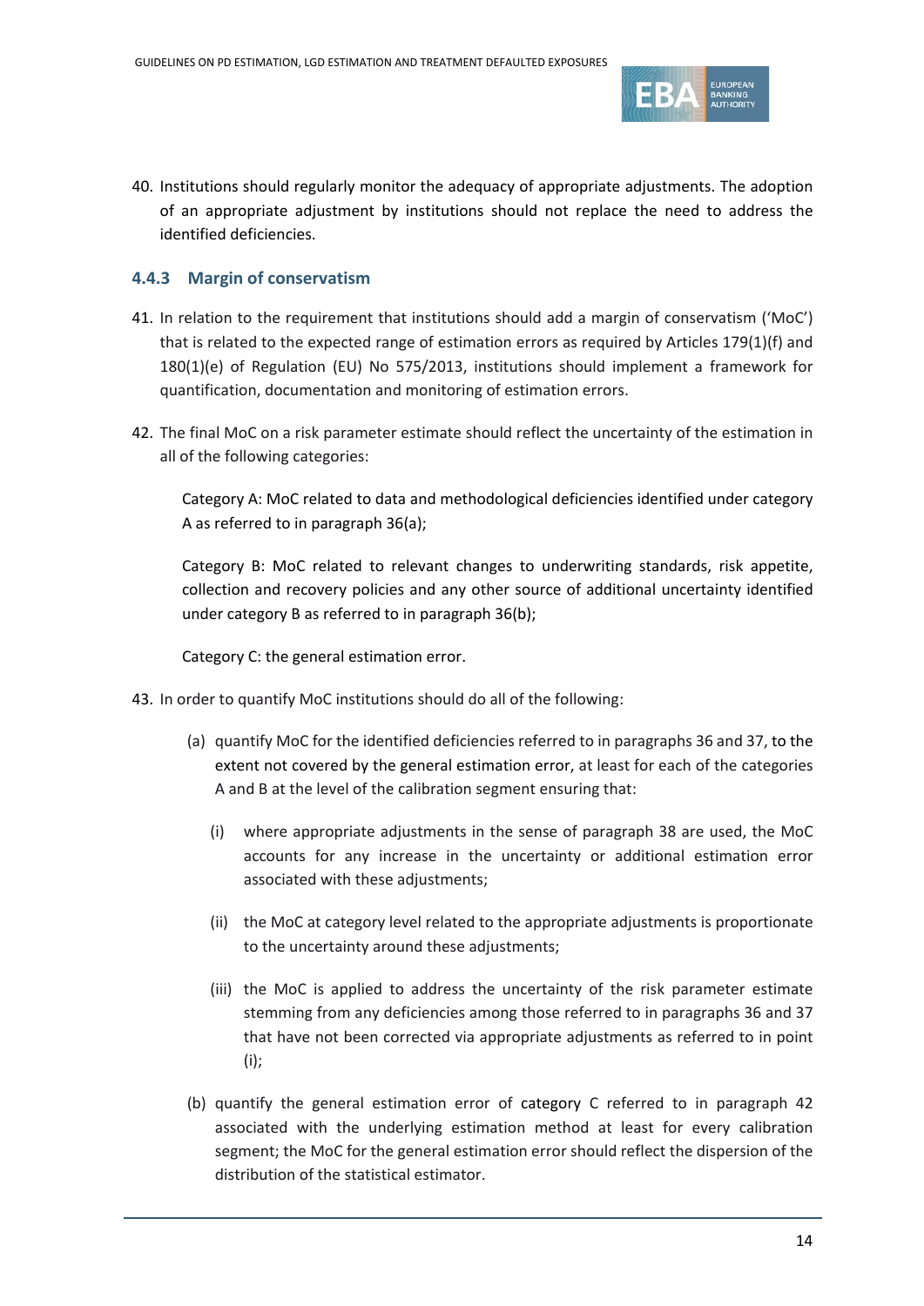40. Institutions should regularly monitor the adequacy of appropriate adjustments. The adoption of an appropriate adjustment by institutions should not replace the need to address the identified deficiencies.

### 4.4.3 Margin of conservatism

41. In relation to the requirement that institutions should add a margin of conservatism ('MoC') that is related to the expected range of estimation errors as required by Articles 179(1)(f) and 180(1)(e) of Regulation (EU) No 575/2013, institutions should implement a framework for quantification, documentation and monitoring of estimation errors.

42. The final MoC on a risk parameter estimate should reflect the uncertainty of the estimation in all of the following categories:

    Category A: MoC related to data and methodological deficiencies identified under category A as referred to in paragraph 36(a);

    Category B: MoC related to relevant changes to underwriting standards, risk appetite, collection and recovery policies and any other source of additional uncertainty identified under category B as referred to in paragraph 36(b);

    Category C: the general estimation error.

43. In order to quantify MoC institutions should do all of the following:

    (a) quantify MoC for the identified deficiencies referred to in paragraphs 36 and 37, to the extent not covered by the general estimation error, at least for each of the categories A and B at the level of the calibration segment ensuring that:

        (i) where appropriate adjustments in the sense of paragraph 38 are used, the MoC accounts for any increase in the uncertainty or additional estimation error associated with these adjustments;

        (ii) the MoC at category level related to the appropriate adjustments is proportionate to the uncertainty around these adjustments;

        (iii) the MoC is applied to address the uncertainty of the risk parameter estimate stemming from any deficiencies among those referred to in paragraphs 36 and 37 that have not been corrected via appropriate adjustments as referred to in point (i);

    (b) quantify the general estimation error of category C referred to in paragraph 42 associated with the underlying estimation method at least for every calibration segment; the MoC for the general estimation error should reflect the dispersion of the distribution of the statistical estimator.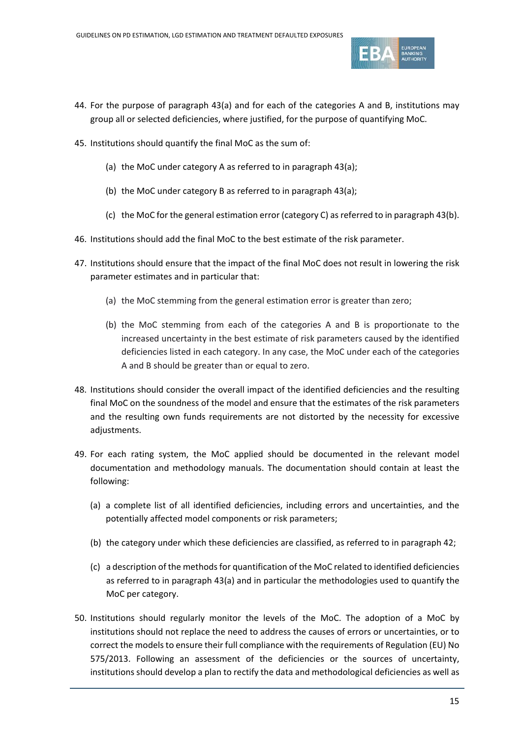44. For the purpose of paragraph 43(a) and for each of the categories A and B, institutions may group all or selected deficiencies, where justified, for the purpose of quantifying MoC.

45. Institutions should quantify the final MoC as the sum of:

    (a) the MoC under category A as referred to in paragraph 43(a);

    (b) the MoC under category B as referred to in paragraph 43(a);

    (c) the MoC for the general estimation error (category C) as referred to in paragraph 43(b).

46. Institutions should add the final MoC to the best estimate of the risk parameter.

47. Institutions should ensure that the impact of the final MoC does not result in lowering the risk parameter estimates and in particular that:

    (a) the MoC stemming from the general estimation error is greater than zero;

    (b) the MoC stemming from each of the categories A and B is proportionate to the increased uncertainty in the best estimate of risk parameters caused by the identified deficiencies listed in each category. In any case, the MoC under each of the categories A and B should be greater than or equal to zero.

48. Institutions should consider the overall impact of the identified deficiencies and the resulting final MoC on the soundness of the model and ensure that the estimates of the risk parameters and the resulting own funds requirements are not distorted by the necessity for excessive adjustments.

49. For each rating system, the MoC applied should be documented in the relevant model documentation and methodology manuals. The documentation should contain at least the following:

    (a) a complete list of all identified deficiencies, including errors and uncertainties, and the potentially affected model components or risk parameters;

    (b) the category under which these deficiencies are classified, as referred to in paragraph 42;

    (c) a description of the methods for quantification of the MoC related to identified deficiencies as referred to in paragraph 43(a) and in particular the methodologies used to quantify the MoC per category.

50. Institutions should regularly monitor the levels of the MoC. The adoption of a MoC by institutions should not replace the need to address the causes of errors or uncertainties, or to correct the models to ensure their full compliance with the requirements of Regulation (EU) No 575/2013. Following an assessment of the deficiencies or the sources of uncertainty, institutions should develop a plan to rectify the data and methodological deficiencies as well as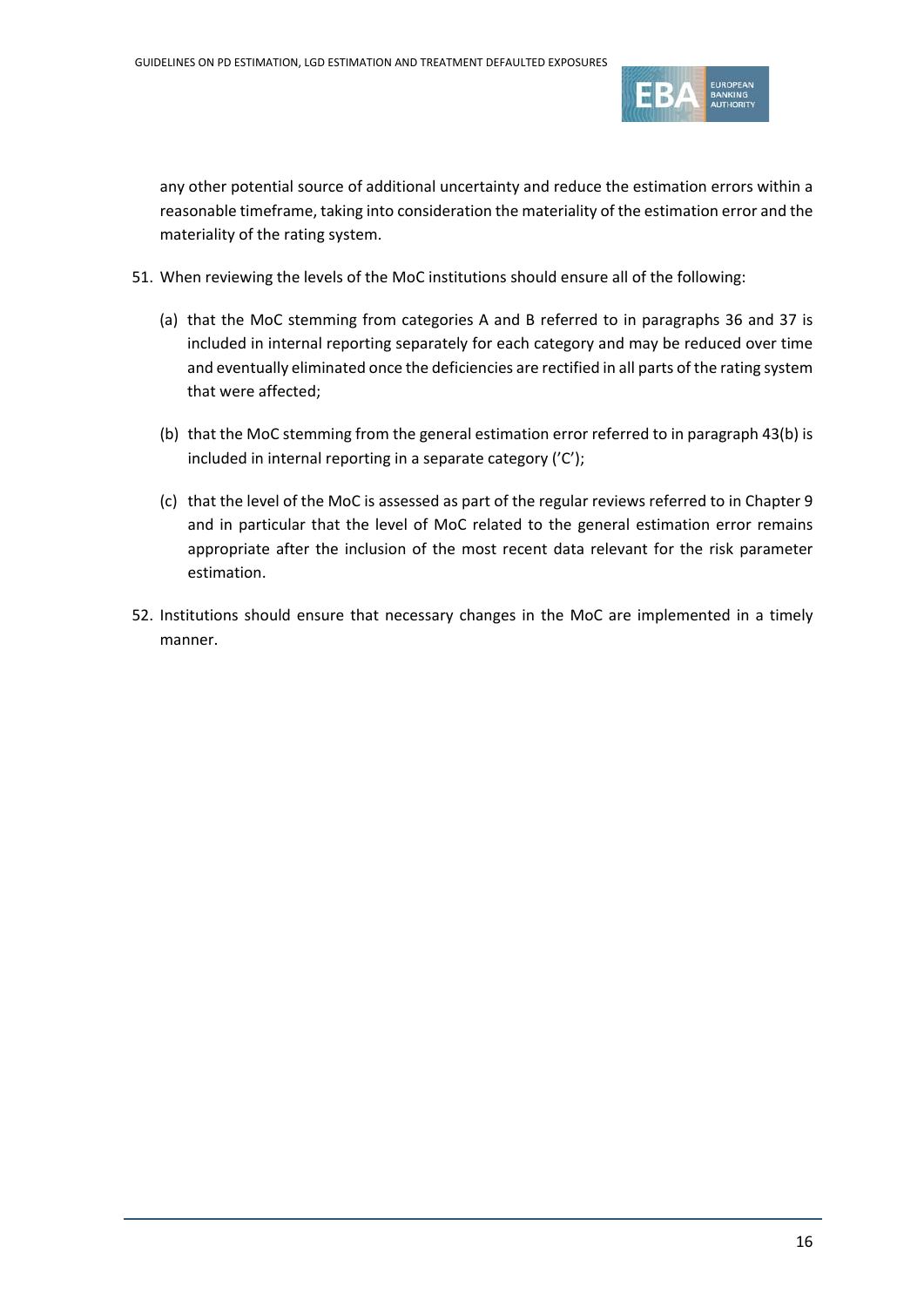any other potential source of additional uncertainty and reduce the estimation errors within a reasonable timeframe, taking into consideration the materiality of the estimation error and the materiality of the rating system.

51. When reviewing the levels of the MoC institutions should ensure all of the following:

    (a) that the MoC stemming from categories A and B referred to in paragraphs 36 and 37 is included in internal reporting separately for each category and may be reduced over time and eventually eliminated once the deficiencies are rectified in all parts of the rating system that were affected;

    (b) that the MoC stemming from the general estimation error referred to in paragraph 43(b) is included in internal reporting in a separate category ('C');

    (c) that the level of the MoC is assessed as part of the regular reviews referred to in Chapter 9 and in particular that the level of MoC related to the general estimation error remains appropriate after the inclusion of the most recent data relevant for the risk parameter estimation.

52. Institutions should ensure that necessary changes in the MoC are implemented in a timely manner.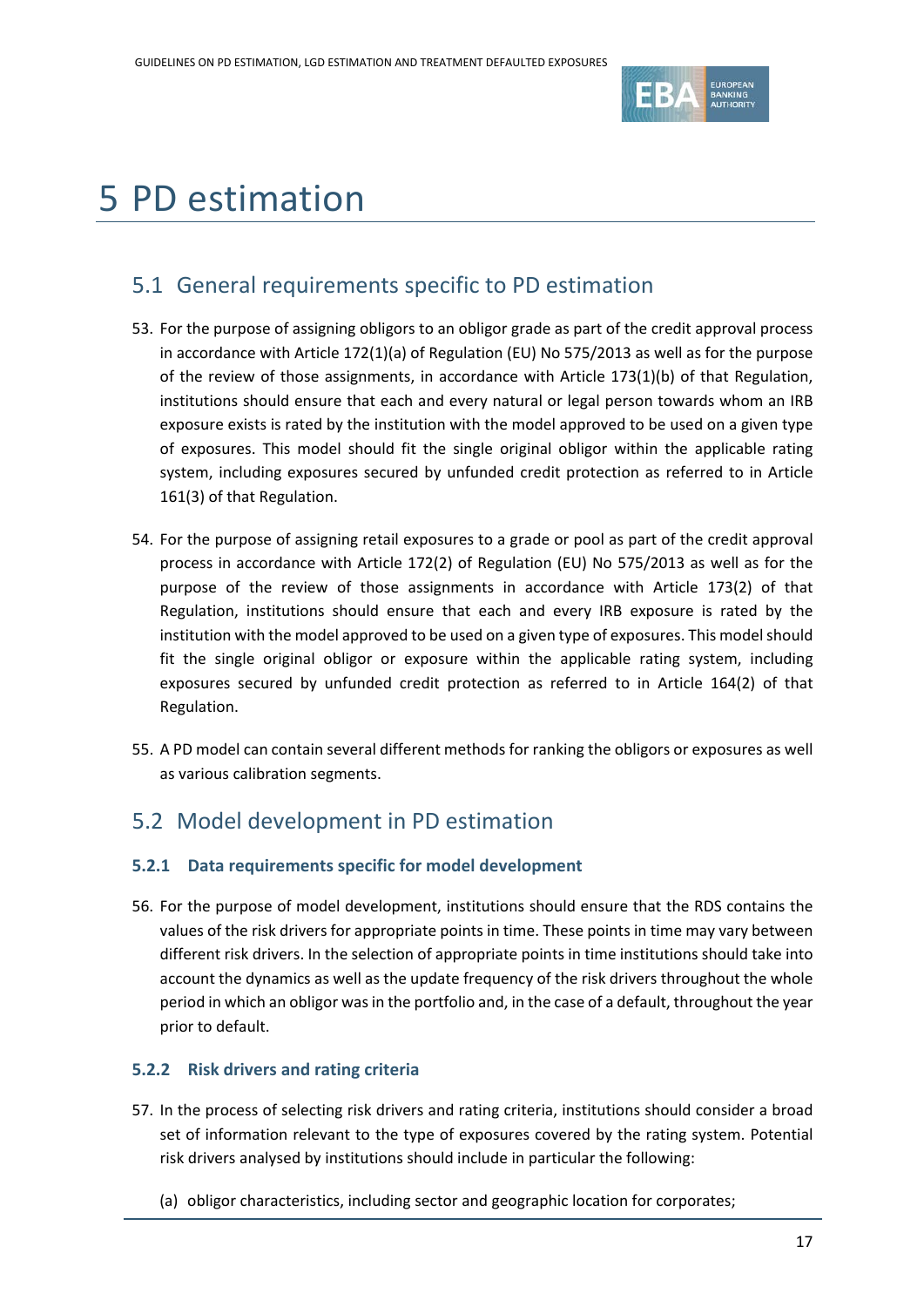# 5 PD estimation

## 5.1 General requirements specific to PD estimation

53. For the purpose of assigning obligors to an obligor grade as part of the credit approval process in accordance with Article 172(1)(a) of Regulation (EU) No 575/2013 as well as for the purpose of the review of those assignments, in accordance with Article 173(1)(b) of that Regulation, institutions should ensure that each and every natural or legal person towards whom an IRB exposure exists is rated by the institution with the model approved to be used on a given type of exposures. This model should fit the single original obligor within the applicable rating system, including exposures secured by unfunded credit protection as referred to in Article 161(3) of that Regulation.

54. For the purpose of assigning retail exposures to a grade or pool as part of the credit approval process in accordance with Article 172(2) of Regulation (EU) No 575/2013 as well as for the purpose of the review of those assignments in accordance with Article 173(2) of that Regulation, institutions should ensure that each and every IRB exposure is rated by the institution with the model approved to be used on a given type of exposures. This model should fit the single original obligor or exposure within the applicable rating system, including exposures secured by unfunded credit protection as referred to in Article 164(2) of that Regulation.

55. A PD model can contain several different methods for ranking the obligors or exposures as well as various calibration segments.

## 5.2 Model development in PD estimation

### 5.2.1 Data requirements specific for model development

56. For the purpose of model development, institutions should ensure that the RDS contains the values of the risk drivers for appropriate points in time. These points in time may vary between different risk drivers. In the selection of appropriate points in time institutions should take into account the dynamics as well as the update frequency of the risk drivers throughout the whole period in which an obligor was in the portfolio and, in the case of a default, throughout the year prior to default.

### 5.2.2 Risk drivers and rating criteria

57. In the process of selecting risk drivers and rating criteria, institutions should consider a broad set of information relevant to the type of exposures covered by the rating system. Potential risk drivers analysed by institutions should include in particular the following:

    (a) obligor characteristics, including sector and geographic location for corporates;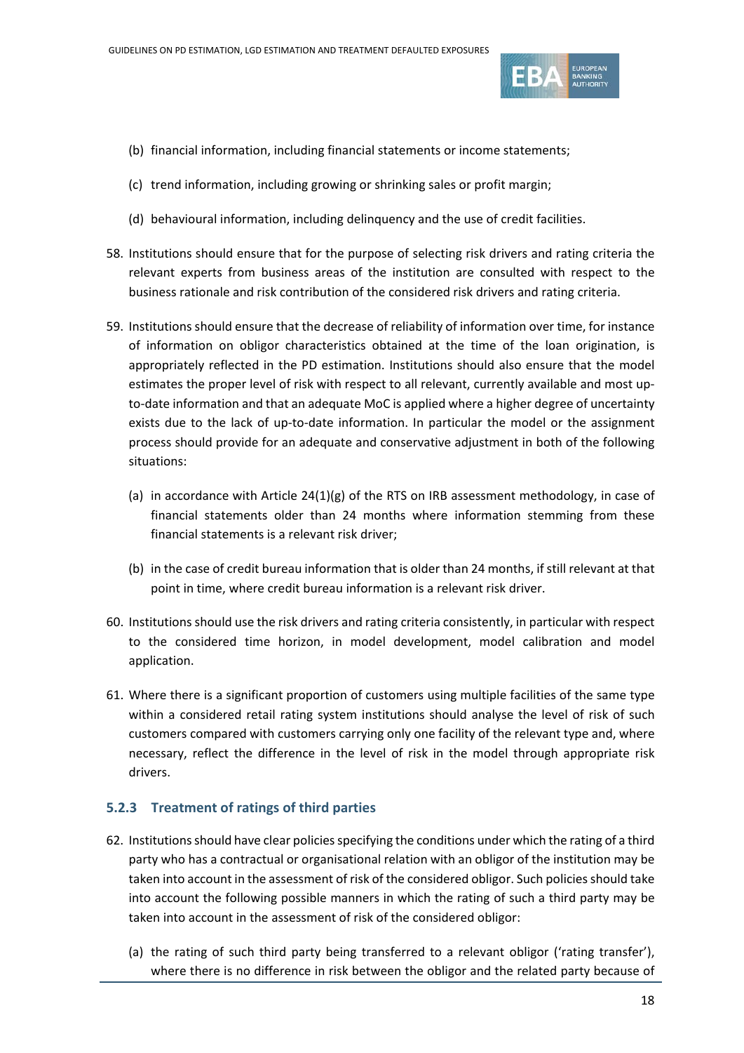(b) financial information, including financial statements or income statements;

(c) trend information, including growing or shrinking sales or profit margin;

(d) behavioural information, including delinquency and the use of credit facilities.

58. Institutions should ensure that for the purpose of selecting risk drivers and rating criteria the relevant experts from business areas of the institution are consulted with respect to the business rationale and risk contribution of the considered risk drivers and rating criteria.

59. Institutions should ensure that the decrease of reliability of information over time, for instance of information on obligor characteristics obtained at the time of the loan origination, is appropriately reflected in the PD estimation. Institutions should also ensure that the model estimates the proper level of risk with respect to all relevant, currently available and most up-to-date information and that an adequate MoC is applied where a higher degree of uncertainty exists due to the lack of up-to-date information. In particular the model or the assignment process should provide for an adequate and conservative adjustment in both of the following situations:

    (a) in accordance with Article 24(1)(g) of the RTS on IRB assessment methodology, in case of financial statements older than 24 months where information stemming from these financial statements is a relevant risk driver;

    (b) in the case of credit bureau information that is older than 24 months, if still relevant at that point in time, where credit bureau information is a relevant risk driver.

60. Institutions should use the risk drivers and rating criteria consistently, in particular with respect to the considered time horizon, in model development, model calibration and model application.

61. Where there is a significant proportion of customers using multiple facilities of the same type within a considered retail rating system institutions should analyse the level of risk of such customers compared with customers carrying only one facility of the relevant type and, where necessary, reflect the difference in the level of risk in the model through appropriate risk drivers.

### 5.2.3 Treatment of ratings of third parties

62. Institutions should have clear policies specifying the conditions under which the rating of a third party who has a contractual or organisational relation with an obligor of the institution may be taken into account in the assessment of risk of the considered obligor. Such policies should take into account the following possible manners in which the rating of such a third party may be taken into account in the assessment of risk of the considered obligor:

    (a) the rating of such third party being transferred to a relevant obligor ('rating transfer'), where there is no difference in risk between the obligor and the related party because of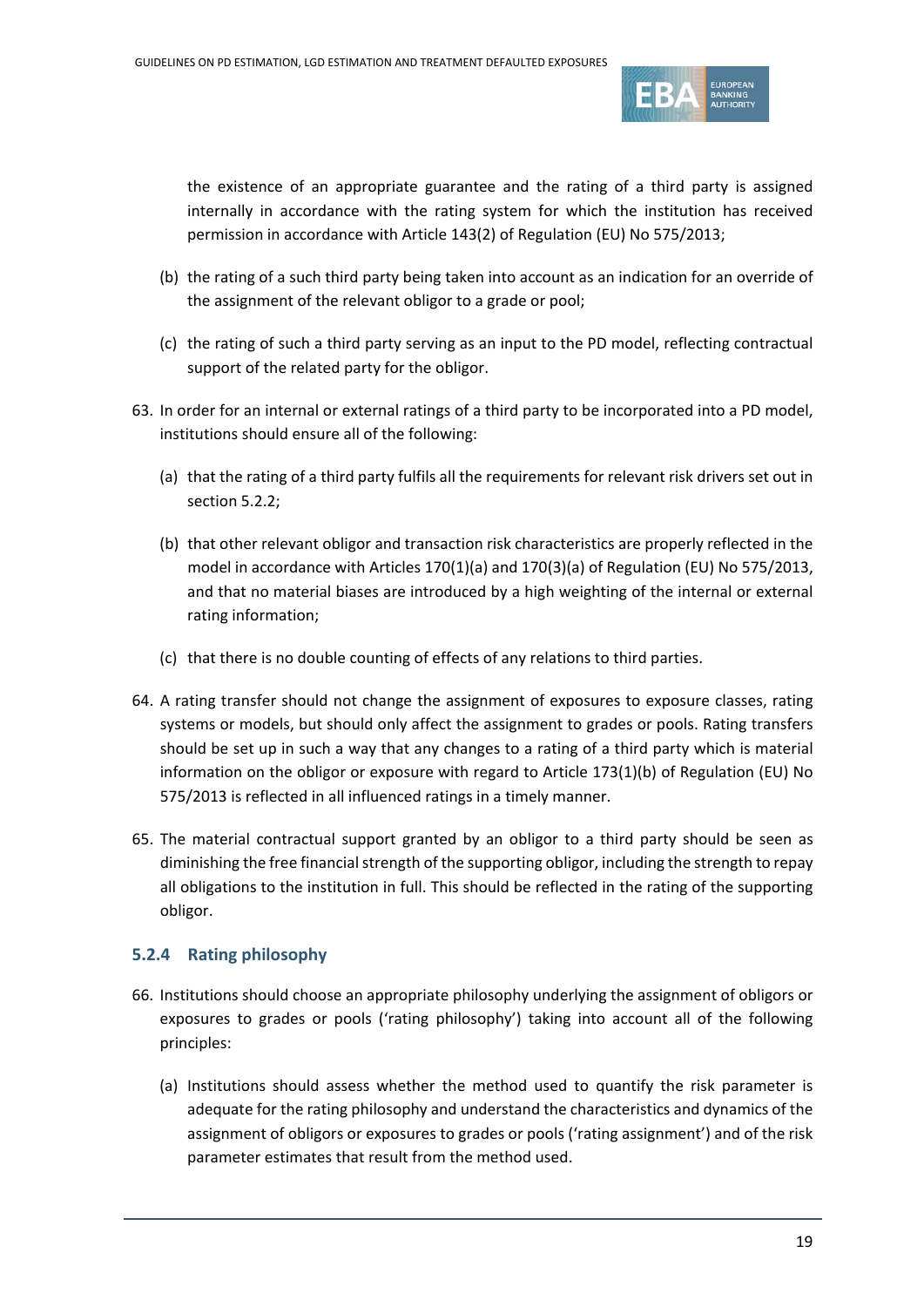the existence of an appropriate guarantee and the rating of a third party is assigned internally in accordance with the rating system for which the institution has received permission in accordance with Article 143(2) of Regulation (EU) No 575/2013;

(b) the rating of a such third party being taken into account as an indication for an override of the assignment of the relevant obligor to a grade or pool;

(c) the rating of such a third party serving as an input to the PD model, reflecting contractual support of the related party for the obligor.

63. In order for an internal or external ratings of a third party to be incorporated into a PD model, institutions should ensure all of the following:

    (a) that the rating of a third party fulfils all the requirements for relevant risk drivers set out in section 5.2.2;

    (b) that other relevant obligor and transaction risk characteristics are properly reflected in the model in accordance with Articles 170(1)(a) and 170(3)(a) of Regulation (EU) No 575/2013, and that no material biases are introduced by a high weighting of the internal or external rating information;

    (c) that there is no double counting of effects of any relations to third parties.

64. A rating transfer should not change the assignment of exposures to exposure classes, rating systems or models, but should only affect the assignment to grades or pools. Rating transfers should be set up in such a way that any changes to a rating of a third party which is material information on the obligor or exposure with regard to Article 173(1)(b) of Regulation (EU) No 575/2013 is reflected in all influenced ratings in a timely manner.

65. The material contractual support granted by an obligor to a third party should be seen as diminishing the free financial strength of the supporting obligor, including the strength to repay all obligations to the institution in full. This should be reflected in the rating of the supporting obligor.

### 5.2.4 Rating philosophy

66. Institutions should choose an appropriate philosophy underlying the assignment of obligors or exposures to grades or pools ('rating philosophy') taking into account all of the following principles:

    (a) Institutions should assess whether the method used to quantify the risk parameter is adequate for the rating philosophy and understand the characteristics and dynamics of the assignment of obligors or exposures to grades or pools ('rating assignment') and of the risk parameter estimates that result from the method used.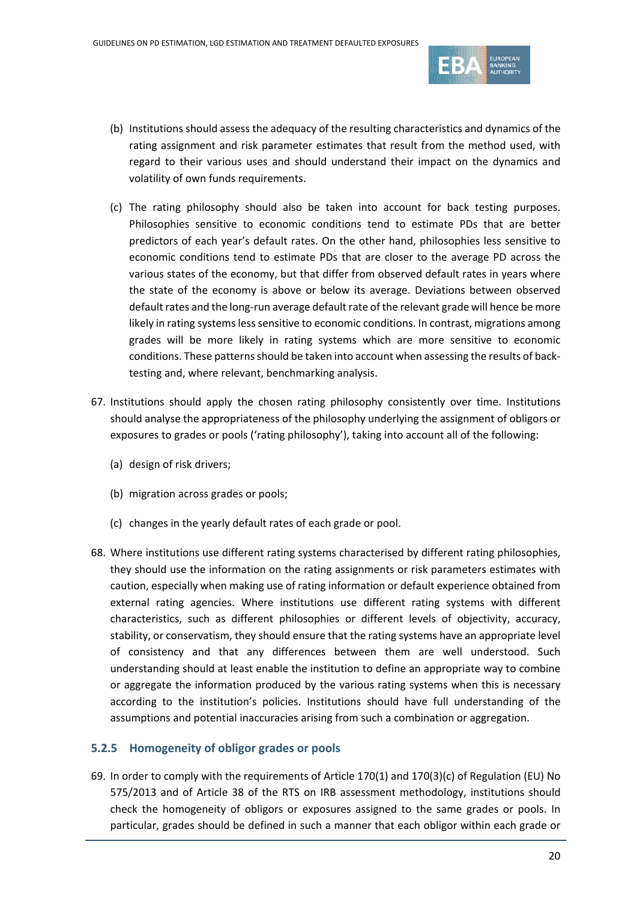(b) Institutions should assess the adequacy of the resulting characteristics and dynamics of the rating assignment and risk parameter estimates that result from the method used, with regard to their various uses and should understand their impact on the dynamics and volatility of own funds requirements.

(c) The rating philosophy should also be taken into account for back testing purposes. Philosophies sensitive to economic conditions tend to estimate PDs that are better predictors of each year's default rates. On the other hand, philosophies less sensitive to economic conditions tend to estimate PDs that are closer to the average PD across the various states of the economy, but that differ from observed default rates in years where the state of the economy is above or below its average. Deviations between observed default rates and the long-run average default rate of the relevant grade will hence be more likely in rating systems less sensitive to economic conditions. In contrast, migrations among grades will be more likely in rating systems which are more sensitive to economic conditions. These patterns should be taken into account when assessing the results of back-testing and, where relevant, benchmarking analysis.

67. Institutions should apply the chosen rating philosophy consistently over time. Institutions should analyse the appropriateness of the philosophy underlying the assignment of obligors or exposures to grades or pools ('rating philosophy'), taking into account all of the following:

    (a) design of risk drivers;

    (b) migration across grades or pools;

    (c) changes in the yearly default rates of each grade or pool.

68. Where institutions use different rating systems characterised by different rating philosophies, they should use the information on the rating assignments or risk parameters estimates with caution, especially when making use of rating information or default experience obtained from external rating agencies. Where institutions use different rating systems with different characteristics, such as different philosophies or different levels of objectivity, accuracy, stability, or conservatism, they should ensure that the rating systems have an appropriate level of consistency and that any differences between them are well understood. Such understanding should at least enable the institution to define an appropriate way to combine or aggregate the information produced by the various rating systems when this is necessary according to the institution's policies. Institutions should have full understanding of the assumptions and potential inaccuracies arising from such a combination or aggregation.

### 5.2.5 Homogeneity of obligor grades or pools

69. In order to comply with the requirements of Article 170(1) and 170(3)(c) of Regulation (EU) No 575/2013 and of Article 38 of the RTS on IRB assessment methodology, institutions should check the homogeneity of obligors or exposures assigned to the same grades or pools. In particular, grades should be defined in such a manner that each obligor within each grade or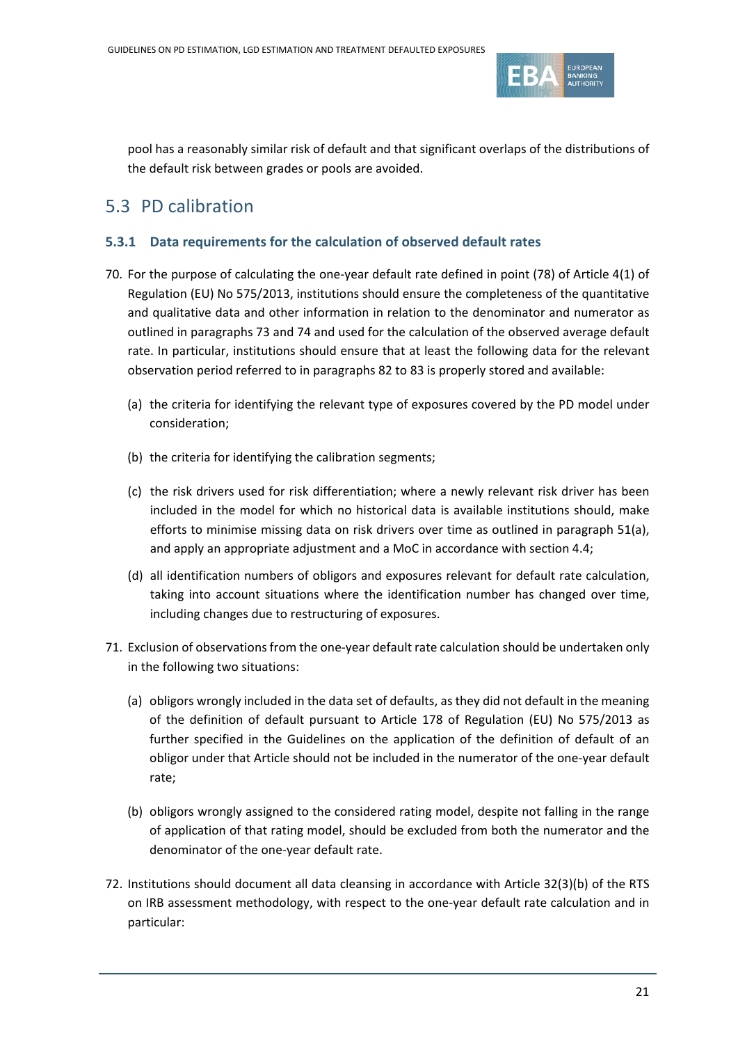pool has a reasonably similar risk of default and that significant overlaps of the distributions of the default risk between grades or pools are avoided.

## 5.3 PD calibration

### 5.3.1 Data requirements for the calculation of observed default rates

70. For the purpose of calculating the one-year default rate defined in point (78) of Article 4(1) of Regulation (EU) No 575/2013, institutions should ensure the completeness of the quantitative and qualitative data and other information in relation to the denominator and numerator as outlined in paragraphs 73 and 74 and used for the calculation of the observed average default rate. In particular, institutions should ensure that at least the following data for the relevant observation period referred to in paragraphs 82 to 83 is properly stored and available:

    (a) the criteria for identifying the relevant type of exposures covered by the PD model under consideration;

    (b) the criteria for identifying the calibration segments;

    (c) the risk drivers used for risk differentiation; where a newly relevant risk driver has been included in the model for which no historical data is available institutions should, make efforts to minimise missing data on risk drivers over time as outlined in paragraph 51(a), and apply an appropriate adjustment and a MoC in accordance with section 4.4;

    (d) all identification numbers of obligors and exposures relevant for default rate calculation, taking into account situations where the identification number has changed over time, including changes due to restructuring of exposures.

71. Exclusion of observations from the one-year default rate calculation should be undertaken only in the following two situations:

    (a) obligors wrongly included in the data set of defaults, as they did not default in the meaning of the definition of default pursuant to Article 178 of Regulation (EU) No 575/2013 as further specified in the Guidelines on the application of the definition of default of an obligor under that Article should not be included in the numerator of the one-year default rate;

    (b) obligors wrongly assigned to the considered rating model, despite not falling in the range of application of that rating model, should be excluded from both the numerator and the denominator of the one-year default rate.

72. Institutions should document all data cleansing in accordance with Article 32(3)(b) of the RTS on IRB assessment methodology, with respect to the one-year default rate calculation and in particular: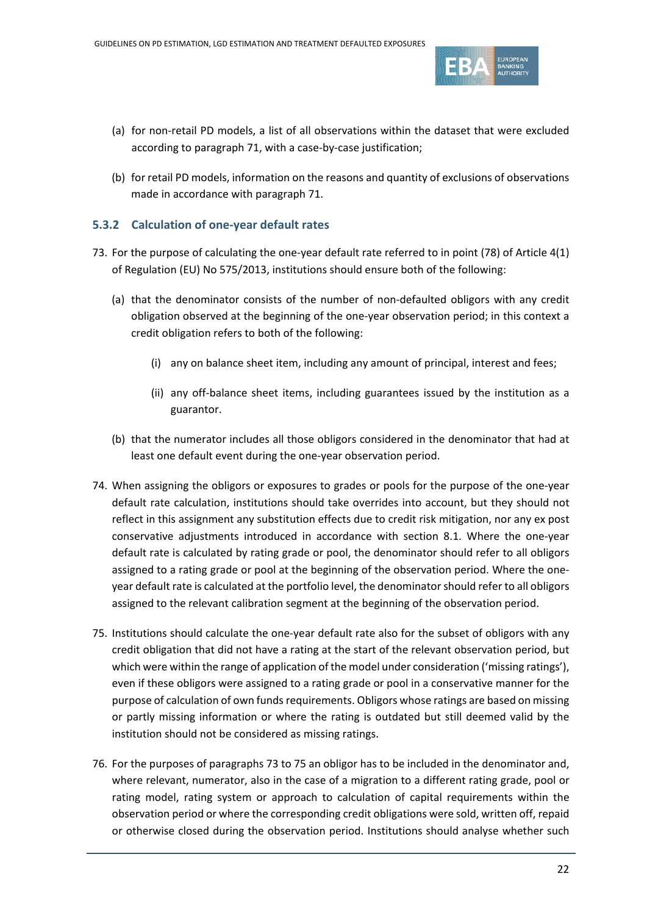(a) for non-retail PD models, a list of all observations within the dataset that were excluded according to paragraph 71, with a case-by-case justification;

(b) for retail PD models, information on the reasons and quantity of exclusions of observations made in accordance with paragraph 71.

### 5.3.2 Calculation of one-year default rates

73. For the purpose of calculating the one-year default rate referred to in point (78) of Article 4(1) of Regulation (EU) No 575/2013, institutions should ensure both of the following:

    (a) that the denominator consists of the number of non-defaulted obligors with any credit obligation observed at the beginning of the one-year observation period; in this context a credit obligation refers to both of the following:

      (i) any on balance sheet item, including any amount of principal, interest and fees;

      (ii) any off-balance sheet items, including guarantees issued by the institution as a guarantor.

    (b) that the numerator includes all those obligors considered in the denominator that had at least one default event during the one-year observation period.

74. When assigning the obligors or exposures to grades or pools for the purpose of the one-year default rate calculation, institutions should take overrides into account, but they should not reflect in this assignment any substitution effects due to credit risk mitigation, nor any ex post conservative adjustments introduced in accordance with section 8.1. Where the one-year default rate is calculated by rating grade or pool, the denominator should refer to all obligors assigned to a rating grade or pool at the beginning of the observation period. Where the one-year default rate is calculated at the portfolio level, the denominator should refer to all obligors assigned to the relevant calibration segment at the beginning of the observation period.

75. Institutions should calculate the one-year default rate also for the subset of obligors with any credit obligation that did not have a rating at the start of the relevant observation period, but which were within the range of application of the model under consideration ('missing ratings'), even if these obligors were assigned to a rating grade or pool in a conservative manner for the purpose of calculation of own funds requirements. Obligors whose ratings are based on missing or partly missing information or where the rating is outdated but still deemed valid by the institution should not be considered as missing ratings.

76. For the purposes of paragraphs 73 to 75 an obligor has to be included in the denominator and, where relevant, numerator, also in the case of a migration to a different rating grade, pool or rating model, rating system or approach to calculation of capital requirements within the observation period or where the corresponding credit obligations were sold, written off, repaid or otherwise closed during the observation period. Institutions should analyse whether such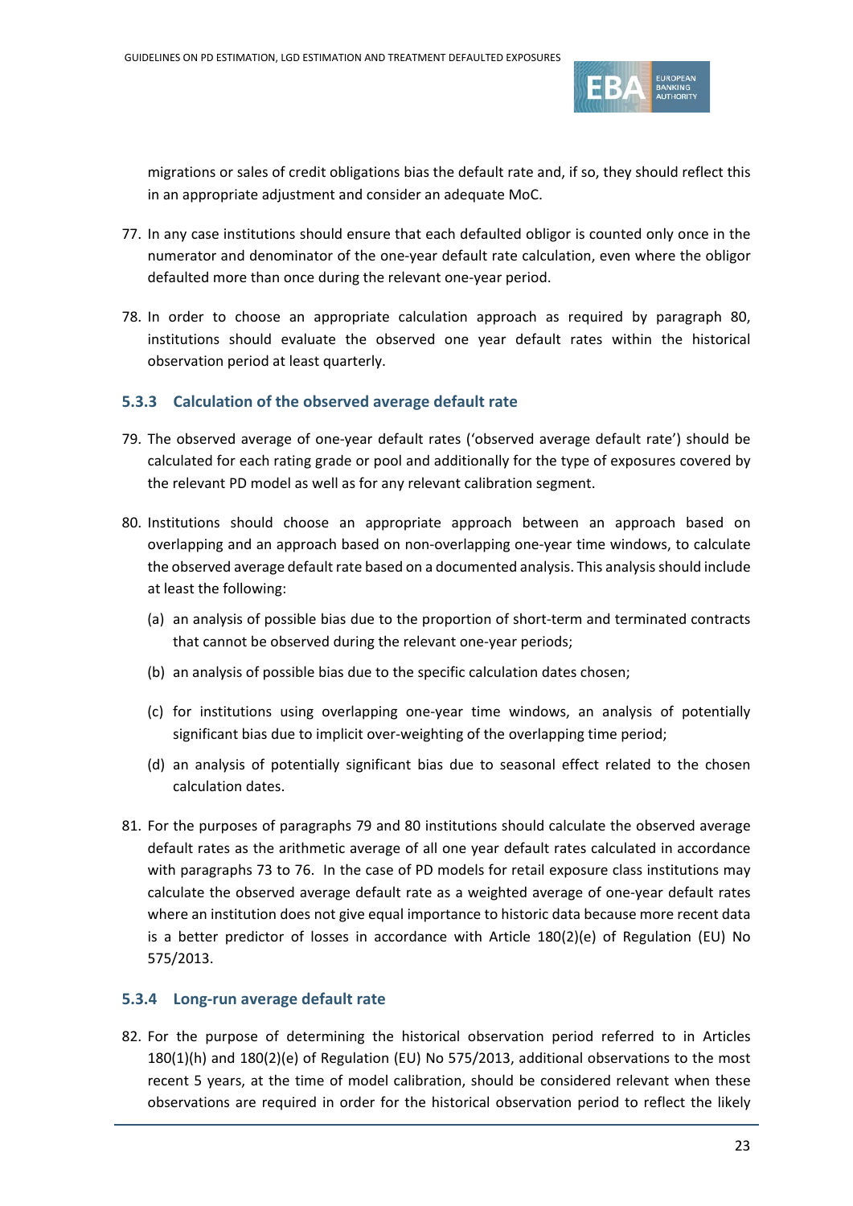migrations or sales of credit obligations bias the default rate and, if so, they should reflect this in an appropriate adjustment and consider an adequate MoC.

77. In any case institutions should ensure that each defaulted obligor is counted only once in the numerator and denominator of the one-year default rate calculation, even where the obligor defaulted more than once during the relevant one-year period.

78. In order to choose an appropriate calculation approach as required by paragraph 80, institutions should evaluate the observed one year default rates within the historical observation period at least quarterly.

### 5.3.3 Calculation of the observed average default rate

79. The observed average of one-year default rates ('observed average default rate') should be calculated for each rating grade or pool and additionally for the type of exposures covered by the relevant PD model as well as for any relevant calibration segment.

80. Institutions should choose an appropriate approach between an approach based on overlapping and an approach based on non-overlapping one-year time windows, to calculate the observed average default rate based on a documented analysis. This analysis should include at least the following:

    (a) an analysis of possible bias due to the proportion of short-term and terminated contracts that cannot be observed during the relevant one-year periods;

    (b) an analysis of possible bias due to the specific calculation dates chosen;

    (c) for institutions using overlapping one-year time windows, an analysis of potentially significant bias due to implicit over-weighting of the overlapping time period;

    (d) an analysis of potentially significant bias due to seasonal effect related to the chosen calculation dates.

81. For the purposes of paragraphs 79 and 80 institutions should calculate the observed average default rates as the arithmetic average of all one year default rates calculated in accordance with paragraphs 73 to 76. In the case of PD models for retail exposure class institutions may calculate the observed average default rate as a weighted average of one-year default rates where an institution does not give equal importance to historic data because more recent data is a better predictor of losses in accordance with Article 180(2)(e) of Regulation (EU) No 575/2013.

### 5.3.4 Long-run average default rate

82. For the purpose of determining the historical observation period referred to in Articles 180(1)(h) and 180(2)(e) of Regulation (EU) No 575/2013, additional observations to the most recent 5 years, at the time of model calibration, should be considered relevant when these observations are required in order for the historical observation period to reflect the likely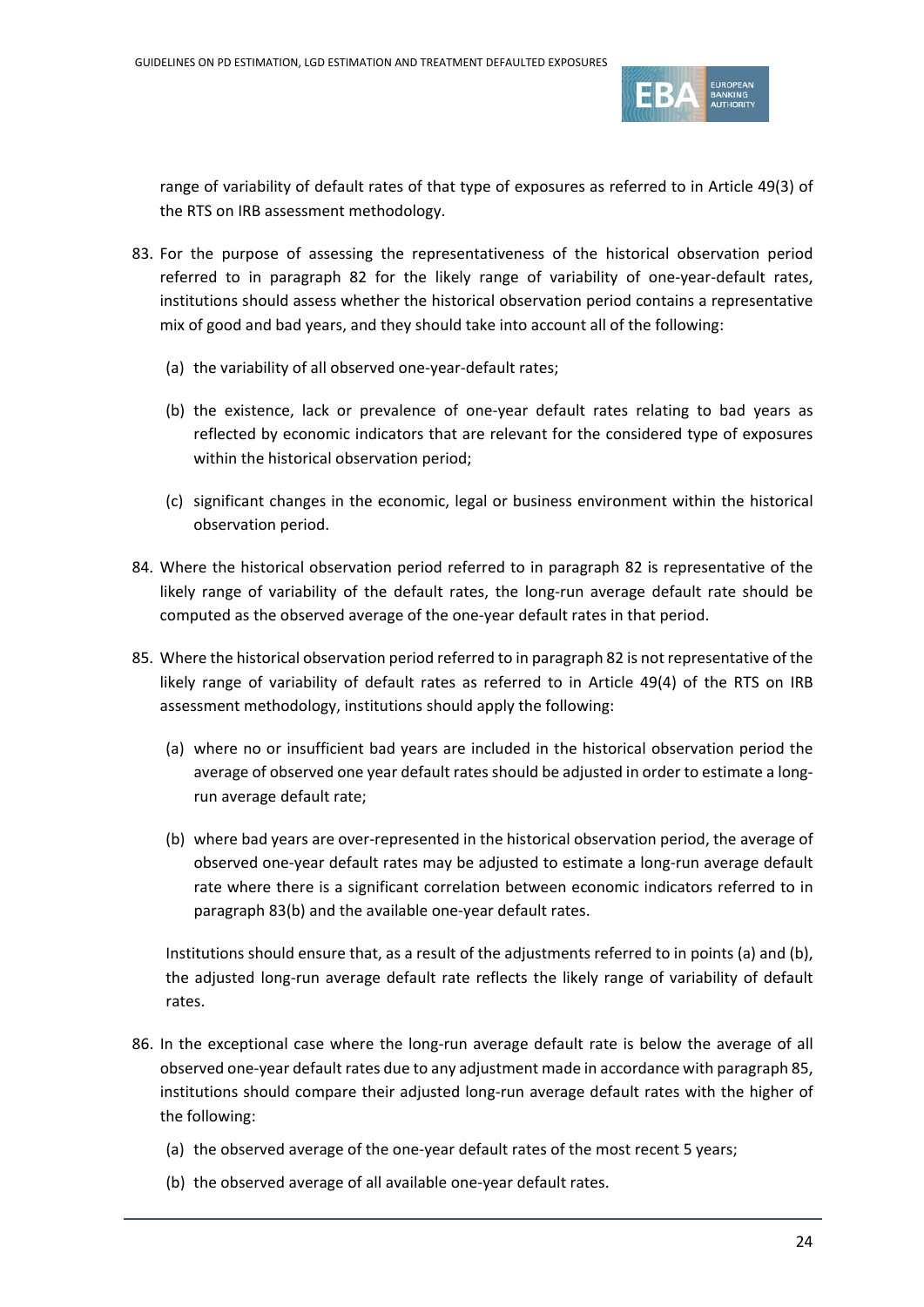range of variability of default rates of that type of exposures as referred to in Article 49(3) of the RTS on IRB assessment methodology.

83. For the purpose of assessing the representativeness of the historical observation period referred to in paragraph 82 for the likely range of variability of one-year-default rates, institutions should assess whether the historical observation period contains a representative mix of good and bad years, and they should take into account all of the following:

    (a) the variability of all observed one-year-default rates;

    (b) the existence, lack or prevalence of one-year default rates relating to bad years as reflected by economic indicators that are relevant for the considered type of exposures within the historical observation period;

    (c) significant changes in the economic, legal or business environment within the historical observation period.

84. Where the historical observation period referred to in paragraph 82 is representative of the likely range of variability of the default rates, the long-run average default rate should be computed as the observed average of the one-year default rates in that period.

85. Where the historical observation period referred to in paragraph 82 is not representative of the likely range of variability of default rates as referred to in Article 49(4) of the RTS on IRB assessment methodology, institutions should apply the following:

    (a) where no or insufficient bad years are included in the historical observation period the average of observed one year default rates should be adjusted in order to estimate a long-run average default rate;

    (b) where bad years are over-represented in the historical observation period, the average of observed one-year default rates may be adjusted to estimate a long-run average default rate where there is a significant correlation between economic indicators referred to in paragraph 83(b) and the available one-year default rates.

    Institutions should ensure that, as a result of the adjustments referred to in points (a) and (b), the adjusted long-run average default rate reflects the likely range of variability of default rates.

86. In the exceptional case where the long-run average default rate is below the average of all observed one-year default rates due to any adjustment made in accordance with paragraph 85, institutions should compare their adjusted long-run average default rates with the higher of the following:

    (a) the observed average of the one-year default rates of the most recent 5 years;

    (b) the observed average of all available one-year default rates.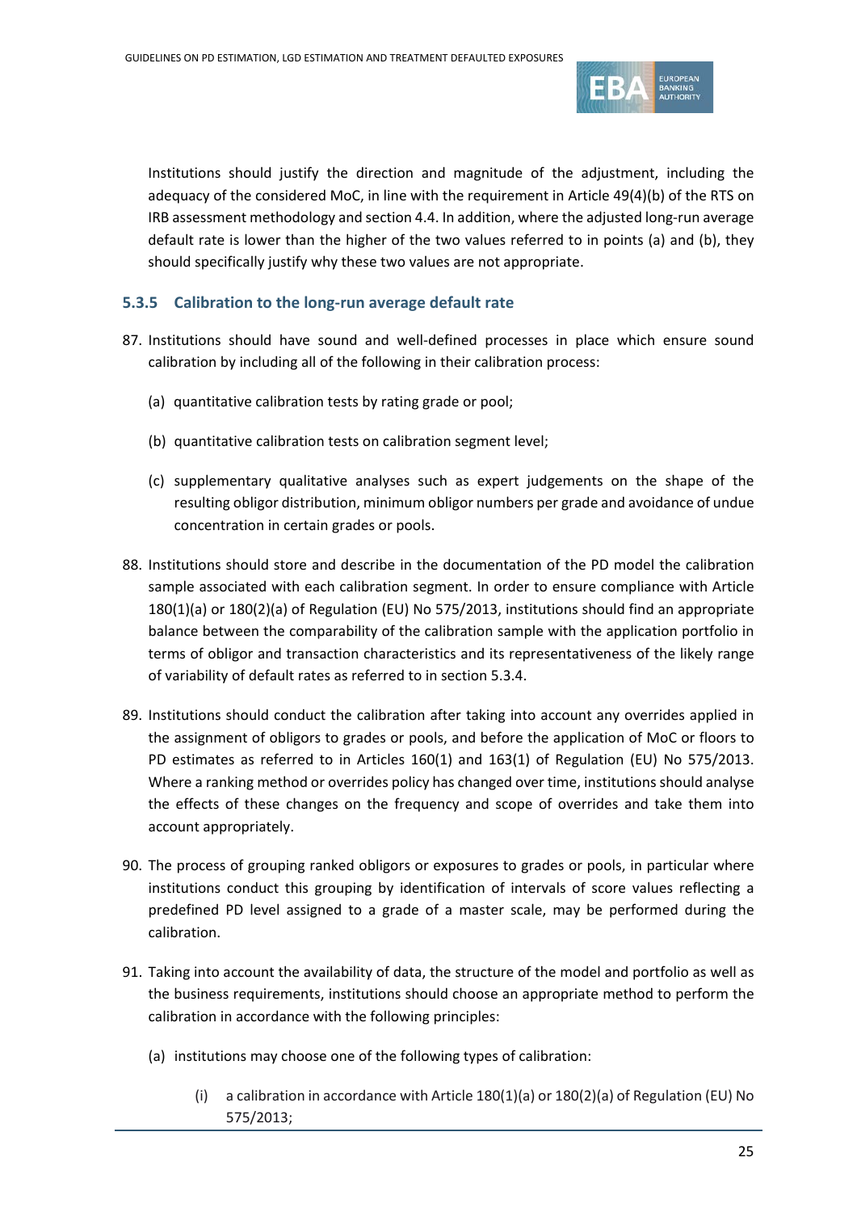Institutions should justify the direction and magnitude of the adjustment, including the adequacy of the considered MoC, in line with the requirement in Article 49(4)(b) of the RTS on IRB assessment methodology and section 4.4. In addition, where the adjusted long-run average default rate is lower than the higher of the two values referred to in points (a) and (b), they should specifically justify why these two values are not appropriate.

### 5.3.5 Calibration to the long-run average default rate

87. Institutions should have sound and well-defined processes in place which ensure sound calibration by including all of the following in their calibration process:

    (a) quantitative calibration tests by rating grade or pool;

    (b) quantitative calibration tests on calibration segment level;

    (c) supplementary qualitative analyses such as expert judgements on the shape of the resulting obligor distribution, minimum obligor numbers per grade and avoidance of undue concentration in certain grades or pools.

88. Institutions should store and describe in the documentation of the PD model the calibration sample associated with each calibration segment. In order to ensure compliance with Article 180(1)(a) or 180(2)(a) of Regulation (EU) No 575/2013, institutions should find an appropriate balance between the comparability of the calibration sample with the application portfolio in terms of obligor and transaction characteristics and its representativeness of the likely range of variability of default rates as referred to in section 5.3.4.

89. Institutions should conduct the calibration after taking into account any overrides applied in the assignment of obligors to grades or pools, and before the application of MoC or floors to PD estimates as referred to in Articles 160(1) and 163(1) of Regulation (EU) No 575/2013. Where a ranking method or overrides policy has changed over time, institutions should analyse the effects of these changes on the frequency and scope of overrides and take them into account appropriately.

90. The process of grouping ranked obligors or exposures to grades or pools, in particular where institutions conduct this grouping by identification of intervals of score values reflecting a predefined PD level assigned to a grade of a master scale, may be performed during the calibration.

91. Taking into account the availability of data, the structure of the model and portfolio as well as the business requirements, institutions should choose an appropriate method to perform the calibration in accordance with the following principles:

    (a) institutions may choose one of the following types of calibration:

        (i) a calibration in accordance with Article 180(1)(a) or 180(2)(a) of Regulation (EU) No 575/2013;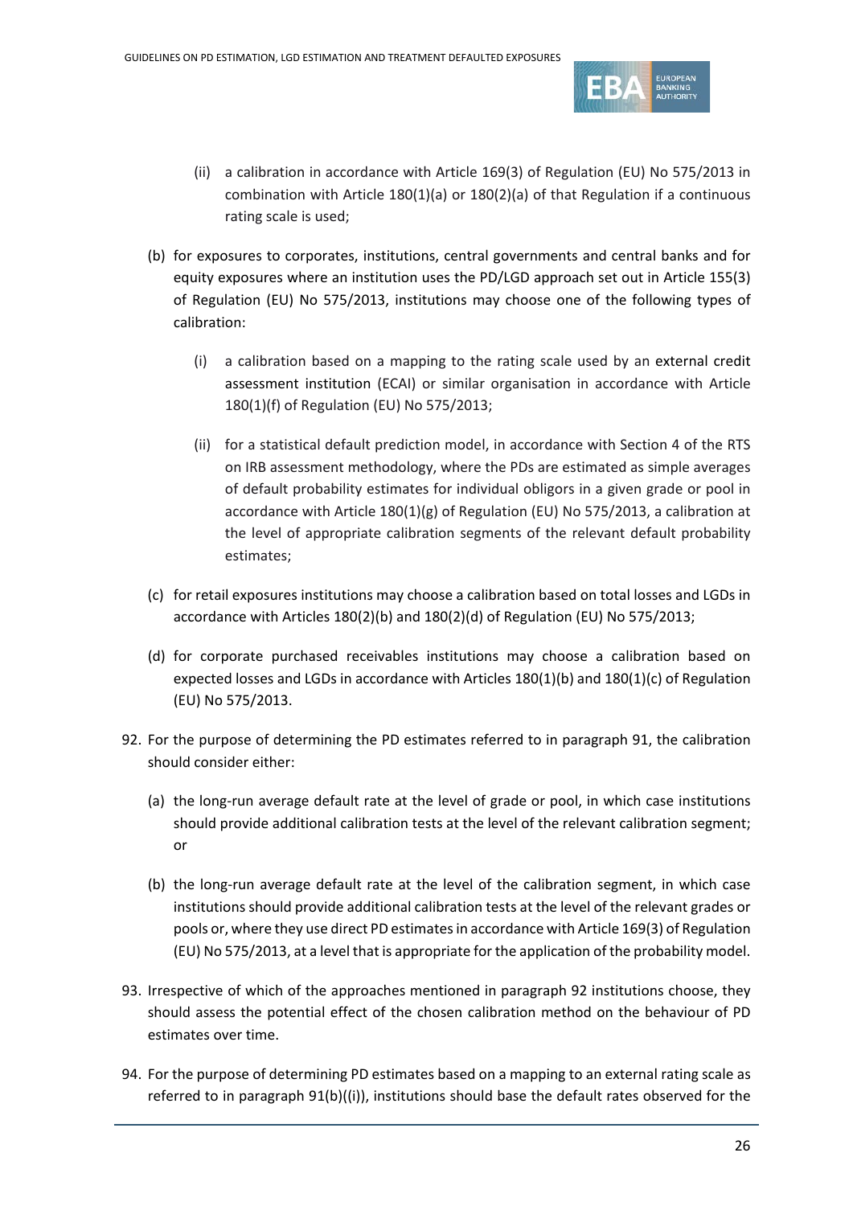(ii) a calibration in accordance with Article 169(3) of Regulation (EU) No 575/2013 in combination with Article 180(1)(a) or 180(2)(a) of that Regulation if a continuous rating scale is used;

(b) for exposures to corporates, institutions, central governments and central banks and for equity exposures where an institution uses the PD/LGD approach set out in Article 155(3) of Regulation (EU) No 575/2013, institutions may choose one of the following types of calibration:

   (i) a calibration based on a mapping to the rating scale used by an external credit assessment institution (ECAI) or similar organisation in accordance with Article 180(1)(f) of Regulation (EU) No 575/2013;

   (ii) for a statistical default prediction model, in accordance with Section 4 of the RTS on IRB assessment methodology, where the PDs are estimated as simple averages of default probability estimates for individual obligors in a given grade or pool in accordance with Article 180(1)(g) of Regulation (EU) No 575/2013, a calibration at the level of appropriate calibration segments of the relevant default probability estimates;

(c) for retail exposures institutions may choose a calibration based on total losses and LGDs in accordance with Articles 180(2)(b) and 180(2)(d) of Regulation (EU) No 575/2013;

(d) for corporate purchased receivables institutions may choose a calibration based on expected losses and LGDs in accordance with Articles 180(1)(b) and 180(1)(c) of Regulation (EU) No 575/2013.

92. For the purpose of determining the PD estimates referred to in paragraph 91, the calibration should consider either:

   (a) the long-run average default rate at the level of grade or pool, in which case institutions should provide additional calibration tests at the level of the relevant calibration segment; or

   (b) the long-run average default rate at the level of the calibration segment, in which case institutions should provide additional calibration tests at the level of the relevant grades or pools or, where they use direct PD estimates in accordance with Article 169(3) of Regulation (EU) No 575/2013, at a level that is appropriate for the application of the probability model.

93. Irrespective of which of the approaches mentioned in paragraph 92 institutions choose, they should assess the potential effect of the chosen calibration method on the behaviour of PD estimates over time.

94. For the purpose of determining PD estimates based on a mapping to an external rating scale as referred to in paragraph 91(b)((i)), institutions should base the default rates observed for the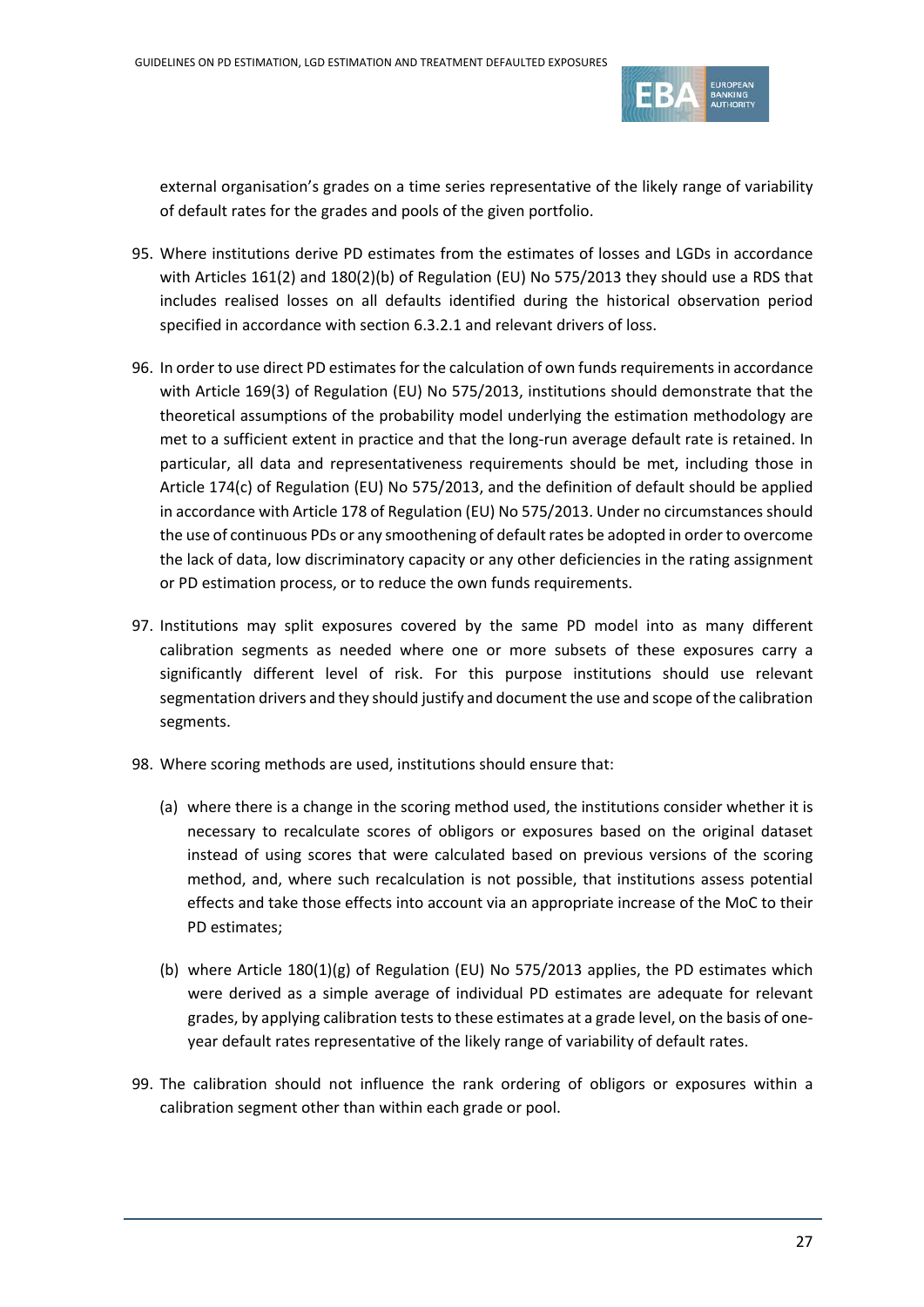external organisation's grades on a time series representative of the likely range of variability of default rates for the grades and pools of the given portfolio.

95. Where institutions derive PD estimates from the estimates of losses and LGDs in accordance with Articles 161(2) and 180(2)(b) of Regulation (EU) No 575/2013 they should use a RDS that includes realised losses on all defaults identified during the historical observation period specified in accordance with section 6.3.2.1 and relevant drivers of loss.

96. In order to use direct PD estimates for the calculation of own funds requirements in accordance with Article 169(3) of Regulation (EU) No 575/2013, institutions should demonstrate that the theoretical assumptions of the probability model underlying the estimation methodology are met to a sufficient extent in practice and that the long-run average default rate is retained. In particular, all data and representativeness requirements should be met, including those in Article 174(c) of Regulation (EU) No 575/2013, and the definition of default should be applied in accordance with Article 178 of Regulation (EU) No 575/2013. Under no circumstances should the use of continuous PDs or any smoothening of default rates be adopted in order to overcome the lack of data, low discriminatory capacity or any other deficiencies in the rating assignment or PD estimation process, or to reduce the own funds requirements.

97. Institutions may split exposures covered by the same PD model into as many different calibration segments as needed where one or more subsets of these exposures carry a significantly different level of risk. For this purpose institutions should use relevant segmentation drivers and they should justify and document the use and scope of the calibration segments.

98. Where scoring methods are used, institutions should ensure that:

    (a) where there is a change in the scoring method used, the institutions consider whether it is necessary to recalculate scores of obligors or exposures based on the original dataset instead of using scores that were calculated based on previous versions of the scoring method, and, where such recalculation is not possible, that institutions assess potential effects and take those effects into account via an appropriate increase of the MoC to their PD estimates;

    (b) where Article 180(1)(g) of Regulation (EU) No 575/2013 applies, the PD estimates which were derived as a simple average of individual PD estimates are adequate for relevant grades, by applying calibration tests to these estimates at a grade level, on the basis of one-year default rates representative of the likely range of variability of default rates.

99. The calibration should not influence the rank ordering of obligors or exposures within a calibration segment other than within each grade or pool.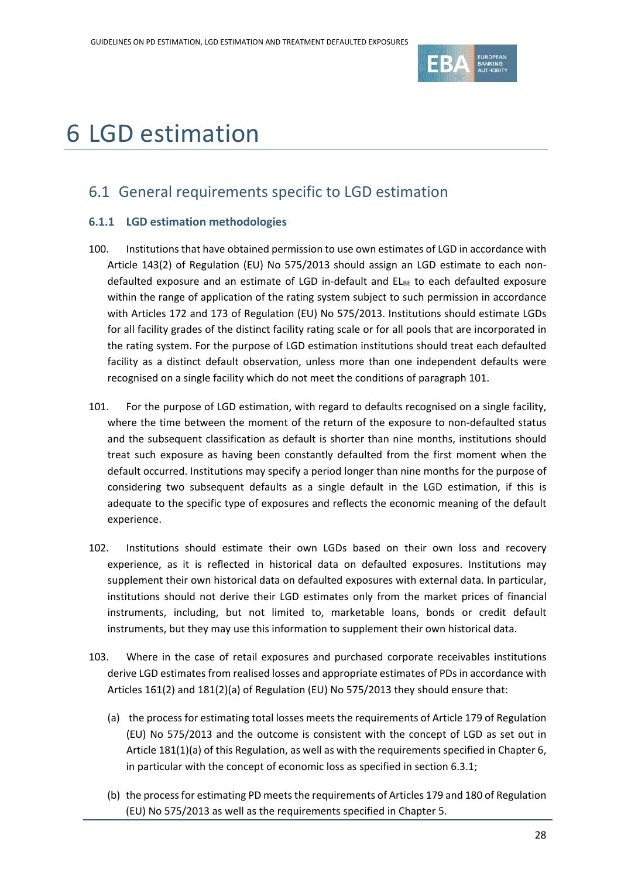# 6 LGD estimation

## 6.1 General requirements specific to LGD estimation

### 6.1.1 LGD estimation methodologies

100. Institutions that have obtained permission to use own estimates of LGD in accordance with Article 143(2) of Regulation (EU) No 575/2013 should assign an LGD estimate to each non-defaulted exposure and an estimate of LGD in-default and $EL_{BE}$ to each defaulted exposure within the range of application of the rating system subject to such permission in accordance with Articles 172 and 173 of Regulation (EU) No 575/2013. Institutions should estimate LGDs for all facility grades of the distinct facility rating scale or for all pools that are incorporated in the rating system. For the purpose of LGD estimation institutions should treat each defaulted facility as a distinct default observation, unless more than one independent defaults were recognised on a single facility which do not meet the conditions of paragraph 101.

101. For the purpose of LGD estimation, with regard to defaults recognised on a single facility, where the time between the moment of the return of the exposure to non-defaulted status and the subsequent classification as default is shorter than nine months, institutions should treat such exposure as having been constantly defaulted from the first moment when the default occurred. Institutions may specify a period longer than nine months for the purpose of considering two subsequent defaults as a single default in the LGD estimation, if this is adequate to the specific type of exposures and reflects the economic meaning of the default experience.

102. Institutions should estimate their own LGDs based on their own loss and recovery experience, as it is reflected in historical data on defaulted exposures. Institutions may supplement their own historical data on defaulted exposures with external data. In particular, institutions should not derive their LGD estimates only from the market prices of financial instruments, including, but not limited to, marketable loans, bonds or credit default instruments, but they may use this information to supplement their own historical data.

103. Where in the case of retail exposures and purchased corporate receivables institutions derive LGD estimates from realised losses and appropriate estimates of PDs in accordance with Articles 161(2) and 181(2)(a) of Regulation (EU) No 575/2013 they should ensure that:

   (a) the process for estimating total losses meets the requirements of Article 179 of Regulation (EU) No 575/2013 and the outcome is consistent with the concept of LGD as set out in Article 181(1)(a) of this Regulation, as well as with the requirements specified in Chapter 6, in particular with the concept of economic loss as specified in section 6.3.1;

   (b) the process for estimating PD meets the requirements of Articles 179 and 180 of Regulation (EU) No 575/2013 as well as the requirements specified in Chapter 5.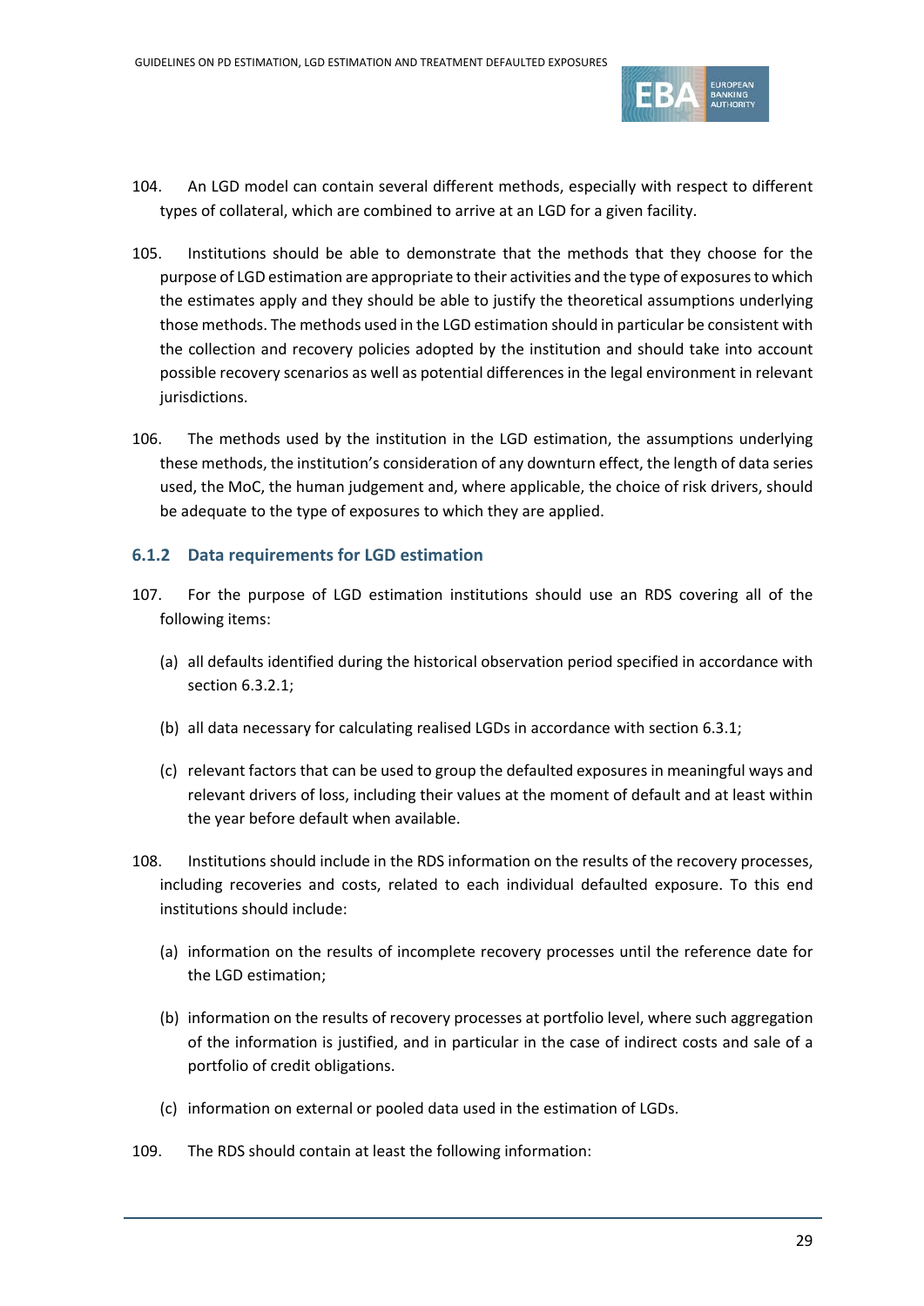104. An LGD model can contain several different methods, especially with respect to different types of collateral, which are combined to arrive at an LGD for a given facility.

105. Institutions should be able to demonstrate that the methods that they choose for the purpose of LGD estimation are appropriate to their activities and the type of exposures to which the estimates apply and they should be able to justify the theoretical assumptions underlying those methods. The methods used in the LGD estimation should in particular be consistent with the collection and recovery policies adopted by the institution and should take into account possible recovery scenarios as well as potential differences in the legal environment in relevant jurisdictions.

106. The methods used by the institution in the LGD estimation, the assumptions underlying these methods, the institution's consideration of any downturn effect, the length of data series used, the MoC, the human judgement and, where applicable, the choice of risk drivers, should be adequate to the type of exposures to which they are applied.

### 6.1.2 Data requirements for LGD estimation

107. For the purpose of LGD estimation institutions should use an RDS covering all of the following items:

(a) all defaults identified during the historical observation period specified in accordance with section 6.3.2.1;

(b) all data necessary for calculating realised LGDs in accordance with section 6.3.1;

(c) relevant factors that can be used to group the defaulted exposures in meaningful ways and relevant drivers of loss, including their values at the moment of default and at least within the year before default when available.

108. Institutions should include in the RDS information on the results of the recovery processes, including recoveries and costs, related to each individual defaulted exposure. To this end institutions should include:

(a) information on the results of incomplete recovery processes until the reference date for the LGD estimation;

(b) information on the results of recovery processes at portfolio level, where such aggregation of the information is justified, and in particular in the case of indirect costs and sale of a portfolio of credit obligations.

(c) information on external or pooled data used in the estimation of LGDs.

109. The RDS should contain at least the following information: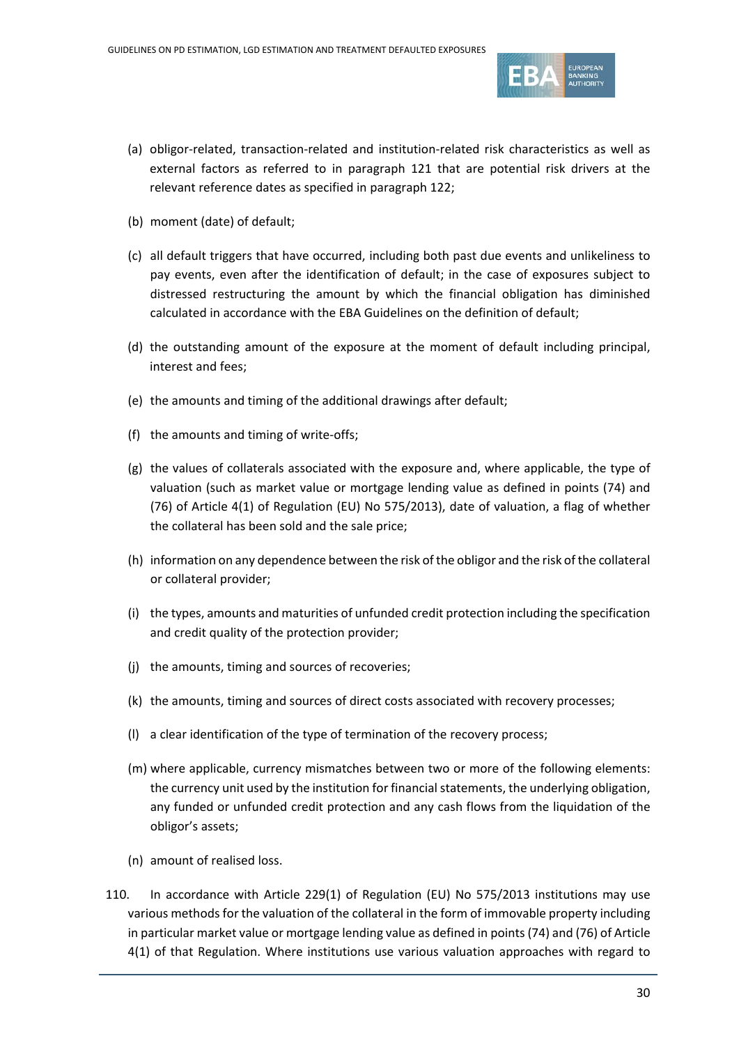(a) obligor-related, transaction-related and institution-related risk characteristics as well as external factors as referred to in paragraph 121 that are potential risk drivers at the relevant reference dates as specified in paragraph 122;

(b) moment (date) of default;

(c) all default triggers that have occurred, including both past due events and unlikeliness to pay events, even after the identification of default; in the case of exposures subject to distressed restructuring the amount by which the financial obligation has diminished calculated in accordance with the EBA Guidelines on the definition of default;

(d) the outstanding amount of the exposure at the moment of default including principal, interest and fees;

(e) the amounts and timing of the additional drawings after default;

(f) the amounts and timing of write-offs;

(g) the values of collaterals associated with the exposure and, where applicable, the type of valuation (such as market value or mortgage lending value as defined in points (74) and (76) of Article 4(1) of Regulation (EU) No 575/2013), date of valuation, a flag of whether the collateral has been sold and the sale price;

(h) information on any dependence between the risk of the obligor and the risk of the collateral or collateral provider;

(i) the types, amounts and maturities of unfunded credit protection including the specification and credit quality of the protection provider;

(j) the amounts, timing and sources of recoveries;

(k) the amounts, timing and sources of direct costs associated with recovery processes;

(l) a clear identification of the type of termination of the recovery process;

(m) where applicable, currency mismatches between two or more of the following elements: the currency unit used by the institution for financial statements, the underlying obligation, any funded or unfunded credit protection and any cash flows from the liquidation of the obligor's assets;

(n) amount of realised loss.

110. In accordance with Article 229(1) of Regulation (EU) No 575/2013 institutions may use various methods for the valuation of the collateral in the form of immovable property including in particular market value or mortgage lending value as defined in points (74) and (76) of Article 4(1) of that Regulation. Where institutions use various valuation approaches with regard to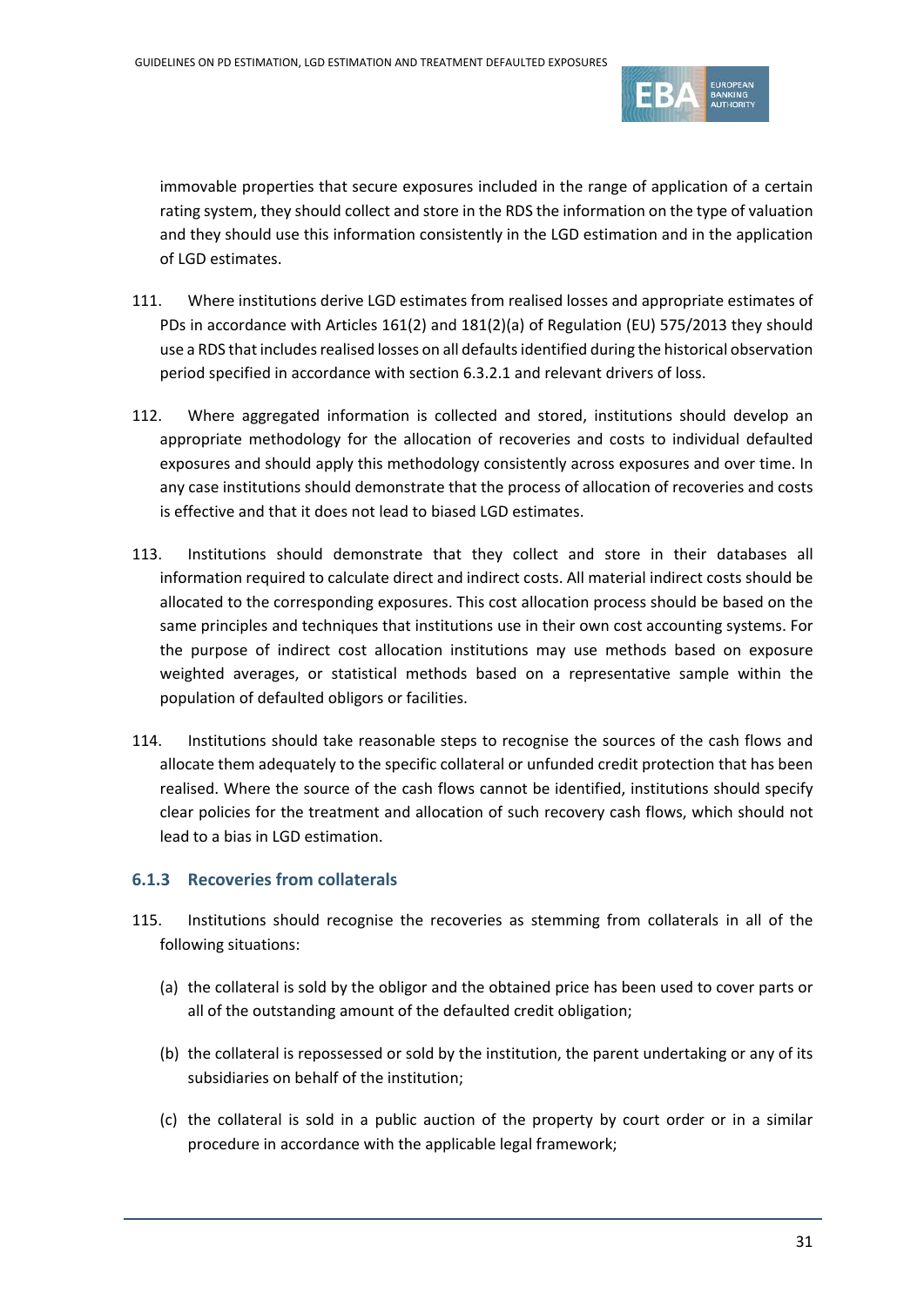immovable properties that secure exposures included in the range of application of a certain rating system, they should collect and store in the RDS the information on the type of valuation and they should use this information consistently in the LGD estimation and in the application of LGD estimates.

111. Where institutions derive LGD estimates from realised losses and appropriate estimates of PDs in accordance with Articles 161(2) and 181(2)(a) of Regulation (EU) 575/2013 they should use a RDS that includes realised losses on all defaults identified during the historical observation period specified in accordance with section 6.3.2.1 and relevant drivers of loss.

112. Where aggregated information is collected and stored, institutions should develop an appropriate methodology for the allocation of recoveries and costs to individual defaulted exposures and should apply this methodology consistently across exposures and over time. In any case institutions should demonstrate that the process of allocation of recoveries and costs is effective and that it does not lead to biased LGD estimates.

113. Institutions should demonstrate that they collect and store in their databases all information required to calculate direct and indirect costs. All material indirect costs should be allocated to the corresponding exposures. This cost allocation process should be based on the same principles and techniques that institutions use in their own cost accounting systems. For the purpose of indirect cost allocation institutions may use methods based on exposure weighted averages, or statistical methods based on a representative sample within the population of defaulted obligors or facilities.

114. Institutions should take reasonable steps to recognise the sources of the cash flows and allocate them adequately to the specific collateral or unfunded credit protection that has been realised. Where the source of the cash flows cannot be identified, institutions should specify clear policies for the treatment and allocation of such recovery cash flows, which should not lead to a bias in LGD estimation.

### 6.1.3 Recoveries from collaterals

115. Institutions should recognise the recoveries as stemming from collaterals in all of the following situations:

(a) the collateral is sold by the obligor and the obtained price has been used to cover parts or all of the outstanding amount of the defaulted credit obligation;

(b) the collateral is repossessed or sold by the institution, the parent undertaking or any of its subsidiaries on behalf of the institution;

(c) the collateral is sold in a public auction of the property by court order or in a similar procedure in accordance with the applicable legal framework;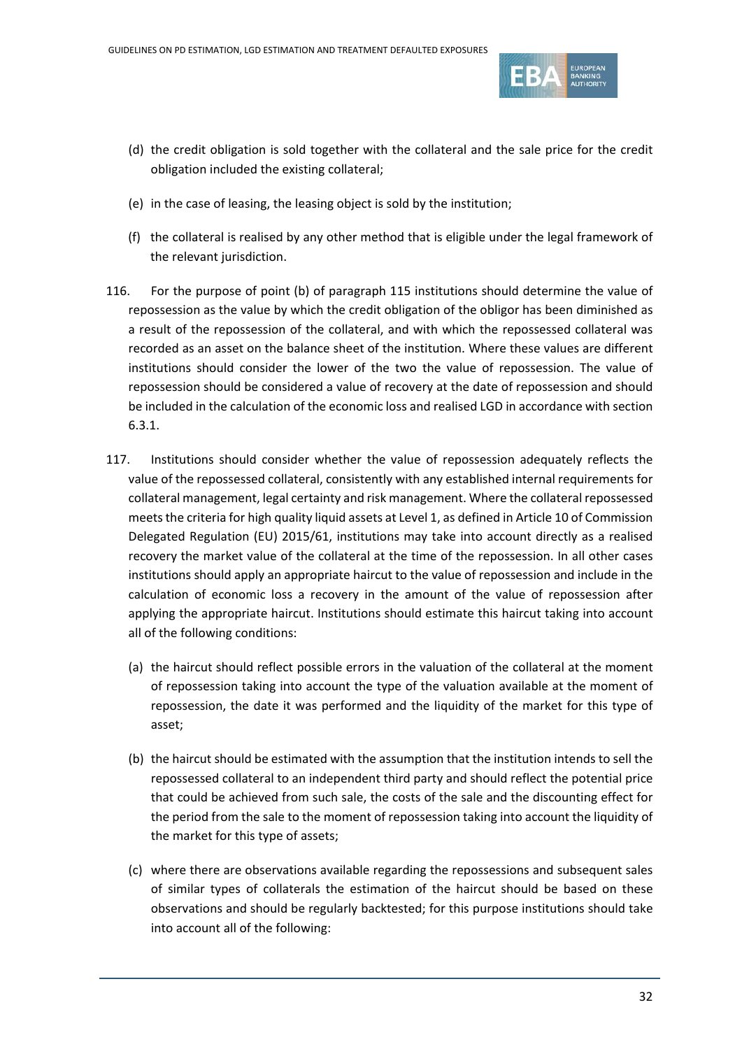(d) the credit obligation is sold together with the collateral and the sale price for the credit obligation included the existing collateral;

(e) in the case of leasing, the leasing object is sold by the institution;

(f) the collateral is realised by any other method that is eligible under the legal framework of the relevant jurisdiction.

116. For the purpose of point (b) of paragraph 115 institutions should determine the value of repossession as the value by which the credit obligation of the obligor has been diminished as a result of the repossession of the collateral, and with which the repossessed collateral was recorded as an asset on the balance sheet of the institution. Where these values are different institutions should consider the lower of the two the value of repossession. The value of repossession should be considered a value of recovery at the date of repossession and should be included in the calculation of the economic loss and realised LGD in accordance with section 6.3.1.

117. Institutions should consider whether the value of repossession adequately reflects the value of the repossessed collateral, consistently with any established internal requirements for collateral management, legal certainty and risk management. Where the collateral repossessed meets the criteria for high quality liquid assets at Level 1, as defined in Article 10 of Commission Delegated Regulation (EU) 2015/61, institutions may take into account directly as a realised recovery the market value of the collateral at the time of the repossession. In all other cases institutions should apply an appropriate haircut to the value of repossession and include in the calculation of economic loss a recovery in the amount of the value of repossession after applying the appropriate haircut. Institutions should estimate this haircut taking into account all of the following conditions:

(a) the haircut should reflect possible errors in the valuation of the collateral at the moment of repossession taking into account the type of the valuation available at the moment of repossession, the date it was performed and the liquidity of the market for this type of asset;

(b) the haircut should be estimated with the assumption that the institution intends to sell the repossessed collateral to an independent third party and should reflect the potential price that could be achieved from such sale, the costs of the sale and the discounting effect for the period from the sale to the moment of repossession taking into account the liquidity of the market for this type of assets;

(c) where there are observations available regarding the repossessions and subsequent sales of similar types of collaterals the estimation of the haircut should be based on these observations and should be regularly backtested; for this purpose institutions should take into account all of the following: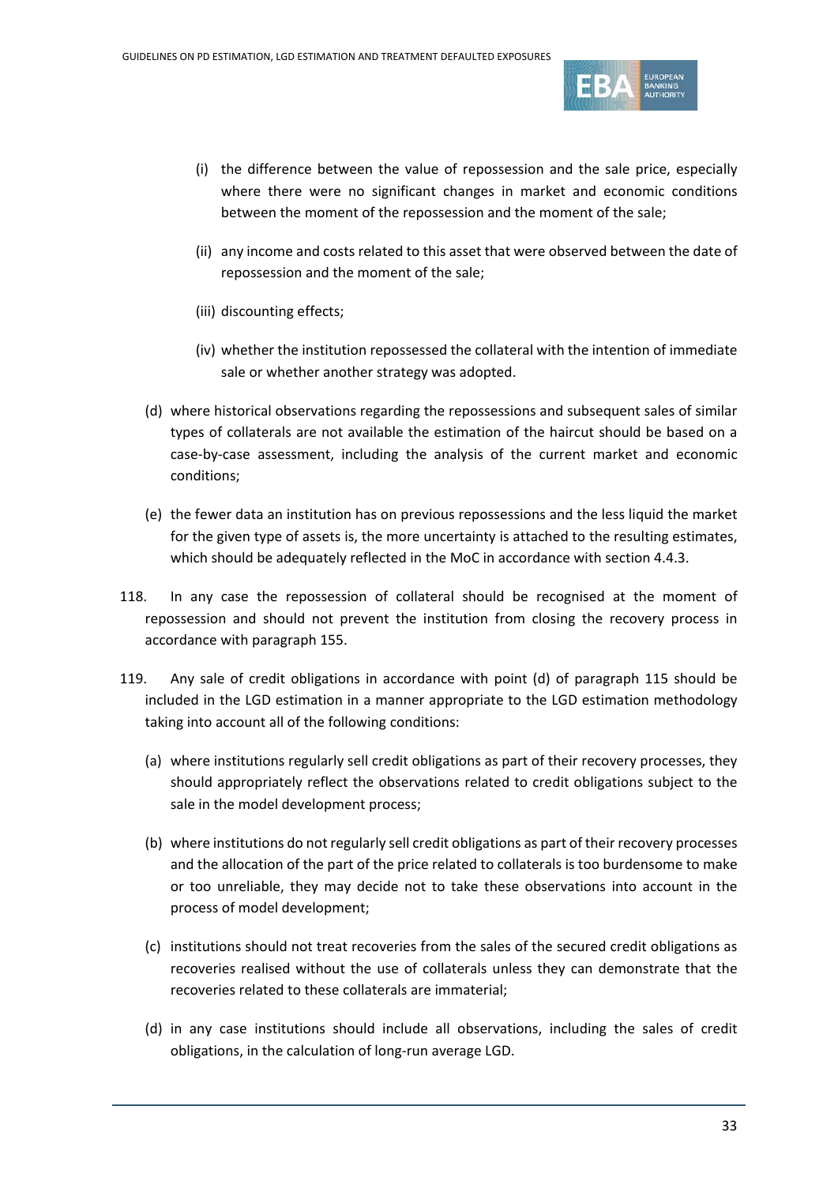- (i) the difference between the value of repossession and the sale price, especially where there were no significant changes in market and economic conditions between the moment of the repossession and the moment of the sale;
   - (ii) any income and costs related to this asset that were observed between the date of repossession and the moment of the sale;
   - (iii) discounting effects;
   - (iv) whether the institution repossessed the collateral with the intention of immediate sale or whether another strategy was adopted.

(d) where historical observations regarding the repossessions and subsequent sales of similar types of collaterals are not available the estimation of the haircut should be based on a case-by-case assessment, including the analysis of the current market and economic conditions;

(e) the fewer data an institution has on previous repossessions and the less liquid the market for the given type of assets is, the more uncertainty is attached to the resulting estimates, which should be adequately reflected in the MoC in accordance with section 4.4.3.

118. In any case the repossession of collateral should be recognised at the moment of repossession and should not prevent the institution from closing the recovery process in accordance with paragraph 155.

119. Any sale of credit obligations in accordance with point (d) of paragraph 115 should be included in the LGD estimation in a manner appropriate to the LGD estimation methodology taking into account all of the following conditions:

(a) where institutions regularly sell credit obligations as part of their recovery processes, they should appropriately reflect the observations related to credit obligations subject to the sale in the model development process;

(b) where institutions do not regularly sell credit obligations as part of their recovery processes and the allocation of the part of the price related to collaterals is too burdensome to make or too unreliable, they may decide not to take these observations into account in the process of model development;

(c) institutions should not treat recoveries from the sales of the secured credit obligations as recoveries realised without the use of collaterals unless they can demonstrate that the recoveries related to these collaterals are immaterial;

(d) in any case institutions should include all observations, including the sales of credit obligations, in the calculation of long-run average LGD.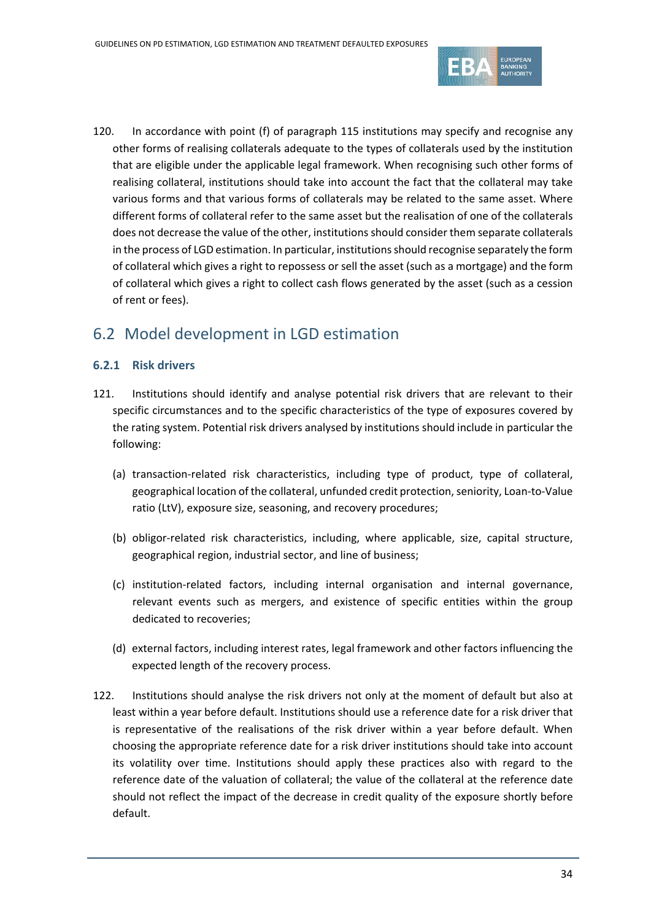120. In accordance with point (f) of paragraph 115 institutions may specify and recognise any other forms of realising collaterals adequate to the types of collaterals used by the institution that are eligible under the applicable legal framework. When recognising such other forms of realising collateral, institutions should take into account the fact that the collateral may take various forms and that various forms of collaterals may be related to the same asset. Where different forms of collateral refer to the same asset but the realisation of one of the collaterals does not decrease the value of the other, institutions should consider them separate collaterals in the process of LGD estimation. In particular, institutions should recognise separately the form of collateral which gives a right to repossess or sell the asset (such as a mortgage) and the form of collateral which gives a right to collect cash flows generated by the asset (such as a cession of rent or fees).

## 6.2 Model development in LGD estimation

### 6.2.1 Risk drivers

121. Institutions should identify and analyse potential risk drivers that are relevant to their specific circumstances and to the specific characteristics of the type of exposures covered by the rating system. Potential risk drivers analysed by institutions should include in particular the following:

   (a) transaction-related risk characteristics, including type of product, type of collateral, geographical location of the collateral, unfunded credit protection, seniority, Loan-to-Value ratio (LtV), exposure size, seasoning, and recovery procedures;

   (b) obligor-related risk characteristics, including, where applicable, size, capital structure, geographical region, industrial sector, and line of business;

   (c) institution-related factors, including internal organisation and internal governance, relevant events such as mergers, and existence of specific entities within the group dedicated to recoveries;

   (d) external factors, including interest rates, legal framework and other factors influencing the expected length of the recovery process.

122. Institutions should analyse the risk drivers not only at the moment of default but also at least within a year before default. Institutions should use a reference date for a risk driver that is representative of the realisations of the risk driver within a year before default. When choosing the appropriate reference date for a risk driver institutions should take into account its volatility over time. Institutions should apply these practices also with regard to the reference date of the valuation of collateral; the value of the collateral at the reference date should not reflect the impact of the decrease in credit quality of the exposure shortly before default.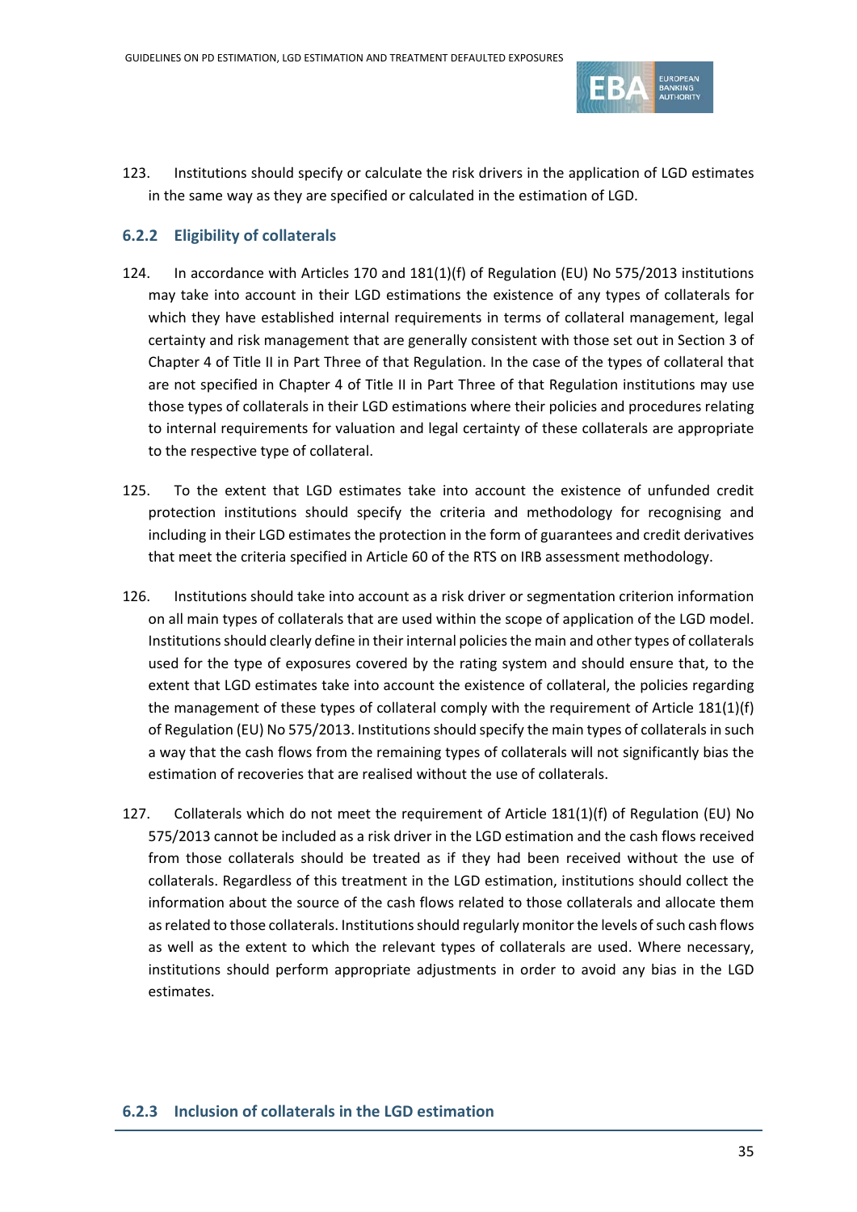123. Institutions should specify or calculate the risk drivers in the application of LGD estimates in the same way as they are specified or calculated in the estimation of LGD.

### 6.2.2 Eligibility of collaterals

124. In accordance with Articles 170 and 181(1)(f) of Regulation (EU) No 575/2013 institutions may take into account in their LGD estimations the existence of any types of collaterals for which they have established internal requirements in terms of collateral management, legal certainty and risk management that are generally consistent with those set out in Section 3 of Chapter 4 of Title II in Part Three of that Regulation. In the case of the types of collateral that are not specified in Chapter 4 of Title II in Part Three of that Regulation institutions may use those types of collaterals in their LGD estimations where their policies and procedures relating to internal requirements for valuation and legal certainty of these collaterals are appropriate to the respective type of collateral.

125. To the extent that LGD estimates take into account the existence of unfunded credit protection institutions should specify the criteria and methodology for recognising and including in their LGD estimates the protection in the form of guarantees and credit derivatives that meet the criteria specified in Article 60 of the RTS on IRB assessment methodology.

126. Institutions should take into account as a risk driver or segmentation criterion information on all main types of collaterals that are used within the scope of application of the LGD model. Institutions should clearly define in their internal policies the main and other types of collaterals used for the type of exposures covered by the rating system and should ensure that, to the extent that LGD estimates take into account the existence of collateral, the policies regarding the management of these types of collateral comply with the requirement of Article 181(1)(f) of Regulation (EU) No 575/2013. Institutions should specify the main types of collaterals in such a way that the cash flows from the remaining types of collaterals will not significantly bias the estimation of recoveries that are realised without the use of collaterals.

127. Collaterals which do not meet the requirement of Article 181(1)(f) of Regulation (EU) No 575/2013 cannot be included as a risk driver in the LGD estimation and the cash flows received from those collaterals should be treated as if they had been received without the use of collaterals. Regardless of this treatment in the LGD estimation, institutions should collect the information about the source of the cash flows related to those collaterals and allocate them as related to those collaterals. Institutions should regularly monitor the levels of such cash flows as well as the extent to which the relevant types of collaterals are used. Where necessary, institutions should perform appropriate adjustments in order to avoid any bias in the LGD estimates.

### 6.2.3 Inclusion of collaterals in the LGD estimation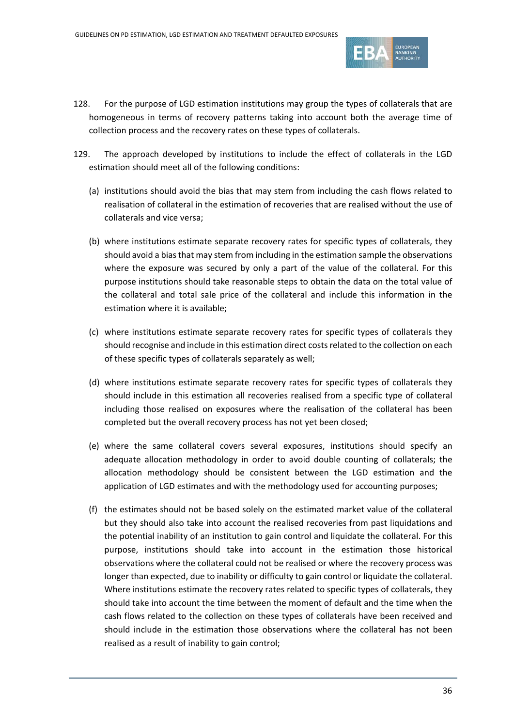128. For the purpose of LGD estimation institutions may group the types of collaterals that are homogeneous in terms of recovery patterns taking into account both the average time of collection process and the recovery rates on these types of collaterals.

129. The approach developed by institutions to include the effect of collaterals in the LGD estimation should meet all of the following conditions:

(a) institutions should avoid the bias that may stem from including the cash flows related to realisation of collateral in the estimation of recoveries that are realised without the use of collaterals and vice versa;

(b) where institutions estimate separate recovery rates for specific types of collaterals, they should avoid a bias that may stem from including in the estimation sample the observations where the exposure was secured by only a part of the value of the collateral. For this purpose institutions should take reasonable steps to obtain the data on the total value of the collateral and total sale price of the collateral and include this information in the estimation where it is available;

(c) where institutions estimate separate recovery rates for specific types of collaterals they should recognise and include in this estimation direct costs related to the collection on each of these specific types of collaterals separately as well;

(d) where institutions estimate separate recovery rates for specific types of collaterals they should include in this estimation all recoveries realised from a specific type of collateral including those realised on exposures where the realisation of the collateral has been completed but the overall recovery process has not yet been closed;

(e) where the same collateral covers several exposures, institutions should specify an adequate allocation methodology in order to avoid double counting of collaterals; the allocation methodology should be consistent between the LGD estimation and the application of LGD estimates and with the methodology used for accounting purposes;

(f) the estimates should not be based solely on the estimated market value of the collateral but they should also take into account the realised recoveries from past liquidations and the potential inability of an institution to gain control and liquidate the collateral. For this purpose, institutions should take into account in the estimation those historical observations where the collateral could not be realised or where the recovery process was longer than expected, due to inability or difficulty to gain control or liquidate the collateral. Where institutions estimate the recovery rates related to specific types of collaterals, they should take into account the time between the moment of default and the time when the cash flows related to the collection on these types of collaterals have been received and should include in the estimation those observations where the collateral has not been realised as a result of inability to gain control;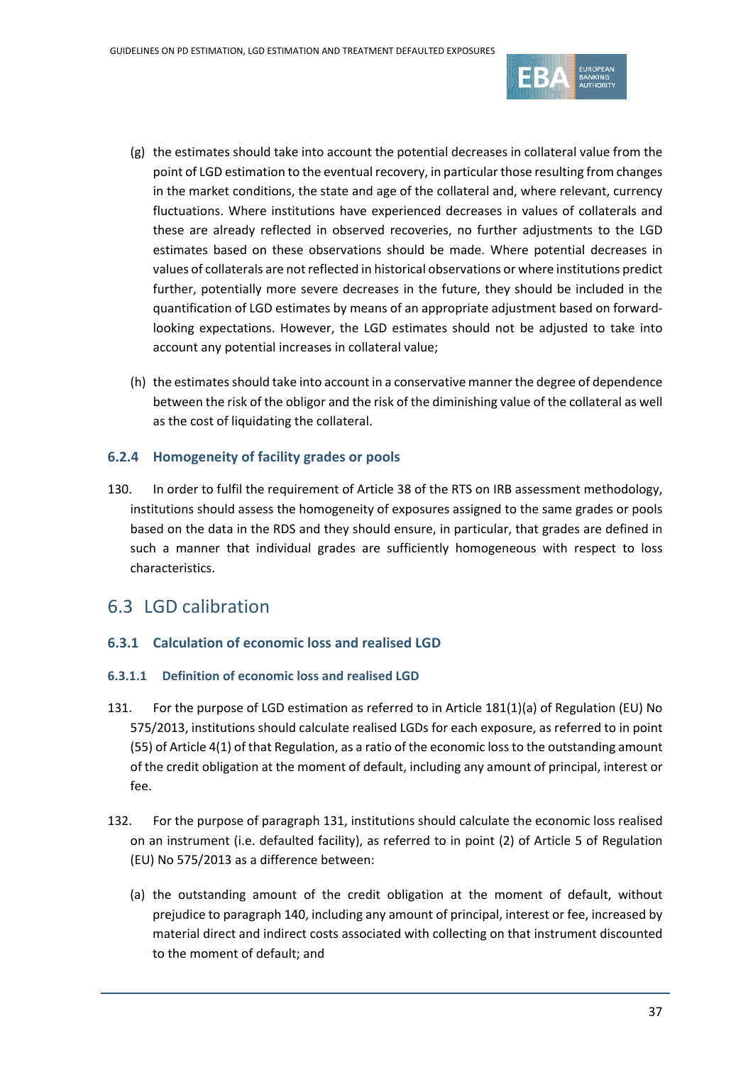(g) the estimates should take into account the potential decreases in collateral value from the point of LGD estimation to the eventual recovery, in particular those resulting from changes in the market conditions, the state and age of the collateral and, where relevant, currency fluctuations. Where institutions have experienced decreases in values of collaterals and these are already reflected in observed recoveries, no further adjustments to the LGD estimates based on these observations should be made. Where potential decreases in values of collaterals are not reflected in historical observations or where institutions predict further, potentially more severe decreases in the future, they should be included in the quantification of LGD estimates by means of an appropriate adjustment based on forward-looking expectations. However, the LGD estimates should not be adjusted to take into account any potential increases in collateral value;

(h) the estimates should take into account in a conservative manner the degree of dependence between the risk of the obligor and the risk of the diminishing value of the collateral as well as the cost of liquidating the collateral.

### 6.2.4 Homogeneity of facility grades or pools

130. In order to fulfil the requirement of Article 38 of the RTS on IRB assessment methodology, institutions should assess the homogeneity of exposures assigned to the same grades or pools based on the data in the RDS and they should ensure, in particular, that grades are defined in such a manner that individual grades are sufficiently homogeneous with respect to loss characteristics.

## 6.3 LGD calibration

### 6.3.1 Calculation of economic loss and realised LGD

#### 6.3.1.1 Definition of economic loss and realised LGD

131. For the purpose of LGD estimation as referred to in Article 181(1)(a) of Regulation (EU) No 575/2013, institutions should calculate realised LGDs for each exposure, as referred to in point (55) of Article 4(1) of that Regulation, as a ratio of the economic loss to the outstanding amount of the credit obligation at the moment of default, including any amount of principal, interest or fee.

132. For the purpose of paragraph 131, institutions should calculate the economic loss realised on an instrument (i.e. defaulted facility), as referred to in point (2) of Article 5 of Regulation (EU) No 575/2013 as a difference between:

(a) the outstanding amount of the credit obligation at the moment of default, without prejudice to paragraph 140, including any amount of principal, interest or fee, increased by material direct and indirect costs associated with collecting on that instrument discounted to the moment of default; and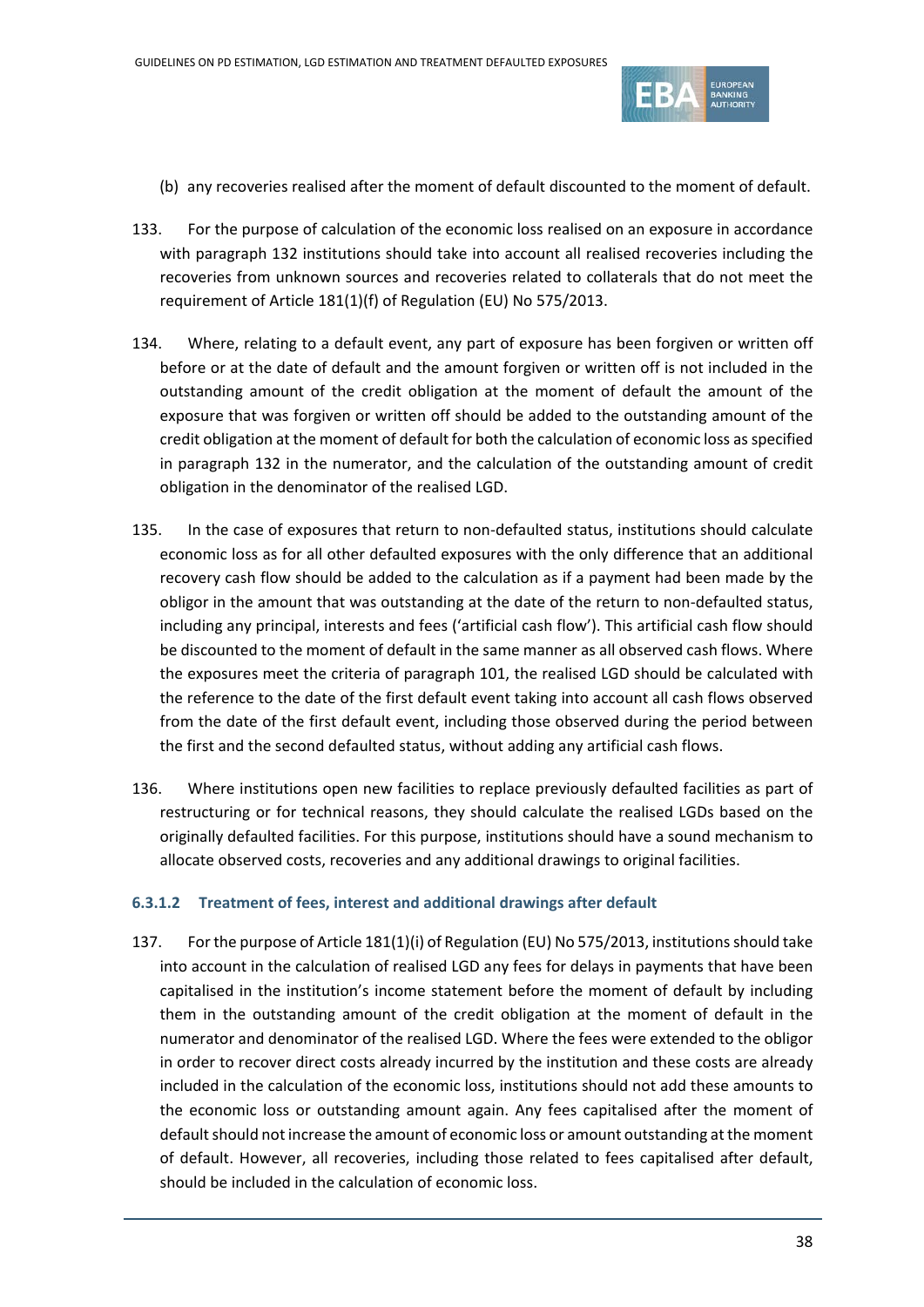(b) any recoveries realised after the moment of default discounted to the moment of default.

133. For the purpose of calculation of the economic loss realised on an exposure in accordance with paragraph 132 institutions should take into account all realised recoveries including the recoveries from unknown sources and recoveries related to collaterals that do not meet the requirement of Article 181(1)(f) of Regulation (EU) No 575/2013.

134. Where, relating to a default event, any part of exposure has been forgiven or written off before or at the date of default and the amount forgiven or written off is not included in the outstanding amount of the credit obligation at the moment of default the amount of the exposure that was forgiven or written off should be added to the outstanding amount of the credit obligation at the moment of default for both the calculation of economic loss as specified in paragraph 132 in the numerator, and the calculation of the outstanding amount of credit obligation in the denominator of the realised LGD.

135. In the case of exposures that return to non-defaulted status, institutions should calculate economic loss as for all other defaulted exposures with the only difference that an additional recovery cash flow should be added to the calculation as if a payment had been made by the obligor in the amount that was outstanding at the date of the return to non-defaulted status, including any principal, interests and fees ('artificial cash flow'). This artificial cash flow should be discounted to the moment of default in the same manner as all observed cash flows. Where the exposures meet the criteria of paragraph 101, the realised LGD should be calculated with the reference to the date of the first default event taking into account all cash flows observed from the date of the first default event, including those observed during the period between the first and the second defaulted status, without adding any artificial cash flows.

136. Where institutions open new facilities to replace previously defaulted facilities as part of restructuring or for technical reasons, they should calculate the realised LGDs based on the originally defaulted facilities. For this purpose, institutions should have a sound mechanism to allocate observed costs, recoveries and any additional drawings to original facilities.

#### 6.3.1.2 Treatment of fees, interest and additional drawings after default

137. For the purpose of Article 181(1)(i) of Regulation (EU) No 575/2013, institutions should take into account in the calculation of realised LGD any fees for delays in payments that have been capitalised in the institution's income statement before the moment of default by including them in the outstanding amount of the credit obligation at the moment of default in the numerator and denominator of the realised LGD. Where the fees were extended to the obligor in order to recover direct costs already incurred by the institution and these costs are already included in the calculation of the economic loss, institutions should not add these amounts to the economic loss or outstanding amount again. Any fees capitalised after the moment of default should not increase the amount of economic loss or amount outstanding at the moment of default. However, all recoveries, including those related to fees capitalised after default, should be included in the calculation of economic loss.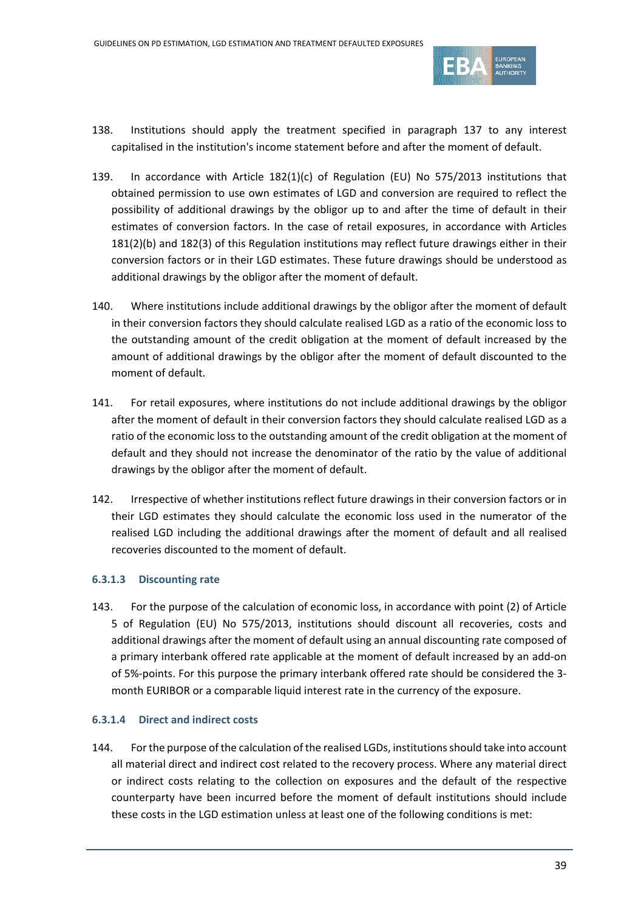138. Institutions should apply the treatment specified in paragraph 137 to any interest capitalised in the institution's income statement before and after the moment of default.

139. In accordance with Article 182(1)(c) of Regulation (EU) No 575/2013 institutions that obtained permission to use own estimates of LGD and conversion are required to reflect the possibility of additional drawings by the obligor up to and after the time of default in their estimates of conversion factors. In the case of retail exposures, in accordance with Articles 181(2)(b) and 182(3) of this Regulation institutions may reflect future drawings either in their conversion factors or in their LGD estimates. These future drawings should be understood as additional drawings by the obligor after the moment of default.

140. Where institutions include additional drawings by the obligor after the moment of default in their conversion factors they should calculate realised LGD as a ratio of the economic loss to the outstanding amount of the credit obligation at the moment of default increased by the amount of additional drawings by the obligor after the moment of default discounted to the moment of default.

141. For retail exposures, where institutions do not include additional drawings by the obligor after the moment of default in their conversion factors they should calculate realised LGD as a ratio of the economic loss to the outstanding amount of the credit obligation at the moment of default and they should not increase the denominator of the ratio by the value of additional drawings by the obligor after the moment of default.

142. Irrespective of whether institutions reflect future drawings in their conversion factors or in their LGD estimates they should calculate the economic loss used in the numerator of the realised LGD including the additional drawings after the moment of default and all realised recoveries discounted to the moment of default.

#### 6.3.1.3 Discounting rate

143. For the purpose of the calculation of economic loss, in accordance with point (2) of Article 5 of Regulation (EU) No 575/2013, institutions should discount all recoveries, costs and additional drawings after the moment of default using an annual discounting rate composed of a primary interbank offered rate applicable at the moment of default increased by an add-on of 5%-points. For this purpose the primary interbank offered rate should be considered the 3-month EURIBOR or a comparable liquid interest rate in the currency of the exposure.

#### 6.3.1.4 Direct and indirect costs

144. For the purpose of the calculation of the realised LGDs, institutions should take into account all material direct and indirect cost related to the recovery process. Where any material direct or indirect costs relating to the collection on exposures and the default of the respective counterparty have been incurred before the moment of default institutions should include these costs in the LGD estimation unless at least one of the following conditions is met: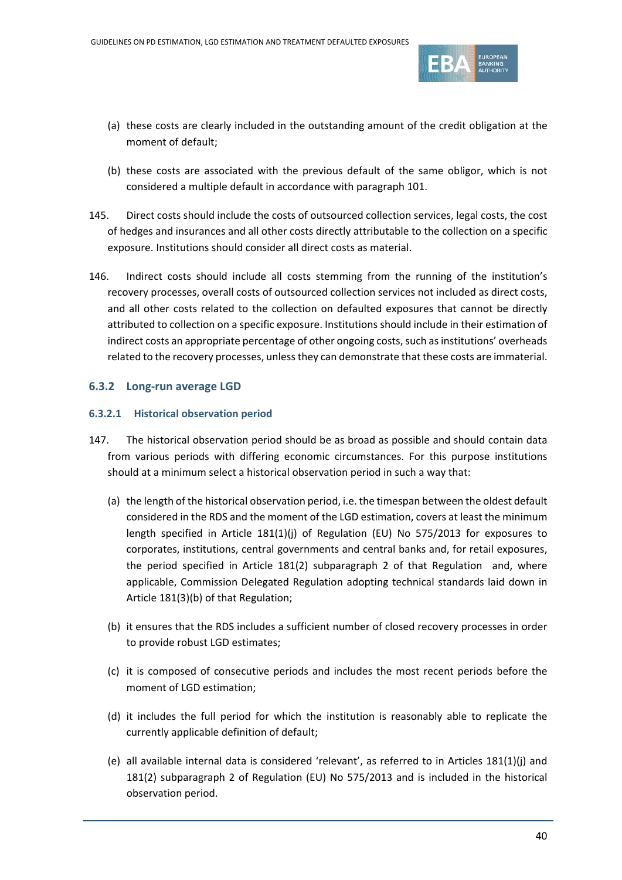(a) these costs are clearly included in the outstanding amount of the credit obligation at the moment of default;

(b) these costs are associated with the previous default of the same obligor, which is not considered a multiple default in accordance with paragraph 101.

145. Direct costs should include the costs of outsourced collection services, legal costs, the cost of hedges and insurances and all other costs directly attributable to the collection on a specific exposure. Institutions should consider all direct costs as material.

146. Indirect costs should include all costs stemming from the running of the institution's recovery processes, overall costs of outsourced collection services not included as direct costs, and all other costs related to the collection on defaulted exposures that cannot be directly attributed to collection on a specific exposure. Institutions should include in their estimation of indirect costs an appropriate percentage of other ongoing costs, such as institutions' overheads related to the recovery processes, unless they can demonstrate that these costs are immaterial.

### 6.3.2 Long-run average LGD

#### 6.3.2.1 Historical observation period

147. The historical observation period should be as broad as possible and should contain data from various periods with differing economic circumstances. For this purpose institutions should at a minimum select a historical observation period in such a way that:

(a) the length of the historical observation period, i.e. the timespan between the oldest default considered in the RDS and the moment of the LGD estimation, covers at least the minimum length specified in Article 181(1)(j) of Regulation (EU) No 575/2013 for exposures to corporates, institutions, central governments and central banks and, for retail exposures, the period specified in Article 181(2) subparagraph 2 of that Regulation and, where applicable, Commission Delegated Regulation adopting technical standards laid down in Article 181(3)(b) of that Regulation;

(b) it ensures that the RDS includes a sufficient number of closed recovery processes in order to provide robust LGD estimates;

(c) it is composed of consecutive periods and includes the most recent periods before the moment of LGD estimation;

(d) it includes the full period for which the institution is reasonably able to replicate the currently applicable definition of default;

(e) all available internal data is considered 'relevant', as referred to in Articles 181(1)(j) and 181(2) subparagraph 2 of Regulation (EU) No 575/2013 and is included in the historical observation period.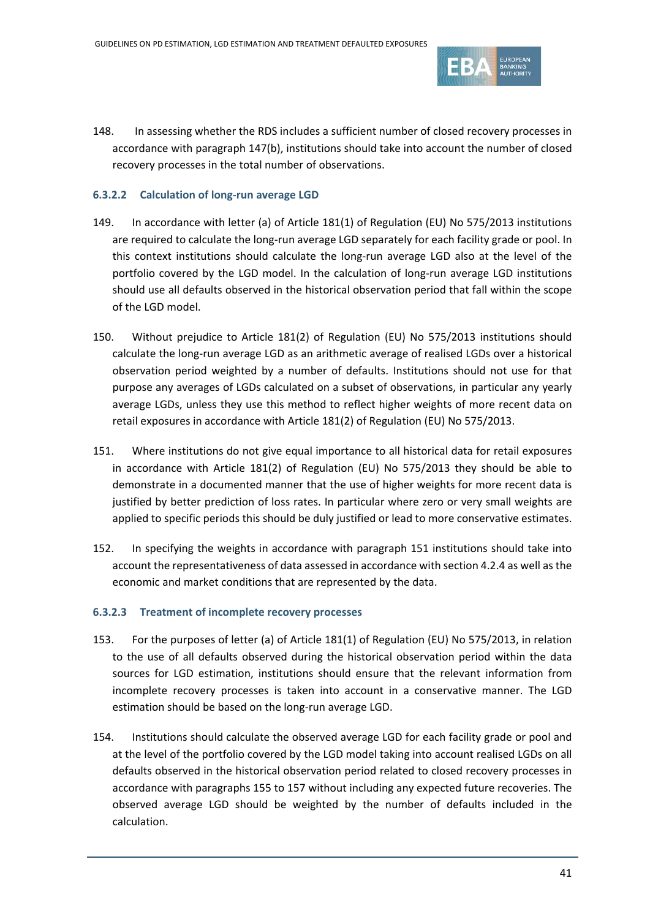148. In assessing whether the RDS includes a sufficient number of closed recovery processes in accordance with paragraph 147(b), institutions should take into account the number of closed recovery processes in the total number of observations.

#### 6.3.2.2 Calculation of long-run average LGD

149. In accordance with letter (a) of Article 181(1) of Regulation (EU) No 575/2013 institutions are required to calculate the long-run average LGD separately for each facility grade or pool. In this context institutions should calculate the long-run average LGD also at the level of the portfolio covered by the LGD model. In the calculation of long-run average LGD institutions should use all defaults observed in the historical observation period that fall within the scope of the LGD model.

150. Without prejudice to Article 181(2) of Regulation (EU) No 575/2013 institutions should calculate the long-run average LGD as an arithmetic average of realised LGDs over a historical observation period weighted by a number of defaults. Institutions should not use for that purpose any averages of LGDs calculated on a subset of observations, in particular any yearly average LGDs, unless they use this method to reflect higher weights of more recent data on retail exposures in accordance with Article 181(2) of Regulation (EU) No 575/2013.

151. Where institutions do not give equal importance to all historical data for retail exposures in accordance with Article 181(2) of Regulation (EU) No 575/2013 they should be able to demonstrate in a documented manner that the use of higher weights for more recent data is justified by better prediction of loss rates. In particular where zero or very small weights are applied to specific periods this should be duly justified or lead to more conservative estimates.

152. In specifying the weights in accordance with paragraph 151 institutions should take into account the representativeness of data assessed in accordance with section 4.2.4 as well as the economic and market conditions that are represented by the data.

#### 6.3.2.3 Treatment of incomplete recovery processes

153. For the purposes of letter (a) of Article 181(1) of Regulation (EU) No 575/2013, in relation to the use of all defaults observed during the historical observation period within the data sources for LGD estimation, institutions should ensure that the relevant information from incomplete recovery processes is taken into account in a conservative manner. The LGD estimation should be based on the long-run average LGD.

154. Institutions should calculate the observed average LGD for each facility grade or pool and at the level of the portfolio covered by the LGD model taking into account realised LGDs on all defaults observed in the historical observation period related to closed recovery processes in accordance with paragraphs 155 to 157 without including any expected future recoveries. The observed average LGD should be weighted by the number of defaults included in the calculation.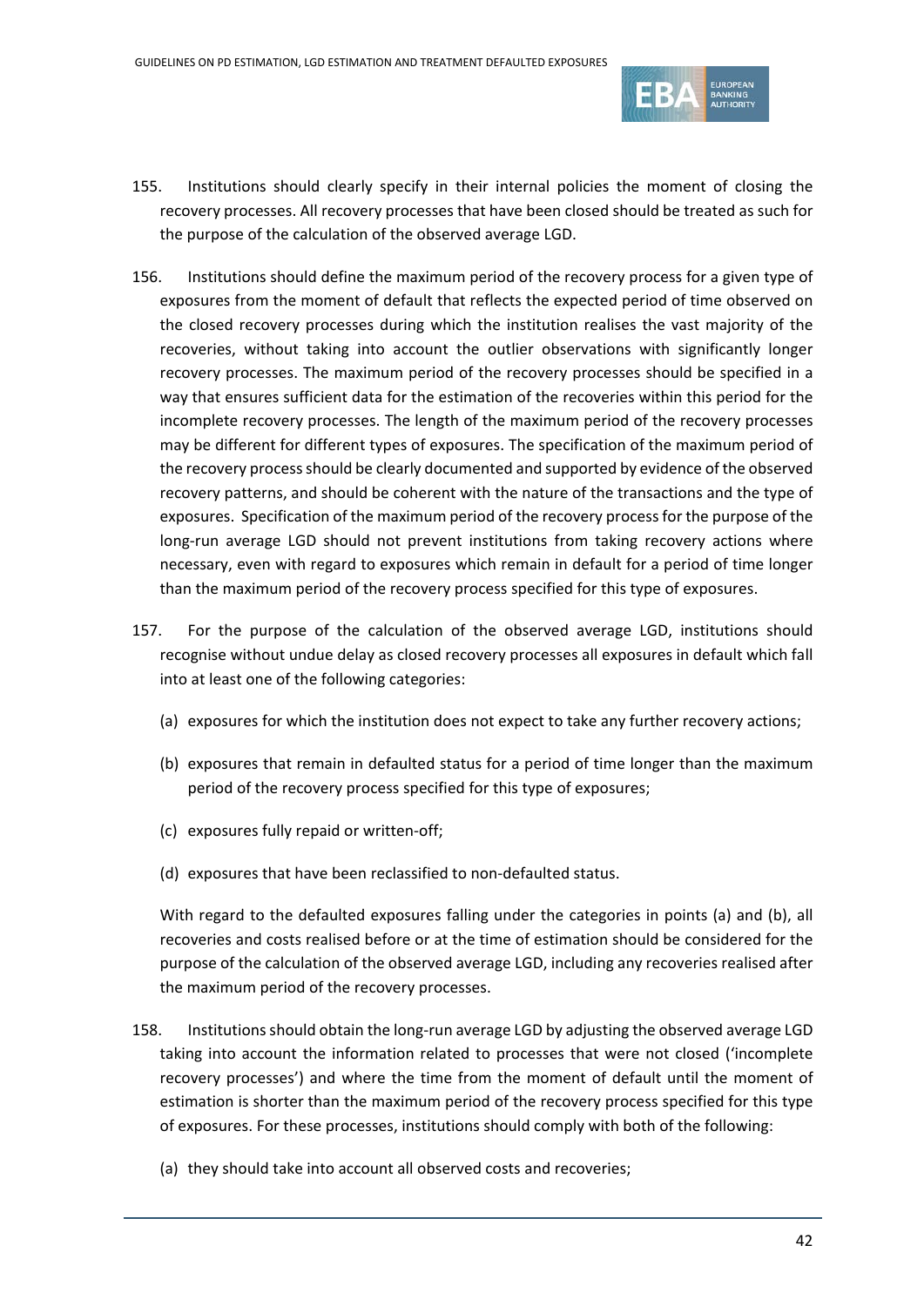155. Institutions should clearly specify in their internal policies the moment of closing the recovery processes. All recovery processes that have been closed should be treated as such for the purpose of the calculation of the observed average LGD.

156. Institutions should define the maximum period of the recovery process for a given type of exposures from the moment of default that reflects the expected period of time observed on the closed recovery processes during which the institution realises the vast majority of the recoveries, without taking into account the outlier observations with significantly longer recovery processes. The maximum period of the recovery processes should be specified in a way that ensures sufficient data for the estimation of the recoveries within this period for the incomplete recovery processes. The length of the maximum period of the recovery processes may be different for different types of exposures. The specification of the maximum period of the recovery process should be clearly documented and supported by evidence of the observed recovery patterns, and should be coherent with the nature of the transactions and the type of exposures. Specification of the maximum period of the recovery process for the purpose of the long-run average LGD should not prevent institutions from taking recovery actions where necessary, even with regard to exposures which remain in default for a period of time longer than the maximum period of the recovery process specified for this type of exposures.

157. For the purpose of the calculation of the observed average LGD, institutions should recognise without undue delay as closed recovery processes all exposures in default which fall into at least one of the following categories:

(a) exposures for which the institution does not expect to take any further recovery actions;

(b) exposures that remain in defaulted status for a period of time longer than the maximum period of the recovery process specified for this type of exposures;

(c) exposures fully repaid or written-off;

(d) exposures that have been reclassified to non-defaulted status.

With regard to the defaulted exposures falling under the categories in points (a) and (b), all recoveries and costs realised before or at the time of estimation should be considered for the purpose of the calculation of the observed average LGD, including any recoveries realised after the maximum period of the recovery processes.

158. Institutions should obtain the long-run average LGD by adjusting the observed average LGD taking into account the information related to processes that were not closed ('incomplete recovery processes') and where the time from the moment of default until the moment of estimation is shorter than the maximum period of the recovery process specified for this type of exposures. For these processes, institutions should comply with both of the following:

(a) they should take into account all observed costs and recoveries;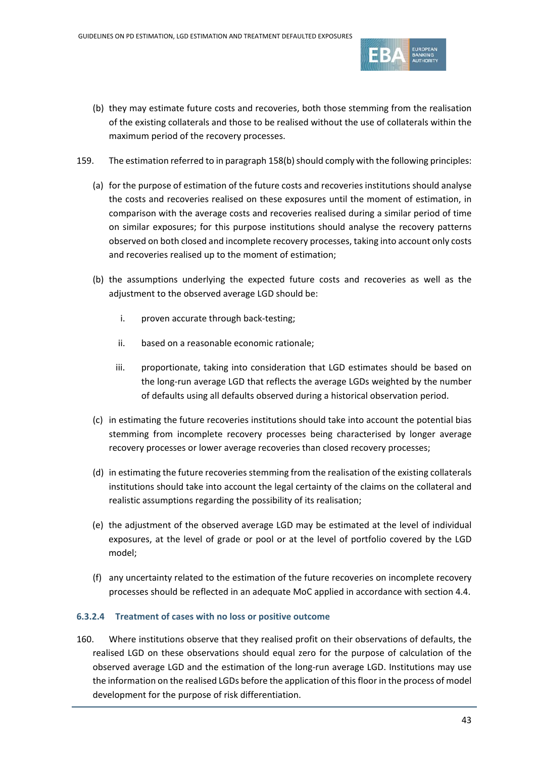(b) they may estimate future costs and recoveries, both those stemming from the realisation of the existing collaterals and those to be realised without the use of collaterals within the maximum period of the recovery processes.

159. The estimation referred to in paragraph 158(b) should comply with the following principles:

(a) for the purpose of estimation of the future costs and recoveries institutions should analyse the costs and recoveries realised on these exposures until the moment of estimation, in comparison with the average costs and recoveries realised during a similar period of time on similar exposures; for this purpose institutions should analyse the recovery patterns observed on both closed and incomplete recovery processes, taking into account only costs and recoveries realised up to the moment of estimation;

(b) the assumptions underlying the expected future costs and recoveries as well as the adjustment to the observed average LGD should be:

   i. proven accurate through back-testing;

   ii. based on a reasonable economic rationale;

   iii. proportionate, taking into consideration that LGD estimates should be based on the long-run average LGD that reflects the average LGDs weighted by the number of defaults using all defaults observed during a historical observation period.

(c) in estimating the future recoveries institutions should take into account the potential bias stemming from incomplete recovery processes being characterised by longer average recovery processes or lower average recoveries than closed recovery processes;

(d) in estimating the future recoveries stemming from the realisation of the existing collaterals institutions should take into account the legal certainty of the claims on the collateral and realistic assumptions regarding the possibility of its realisation;

(e) the adjustment of the observed average LGD may be estimated at the level of individual exposures, at the level of grade or pool or at the level of portfolio covered by the LGD model;

(f) any uncertainty related to the estimation of the future recoveries on incomplete recovery processes should be reflected in an adequate MoC applied in accordance with section 4.4.

#### 6.3.2.4 Treatment of cases with no loss or positive outcome

160. Where institutions observe that they realised profit on their observations of defaults, the realised LGD on these observations should equal zero for the purpose of calculation of the observed average LGD and the estimation of the long-run average LGD. Institutions may use the information on the realised LGDs before the application of this floor in the process of model development for the purpose of risk differentiation.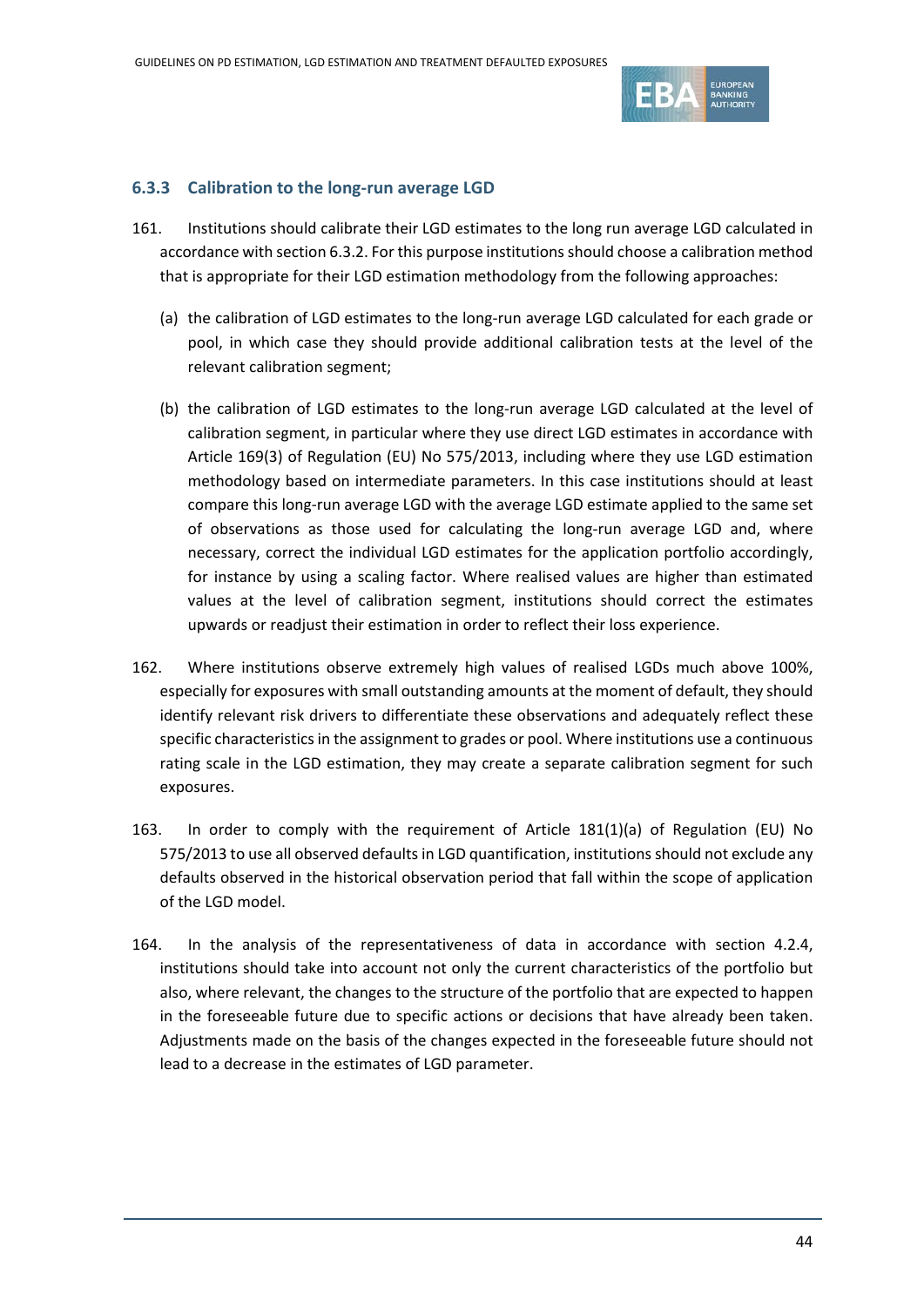### 6.3.3 Calibration to the long-run average LGD

161. Institutions should calibrate their LGD estimates to the long run average LGD calculated in accordance with section 6.3.2. For this purpose institutions should choose a calibration method that is appropriate for their LGD estimation methodology from the following approaches:

   (a) the calibration of LGD estimates to the long-run average LGD calculated for each grade or pool, in which case they should provide additional calibration tests at the level of the relevant calibration segment;

   (b) the calibration of LGD estimates to the long-run average LGD calculated at the level of calibration segment, in particular where they use direct LGD estimates in accordance with Article 169(3) of Regulation (EU) No 575/2013, including where they use LGD estimation methodology based on intermediate parameters. In this case institutions should at least compare this long-run average LGD with the average LGD estimate applied to the same set of observations as those used for calculating the long-run average LGD and, where necessary, correct the individual LGD estimates for the application portfolio accordingly, for instance by using a scaling factor. Where realised values are higher than estimated values at the level of calibration segment, institutions should correct the estimates upwards or readjust their estimation in order to reflect their loss experience.

162. Where institutions observe extremely high values of realised LGDs much above 100%, especially for exposures with small outstanding amounts at the moment of default, they should identify relevant risk drivers to differentiate these observations and adequately reflect these specific characteristics in the assignment to grades or pool. Where institutions use a continuous rating scale in the LGD estimation, they may create a separate calibration segment for such exposures.

163. In order to comply with the requirement of Article 181(1)(a) of Regulation (EU) No 575/2013 to use all observed defaults in LGD quantification, institutions should not exclude any defaults observed in the historical observation period that fall within the scope of application of the LGD model.

164. In the analysis of the representativeness of data in accordance with section 4.2.4, institutions should take into account not only the current characteristics of the portfolio but also, where relevant, the changes to the structure of the portfolio that are expected to happen in the foreseeable future due to specific actions or decisions that have already been taken. Adjustments made on the basis of the changes expected in the foreseeable future should not lead to a decrease in the estimates of LGD parameter.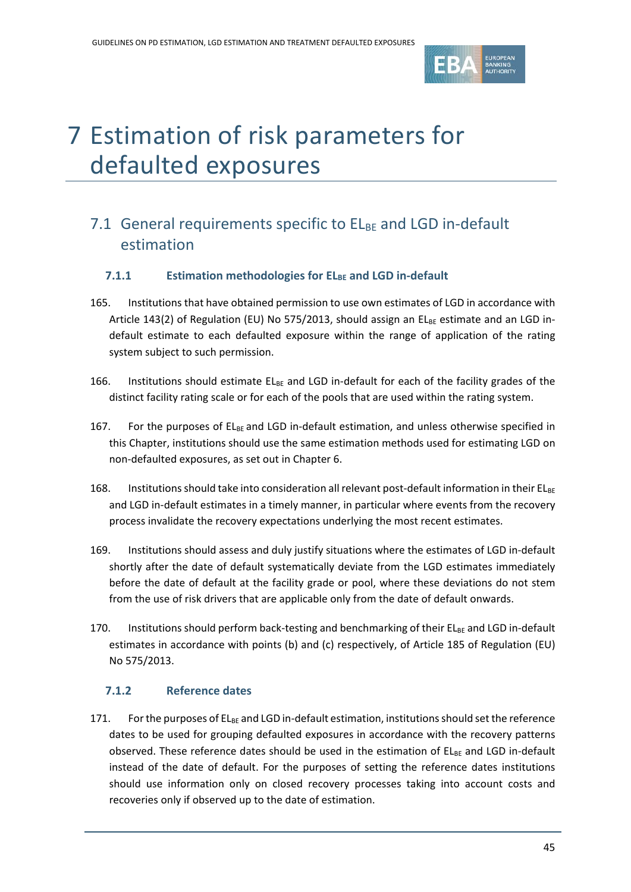# 7 Estimation of risk parameters for defaulted exposures

## 7.1 General requirements specific to $EL_{BE}$ and LGD in-default estimation

### 7.1.1 Estimation methodologies for $EL_{BE}$ and LGD in-default

165. Institutions that have obtained permission to use own estimates of LGD in accordance with Article 143(2) of Regulation (EU) No 575/2013, should assign an $EL_{BE}$ estimate and an LGD in-default estimate to each defaulted exposure within the range of application of the rating system subject to such permission.

166. Institutions should estimate $EL_{BE}$ and LGD in-default for each of the facility grades of the distinct facility rating scale or for each of the pools that are used within the rating system.

167. For the purposes of $EL_{BE}$ and LGD in-default estimation, and unless otherwise specified in this Chapter, institutions should use the same estimation methods used for estimating LGD on non-defaulted exposures, as set out in Chapter 6.

168. Institutions should take into consideration all relevant post-default information in their $EL_{BE}$ and LGD in-default estimates in a timely manner, in particular where events from the recovery process invalidate the recovery expectations underlying the most recent estimates.

169. Institutions should assess and duly justify situations where the estimates of LGD in-default shortly after the date of default systematically deviate from the LGD estimates immediately before the date of default at the facility grade or pool, where these deviations do not stem from the use of risk drivers that are applicable only from the date of default onwards.

170. Institutions should perform back-testing and benchmarking of their $EL_{BE}$ and LGD in-default estimates in accordance with points (b) and (c) respectively, of Article 185 of Regulation (EU) No 575/2013.

### 7.1.2 Reference dates

171. For the purposes of $EL_{BE}$ and LGD in-default estimation, institutions should set the reference dates to be used for grouping defaulted exposures in accordance with the recovery patterns observed. These reference dates should be used in the estimation of $EL_{BE}$ and LGD in-default instead of the date of default. For the purposes of setting the reference dates institutions should use information only on closed recovery processes taking into account costs and recoveries only if observed up to the date of estimation.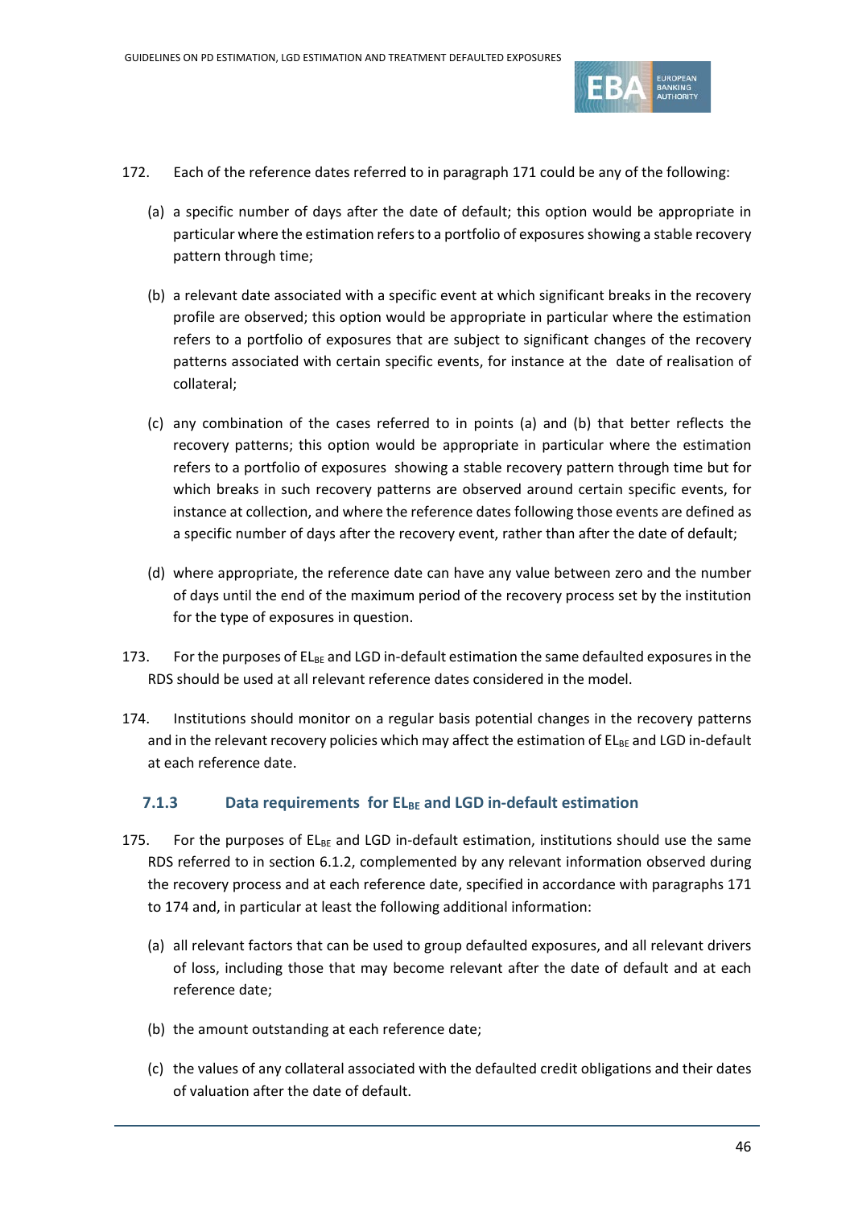172. Each of the reference dates referred to in paragraph 171 could be any of the following:

(a) a specific number of days after the date of default; this option would be appropriate in particular where the estimation refers to a portfolio of exposures showing a stable recovery pattern through time;

(b) a relevant date associated with a specific event at which significant breaks in the recovery profile are observed; this option would be appropriate in particular where the estimation refers to a portfolio of exposures that are subject to significant changes of the recovery patterns associated with certain specific events, for instance at the date of realisation of collateral;

(c) any combination of the cases referred to in points (a) and (b) that better reflects the recovery patterns; this option would be appropriate in particular where the estimation refers to a portfolio of exposures showing a stable recovery pattern through time but for which breaks in such recovery patterns are observed around certain specific events, for instance at collection, and where the reference dates following those events are defined as a specific number of days after the recovery event, rather than after the date of default;

(d) where appropriate, the reference date can have any value between zero and the number of days until the end of the maximum period of the recovery process set by the institution for the type of exposures in question.

173. For the purposes of $EL_{BE}$ and LGD in-default estimation the same defaulted exposures in the RDS should be used at all relevant reference dates considered in the model.

174. Institutions should monitor on a regular basis potential changes in the recovery patterns and in the relevant recovery policies which may affect the estimation of $EL_{BE}$ and LGD in-default at each reference date.

### 7.1.3 Data requirements for $EL_{BE}$ and LGD in-default estimation

175. For the purposes of $EL_{BE}$ and LGD in-default estimation, institutions should use the same RDS referred to in section 6.1.2, complemented by any relevant information observed during the recovery process and at each reference date, specified in accordance with paragraphs 171 to 174 and, in particular at least the following additional information:

(a) all relevant factors that can be used to group defaulted exposures, and all relevant drivers of loss, including those that may become relevant after the date of default and at each reference date;

(b) the amount outstanding at each reference date;

(c) the values of any collateral associated with the defaulted credit obligations and their dates of valuation after the date of default.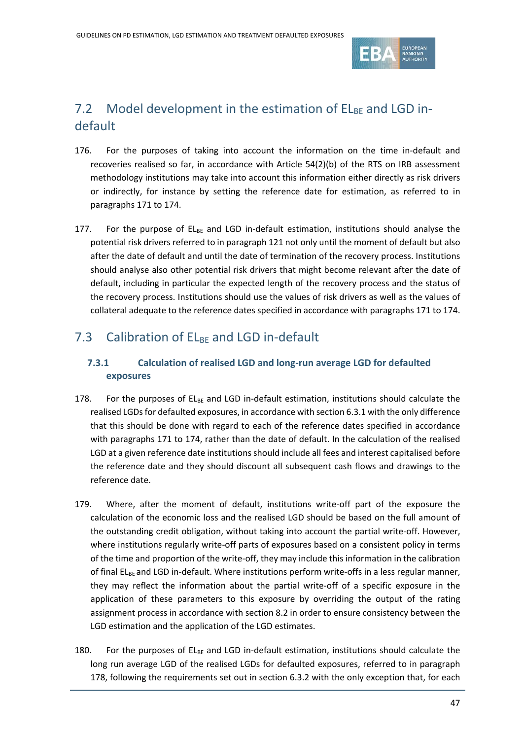## 7.2 Model development in the estimation of $EL_{BE}$ and LGD in-default

176. For the purposes of taking into account the information on the time in-default and recoveries realised so far, in accordance with Article 54(2)(b) of the RTS on IRB assessment methodology institutions may take into account this information either directly as risk drivers or indirectly, for instance by setting the reference date for estimation, as referred to in paragraphs 171 to 174.

177. For the purpose of $EL_{BE}$ and LGD in-default estimation, institutions should analyse the potential risk drivers referred to in paragraph 121 not only until the moment of default but also after the date of default and until the date of termination of the recovery process. Institutions should analyse also other potential risk drivers that might become relevant after the date of default, including in particular the expected length of the recovery process and the status of the recovery process. Institutions should use the values of risk drivers as well as the values of collateral adequate to the reference dates specified in accordance with paragraphs 171 to 174.

## 7.3 Calibration of $EL_{BE}$ and LGD in-default

### 7.3.1 Calculation of realised LGD and long-run average LGD for defaulted exposures

178. For the purposes of $EL_{BE}$ and LGD in-default estimation, institutions should calculate the realised LGDs for defaulted exposures, in accordance with section 6.3.1 with the only difference that this should be done with regard to each of the reference dates specified in accordance with paragraphs 171 to 174, rather than the date of default. In the calculation of the realised LGD at a given reference date institutions should include all fees and interest capitalised before the reference date and they should discount all subsequent cash flows and drawings to the reference date.

179. Where, after the moment of default, institutions write-off part of the exposure the calculation of the economic loss and the realised LGD should be based on the full amount of the outstanding credit obligation, without taking into account the partial write-off. However, where institutions regularly write-off parts of exposures based on a consistent policy in terms of the time and proportion of the write-off, they may include this information in the calibration of final $EL_{BE}$ and LGD in-default. Where institutions perform write-offs in a less regular manner, they may reflect the information about the partial write-off of a specific exposure in the application of these parameters to this exposure by overriding the output of the rating assignment process in accordance with section 8.2 in order to ensure consistency between the LGD estimation and the application of the LGD estimates.

180. For the purposes of $EL_{BE}$ and LGD in-default estimation, institutions should calculate the long run average LGD of the realised LGDs for defaulted exposures, referred to in paragraph 178, following the requirements set out in section 6.3.2 with the only exception that, for each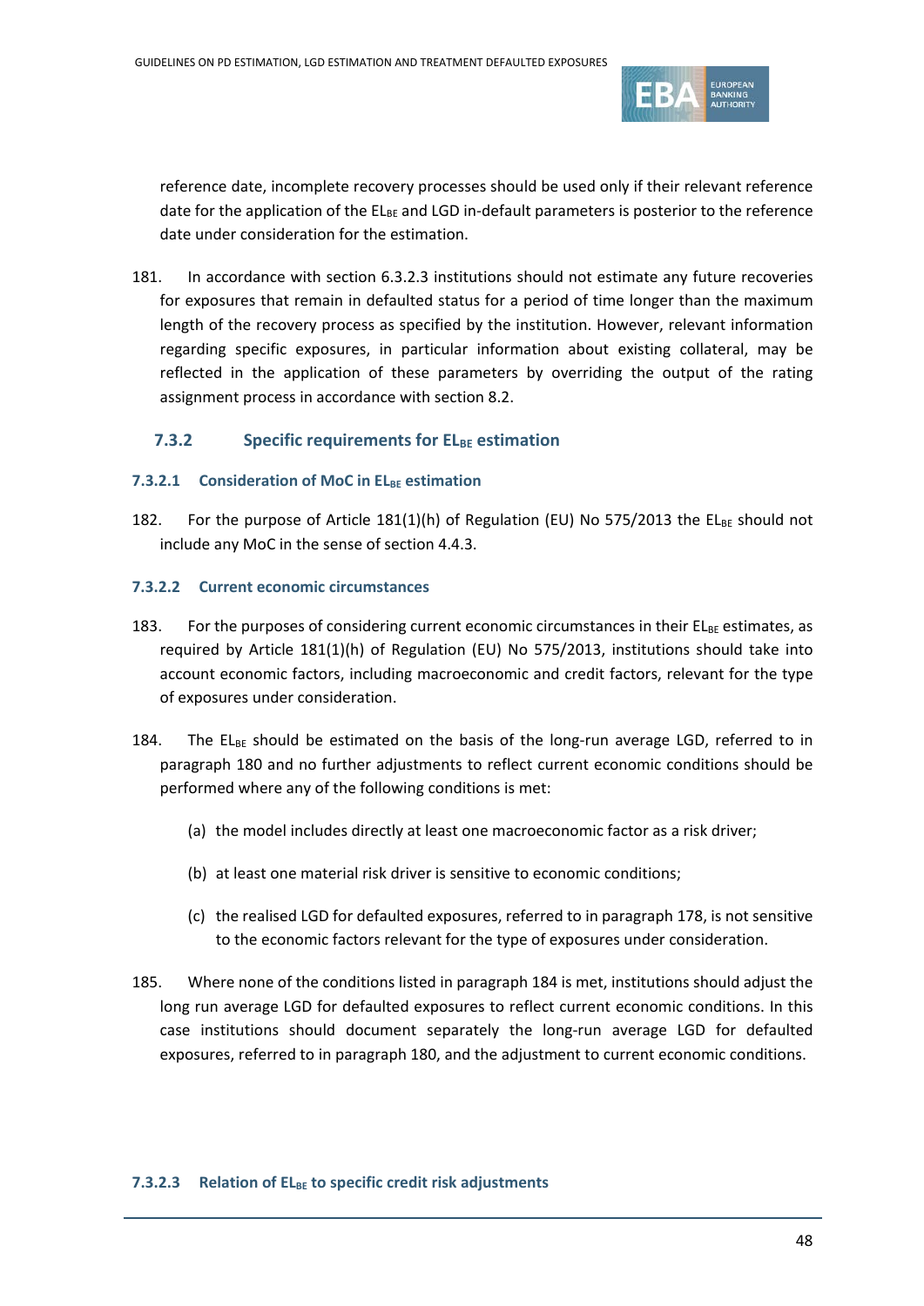reference date, incomplete recovery processes should be used only if their relevant reference date for the application of the $EL_{BE}$ and LGD in-default parameters is posterior to the reference date under consideration for the estimation.

181. In accordance with section 6.3.2.3 institutions should not estimate any future recoveries for exposures that remain in defaulted status for a period of time longer than the maximum length of the recovery process as specified by the institution. However, relevant information regarding specific exposures, in particular information about existing collateral, may be reflected in the application of these parameters by overriding the output of the rating assignment process in accordance with section 8.2.

### 7.3.2 Specific requirements for $EL_{BE}$ estimation

#### 7.3.2.1 Consideration of MoC in $EL_{BE}$ estimation

182. For the purpose of Article 181(1)(h) of Regulation (EU) No 575/2013 the $EL_{BE}$ should not include any MoC in the sense of section 4.4.3.

#### 7.3.2.2 Current economic circumstances

183. For the purposes of considering current economic circumstances in their $EL_{BE}$ estimates, as required by Article 181(1)(h) of Regulation (EU) No 575/2013, institutions should take into account economic factors, including macroeconomic and credit factors, relevant for the type of exposures under consideration.

184. The $EL_{BE}$ should be estimated on the basis of the long-run average LGD, referred to in paragraph 180 and no further adjustments to reflect current economic conditions should be performed where any of the following conditions is met:

  (a) the model includes directly at least one macroeconomic factor as a risk driver;

  (b) at least one material risk driver is sensitive to economic conditions;

  (c) the realised LGD for defaulted exposures, referred to in paragraph 178, is not sensitive to the economic factors relevant for the type of exposures under consideration.

185. Where none of the conditions listed in paragraph 184 is met, institutions should adjust the long run average LGD for defaulted exposures to reflect current economic conditions. In this case institutions should document separately the long-run average LGD for defaulted exposures, referred to in paragraph 180, and the adjustment to current economic conditions.

#### 7.3.2.3 Relation of $EL_{BE}$ to specific credit risk adjustments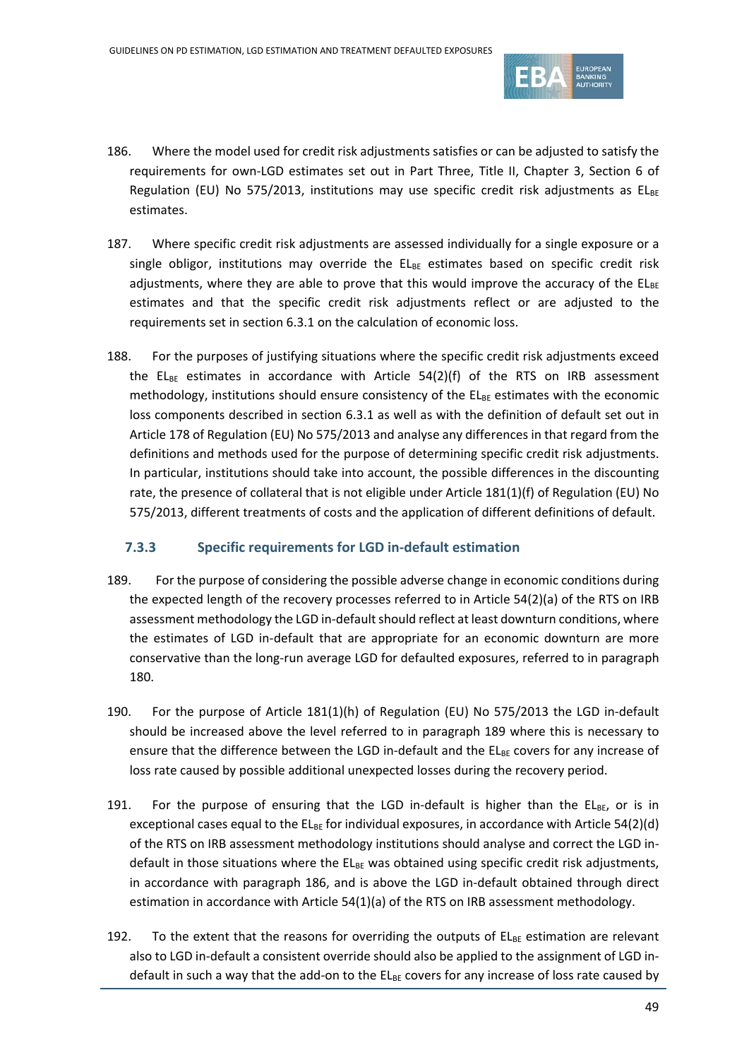186. Where the model used for credit risk adjustments satisfies or can be adjusted to satisfy the requirements for own-LGD estimates set out in Part Three, Title II, Chapter 3, Section 6 of Regulation (EU) No 575/2013, institutions may use specific credit risk adjustments as $EL_{BE}$ estimates.

187. Where specific credit risk adjustments are assessed individually for a single exposure or a single obligor, institutions may override the $EL_{BE}$ estimates based on specific credit risk adjustments, where they are able to prove that this would improve the accuracy of the $EL_{BE}$ estimates and that the specific credit risk adjustments reflect or are adjusted to the requirements set in section 6.3.1 on the calculation of economic loss.

188. For the purposes of justifying situations where the specific credit risk adjustments exceed the $EL_{BE}$ estimates in accordance with Article 54(2)(f) of the RTS on IRB assessment methodology, institutions should ensure consistency of the $EL_{BE}$ estimates with the economic loss components described in section 6.3.1 as well as with the definition of default set out in Article 178 of Regulation (EU) No 575/2013 and analyse any differences in that regard from the definitions and methods used for the purpose of determining specific credit risk adjustments. In particular, institutions should take into account, the possible differences in the discounting rate, the presence of collateral that is not eligible under Article 181(1)(f) of Regulation (EU) No 575/2013, different treatments of costs and the application of different definitions of default.

### 7.3.3 Specific requirements for LGD in-default estimation

189. For the purpose of considering the possible adverse change in economic conditions during the expected length of the recovery processes referred to in Article 54(2)(a) of the RTS on IRB assessment methodology the LGD in-default should reflect at least downturn conditions, where the estimates of LGD in-default that are appropriate for an economic downturn are more conservative than the long-run average LGD for defaulted exposures, referred to in paragraph 180.

190. For the purpose of Article 181(1)(h) of Regulation (EU) No 575/2013 the LGD in-default should be increased above the level referred to in paragraph 189 where this is necessary to ensure that the difference between the LGD in-default and the $EL_{BE}$ covers for any increase of loss rate caused by possible additional unexpected losses during the recovery period.

191. For the purpose of ensuring that the LGD in-default is higher than the $EL_{BE}$, or is in exceptional cases equal to the $EL_{BE}$ for individual exposures, in accordance with Article 54(2)(d) of the RTS on IRB assessment methodology institutions should analyse and correct the LGD in-default in those situations where the $EL_{BE}$ was obtained using specific credit risk adjustments, in accordance with paragraph 186, and is above the LGD in-default obtained through direct estimation in accordance with Article 54(1)(a) of the RTS on IRB assessment methodology.

192. To the extent that the reasons for overriding the outputs of $EL_{BE}$ estimation are relevant also to LGD in-default a consistent override should also be applied to the assignment of LGD in-default in such a way that the add-on to the $EL_{BE}$ covers for any increase of loss rate caused by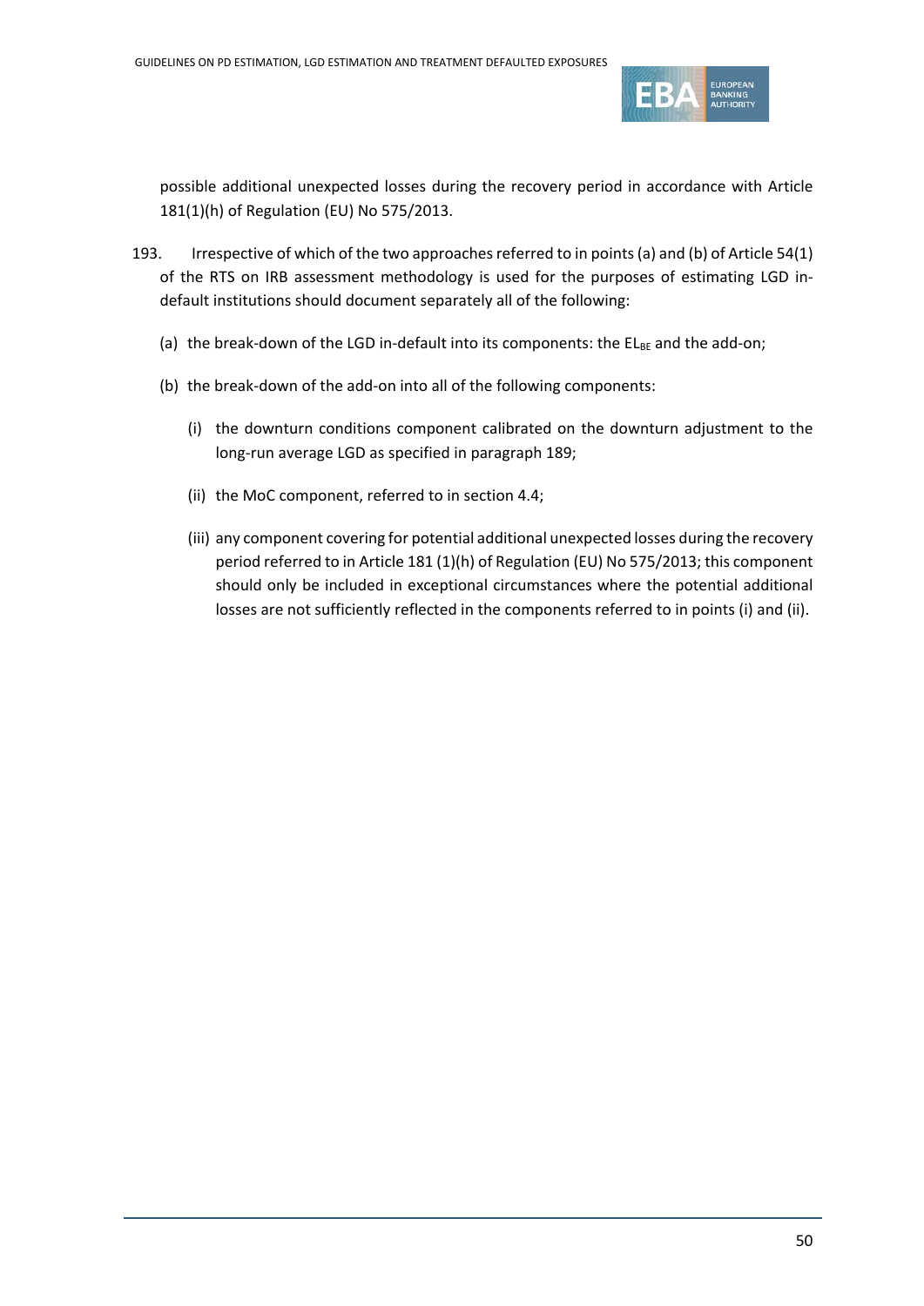possible additional unexpected losses during the recovery period in accordance with Article 181(1)(h) of Regulation (EU) No 575/2013.

193. Irrespective of which of the two approaches referred to in points (a) and (b) of Article 54(1) of the RTS on IRB assessment methodology is used for the purposes of estimating LGD in-default institutions should document separately all of the following:

(a) the break-down of the LGD in-default into its components: the $EL_{BE}$ and the add-on;

(b) the break-down of the add-on into all of the following components:

   (i) the downturn conditions component calibrated on the downturn adjustment to the long-run average LGD as specified in paragraph 189;

   (ii) the MoC component, referred to in section 4.4;

   (iii) any component covering for potential additional unexpected losses during the recovery period referred to in Article 181 (1)(h) of Regulation (EU) No 575/2013; this component should only be included in exceptional circumstances where the potential additional losses are not sufficiently reflected in the components referred to in points (i) and (ii).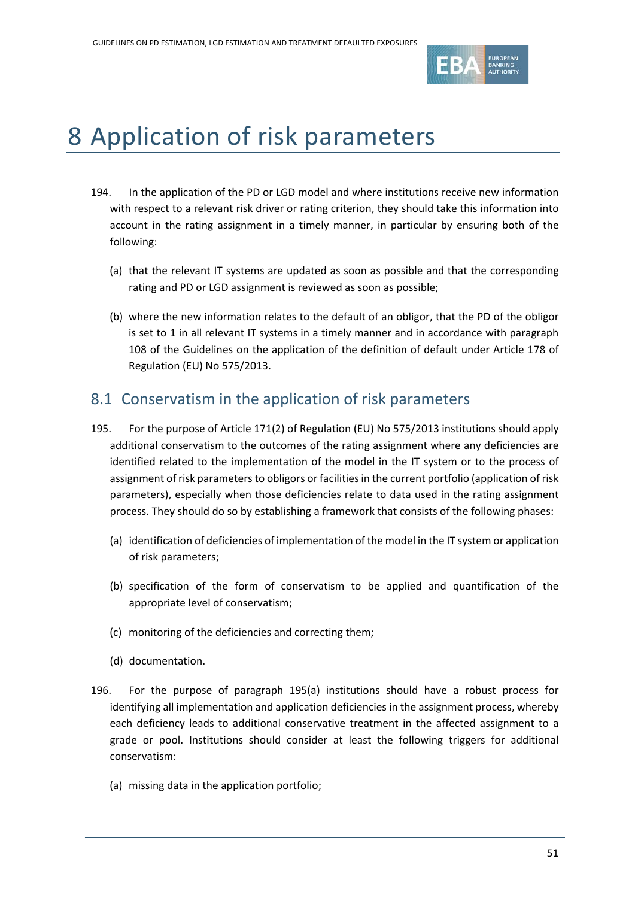# 8 Application of risk parameters

194. In the application of the PD or LGD model and where institutions receive new information with respect to a relevant risk driver or rating criterion, they should take this information into account in the rating assignment in a timely manner, in particular by ensuring both of the following:

   (a) that the relevant IT systems are updated as soon as possible and that the corresponding rating and PD or LGD assignment is reviewed as soon as possible;

   (b) where the new information relates to the default of an obligor, that the PD of the obligor is set to 1 in all relevant IT systems in a timely manner and in accordance with paragraph 108 of the Guidelines on the application of the definition of default under Article 178 of Regulation (EU) No 575/2013.

## 8.1 Conservatism in the application of risk parameters

195. For the purpose of Article 171(2) of Regulation (EU) No 575/2013 institutions should apply additional conservatism to the outcomes of the rating assignment where any deficiencies are identified related to the implementation of the model in the IT system or to the process of assignment of risk parameters to obligors or facilities in the current portfolio (application of risk parameters), especially when those deficiencies relate to data used in the rating assignment process. They should do so by establishing a framework that consists of the following phases:

   (a) identification of deficiencies of implementation of the model in the IT system or application of risk parameters;

   (b) specification of the form of conservatism to be applied and quantification of the appropriate level of conservatism;

   (c) monitoring of the deficiencies and correcting them;

   (d) documentation.

196. For the purpose of paragraph 195(a) institutions should have a robust process for identifying all implementation and application deficiencies in the assignment process, whereby each deficiency leads to additional conservative treatment in the affected assignment to a grade or pool. Institutions should consider at least the following triggers for additional conservatism:

   (a) missing data in the application portfolio;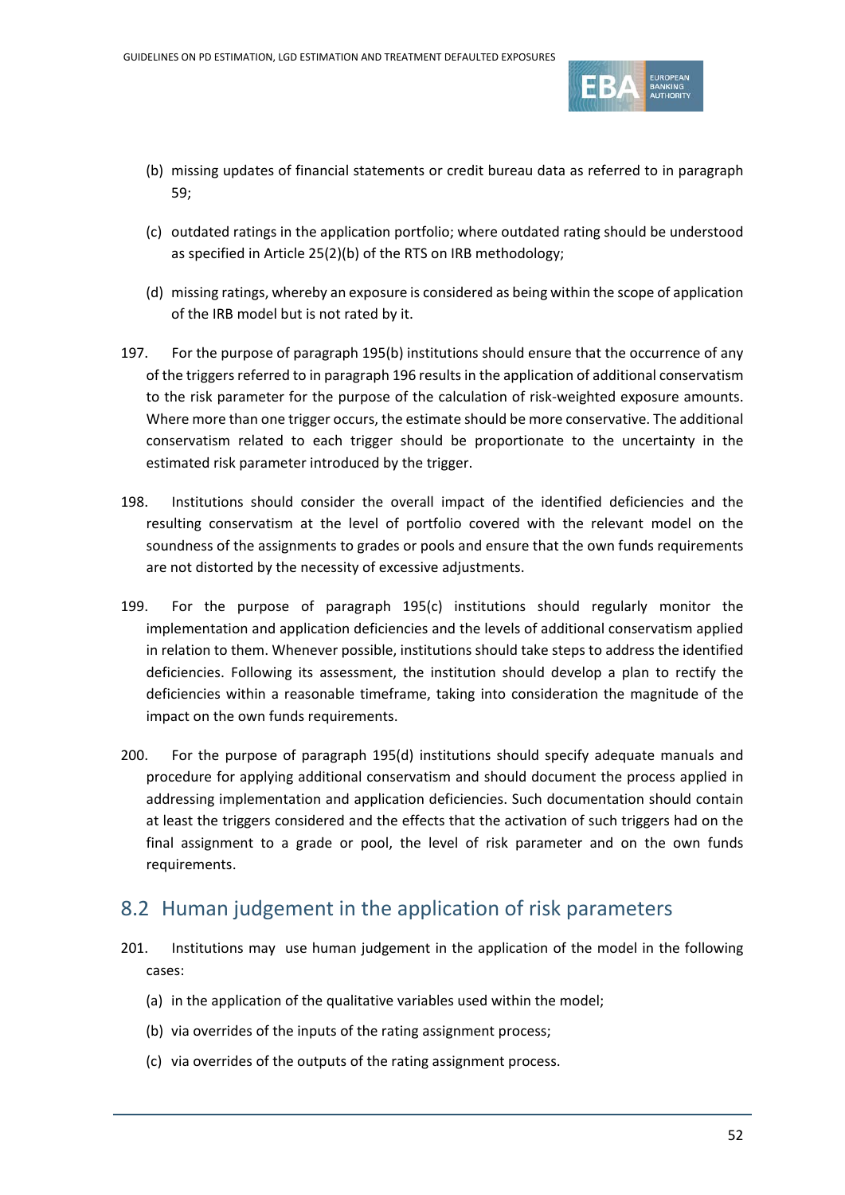(b) missing updates of financial statements or credit bureau data as referred to in paragraph 59;

(c) outdated ratings in the application portfolio; where outdated rating should be understood as specified in Article 25(2)(b) of the RTS on IRB methodology;

(d) missing ratings, whereby an exposure is considered as being within the scope of application of the IRB model but is not rated by it.

197. For the purpose of paragraph 195(b) institutions should ensure that the occurrence of any of the triggers referred to in paragraph 196 results in the application of additional conservatism to the risk parameter for the purpose of the calculation of risk-weighted exposure amounts. Where more than one trigger occurs, the estimate should be more conservative. The additional conservatism related to each trigger should be proportionate to the uncertainty in the estimated risk parameter introduced by the trigger.

198. Institutions should consider the overall impact of the identified deficiencies and the resulting conservatism at the level of portfolio covered with the relevant model on the soundness of the assignments to grades or pools and ensure that the own funds requirements are not distorted by the necessity of excessive adjustments.

199. For the purpose of paragraph 195(c) institutions should regularly monitor the implementation and application deficiencies and the levels of additional conservatism applied in relation to them. Whenever possible, institutions should take steps to address the identified deficiencies. Following its assessment, the institution should develop a plan to rectify the deficiencies within a reasonable timeframe, taking into consideration the magnitude of the impact on the own funds requirements.

200. For the purpose of paragraph 195(d) institutions should specify adequate manuals and procedure for applying additional conservatism and should document the process applied in addressing implementation and application deficiencies. Such documentation should contain at least the triggers considered and the effects that the activation of such triggers had on the final assignment to a grade or pool, the level of risk parameter and on the own funds requirements.

## 8.2 Human judgement in the application of risk parameters

201. Institutions may use human judgement in the application of the model in the following cases:

(a) in the application of the qualitative variables used within the model;

(b) via overrides of the inputs of the rating assignment process;

(c) via overrides of the outputs of the rating assignment process.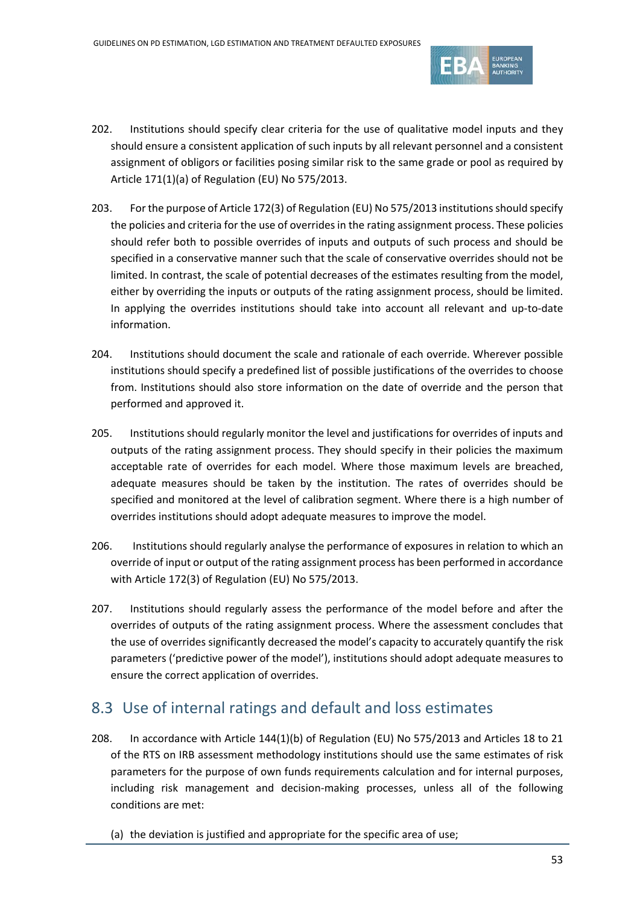202. Institutions should specify clear criteria for the use of qualitative model inputs and they should ensure a consistent application of such inputs by all relevant personnel and a consistent assignment of obligors or facilities posing similar risk to the same grade or pool as required by Article 171(1)(a) of Regulation (EU) No 575/2013.

203. For the purpose of Article 172(3) of Regulation (EU) No 575/2013 institutions should specify the policies and criteria for the use of overrides in the rating assignment process. These policies should refer both to possible overrides of inputs and outputs of such process and should be specified in a conservative manner such that the scale of conservative overrides should not be limited. In contrast, the scale of potential decreases of the estimates resulting from the model, either by overriding the inputs or outputs of the rating assignment process, should be limited. In applying the overrides institutions should take into account all relevant and up-to-date information.

204. Institutions should document the scale and rationale of each override. Wherever possible institutions should specify a predefined list of possible justifications of the overrides to choose from. Institutions should also store information on the date of override and the person that performed and approved it.

205. Institutions should regularly monitor the level and justifications for overrides of inputs and outputs of the rating assignment process. They should specify in their policies the maximum acceptable rate of overrides for each model. Where those maximum levels are breached, adequate measures should be taken by the institution. The rates of overrides should be specified and monitored at the level of calibration segment. Where there is a high number of overrides institutions should adopt adequate measures to improve the model.

206. Institutions should regularly analyse the performance of exposures in relation to which an override of input or output of the rating assignment process has been performed in accordance with Article 172(3) of Regulation (EU) No 575/2013.

207. Institutions should regularly assess the performance of the model before and after the overrides of outputs of the rating assignment process. Where the assessment concludes that the use of overrides significantly decreased the model's capacity to accurately quantify the risk parameters ('predictive power of the model'), institutions should adopt adequate measures to ensure the correct application of overrides.

## 8.3 Use of internal ratings and default and loss estimates

208. In accordance with Article 144(1)(b) of Regulation (EU) No 575/2013 and Articles 18 to 21 of the RTS on IRB assessment methodology institutions should use the same estimates of risk parameters for the purpose of own funds requirements calculation and for internal purposes, including risk management and decision-making processes, unless all of the following conditions are met:

(a) the deviation is justified and appropriate for the specific area of use;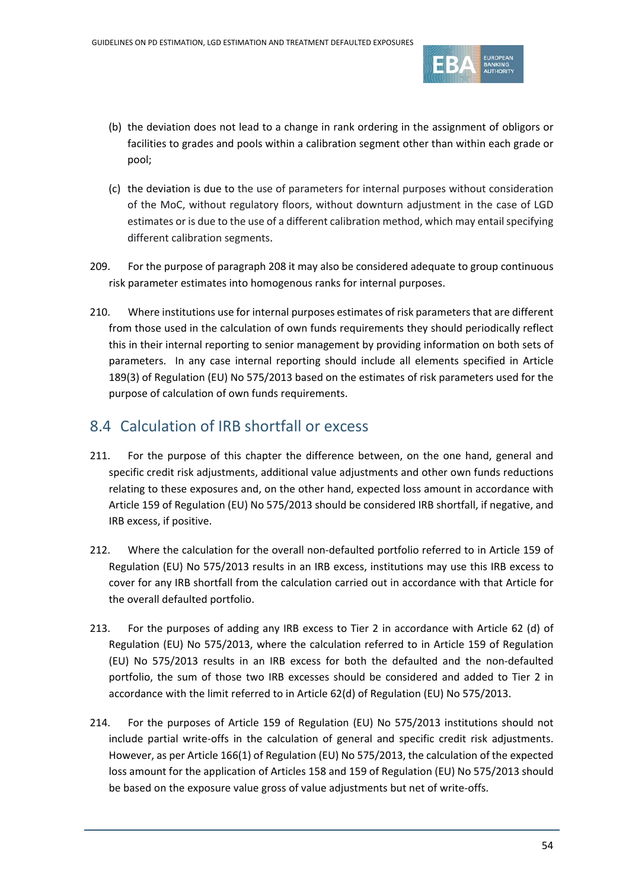(b) the deviation does not lead to a change in rank ordering in the assignment of obligors or facilities to grades and pools within a calibration segment other than within each grade or pool;

(c) the deviation is due to the use of parameters for internal purposes without consideration of the MoC, without regulatory floors, without downturn adjustment in the case of LGD estimates or is due to the use of a different calibration method, which may entail specifying different calibration segments.

209. For the purpose of paragraph 208 it may also be considered adequate to group continuous risk parameter estimates into homogenous ranks for internal purposes.

210. Where institutions use for internal purposes estimates of risk parameters that are different from those used in the calculation of own funds requirements they should periodically reflect this in their internal reporting to senior management by providing information on both sets of parameters. In any case internal reporting should include all elements specified in Article 189(3) of Regulation (EU) No 575/2013 based on the estimates of risk parameters used for the purpose of calculation of own funds requirements.

## 8.4 Calculation of IRB shortfall or excess

211. For the purpose of this chapter the difference between, on the one hand, general and specific credit risk adjustments, additional value adjustments and other own funds reductions relating to these exposures and, on the other hand, expected loss amount in accordance with Article 159 of Regulation (EU) No 575/2013 should be considered IRB shortfall, if negative, and IRB excess, if positive.

212. Where the calculation for the overall non-defaulted portfolio referred to in Article 159 of Regulation (EU) No 575/2013 results in an IRB excess, institutions may use this IRB excess to cover for any IRB shortfall from the calculation carried out in accordance with that Article for the overall defaulted portfolio.

213. For the purposes of adding any IRB excess to Tier 2 in accordance with Article 62 (d) of Regulation (EU) No 575/2013, where the calculation referred to in Article 159 of Regulation (EU) No 575/2013 results in an IRB excess for both the defaulted and the non-defaulted portfolio, the sum of those two IRB excesses should be considered and added to Tier 2 in accordance with the limit referred to in Article 62(d) of Regulation (EU) No 575/2013.

214. For the purposes of Article 159 of Regulation (EU) No 575/2013 institutions should not include partial write-offs in the calculation of general and specific credit risk adjustments. However, as per Article 166(1) of Regulation (EU) No 575/2013, the calculation of the expected loss amount for the application of Articles 158 and 159 of Regulation (EU) No 575/2013 should be based on the exposure value gross of value adjustments but net of write-offs.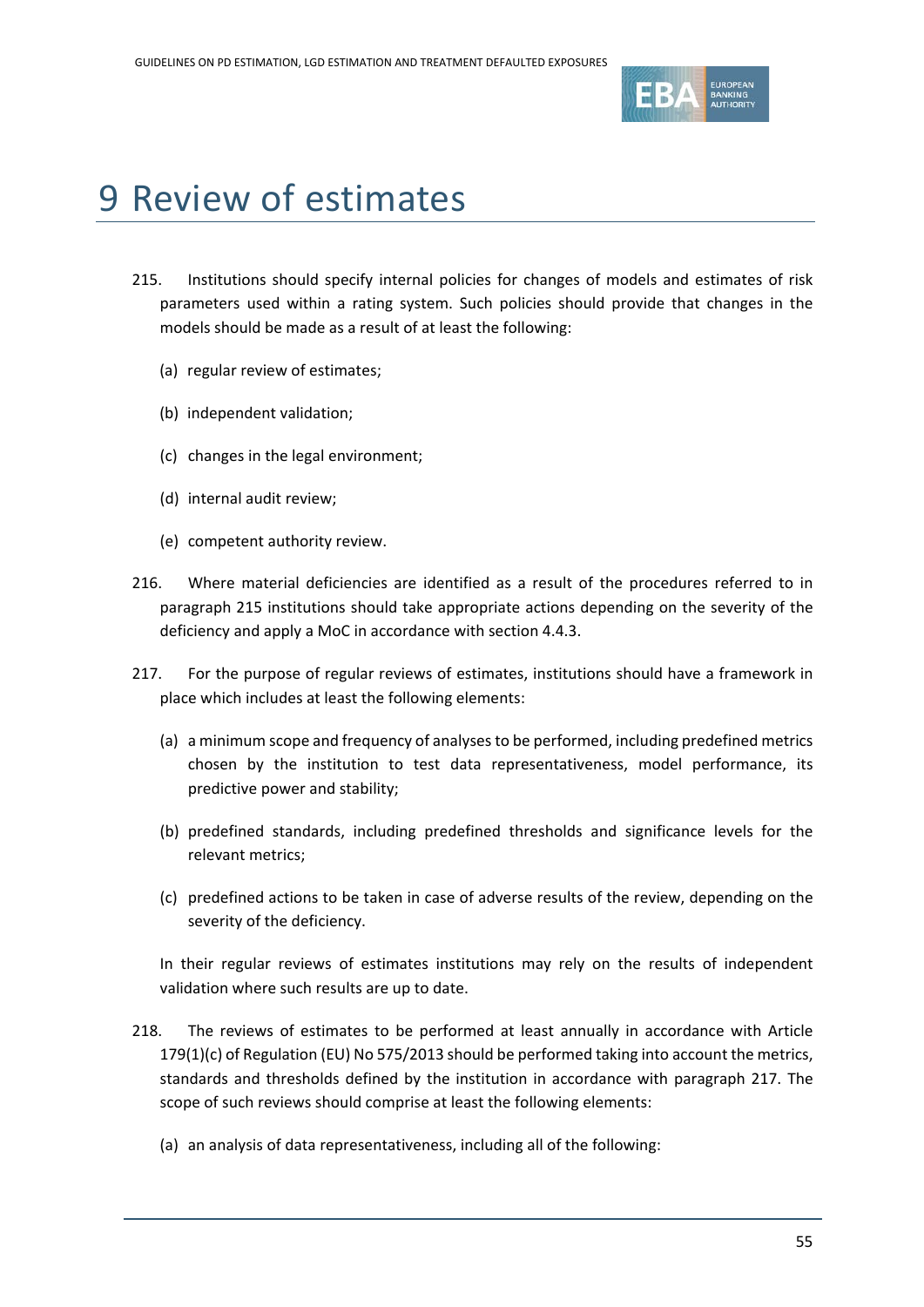# 9 Review of estimates

215. Institutions should specify internal policies for changes of models and estimates of risk parameters used within a rating system. Such policies should provide that changes in the models should be made as a result of at least the following:

   (a) regular review of estimates;

   (b) independent validation;

   (c) changes in the legal environment;

   (d) internal audit review;

   (e) competent authority review.

216. Where material deficiencies are identified as a result of the procedures referred to in paragraph 215 institutions should take appropriate actions depending on the severity of the deficiency and apply a MoC in accordance with section 4.4.3.

217. For the purpose of regular reviews of estimates, institutions should have a framework in place which includes at least the following elements:

   (a) a minimum scope and frequency of analyses to be performed, including predefined metrics chosen by the institution to test data representativeness, model performance, its predictive power and stability;

   (b) predefined standards, including predefined thresholds and significance levels for the relevant metrics;

   (c) predefined actions to be taken in case of adverse results of the review, depending on the severity of the deficiency.

   In their regular reviews of estimates institutions may rely on the results of independent validation where such results are up to date.

218. The reviews of estimates to be performed at least annually in accordance with Article 179(1)(c) of Regulation (EU) No 575/2013 should be performed taking into account the metrics, standards and thresholds defined by the institution in accordance with paragraph 217. The scope of such reviews should comprise at least the following elements:

   (a) an analysis of data representativeness, including all of the following: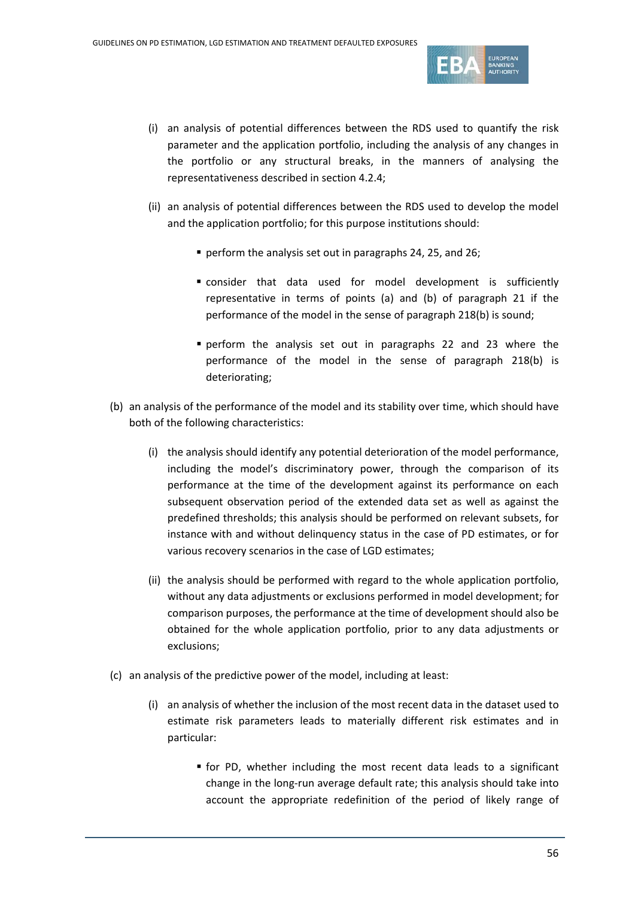(i) an analysis of potential differences between the RDS used to quantify the risk parameter and the application portfolio, including the analysis of any changes in the portfolio or any structural breaks, in the manners of analysing the representativeness described in section 4.2.4;

   (ii) an analysis of potential differences between the RDS used to develop the model and the application portfolio; for this purpose institutions should:

      - perform the analysis set out in paragraphs 24, 25, and 26;

      - consider that data used for model development is sufficiently representative in terms of points (a) and (b) of paragraph 21 if the performance of the model in the sense of paragraph 218(b) is sound;

      - perform the analysis set out in paragraphs 22 and 23 where the performance of the model in the sense of paragraph 218(b) is deteriorating;

(b) an analysis of the performance of the model and its stability over time, which should have both of the following characteristics:

   (i) the analysis should identify any potential deterioration of the model performance, including the model's discriminatory power, through the comparison of its performance at the time of the development against its performance on each subsequent observation period of the extended data set as well as against the predefined thresholds; this analysis should be performed on relevant subsets, for instance with and without delinquency status in the case of PD estimates, or for various recovery scenarios in the case of LGD estimates;

   (ii) the analysis should be performed with regard to the whole application portfolio, without any data adjustments or exclusions performed in model development; for comparison purposes, the performance at the time of development should also be obtained for the whole application portfolio, prior to any data adjustments or exclusions;

(c) an analysis of the predictive power of the model, including at least:

   (i) an analysis of whether the inclusion of the most recent data in the dataset used to estimate risk parameters leads to materially different risk estimates and in particular:

      - for PD, whether including the most recent data leads to a significant change in the long-run average default rate; this analysis should take into account the appropriate redefinition of the period of likely range of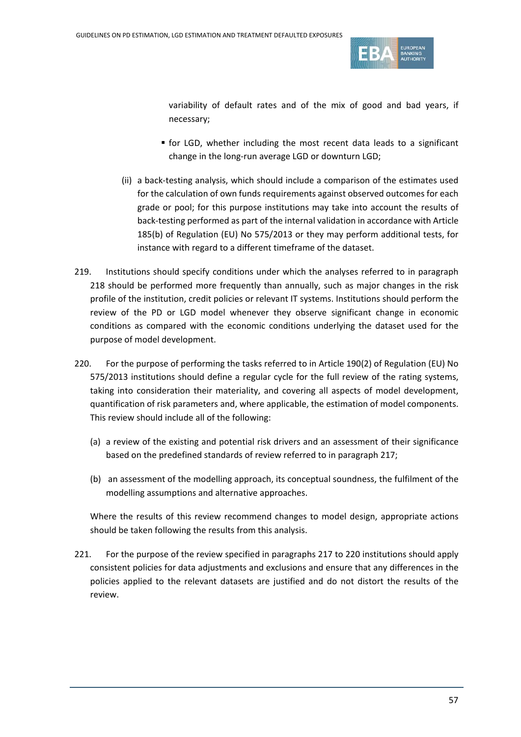variability of default rates and of the mix of good and bad years, if necessary;

- for LGD, whether including the most recent data leads to a significant change in the long-run average LGD or downturn LGD;

(ii) a back-testing analysis, which should include a comparison of the estimates used for the calculation of own funds requirements against observed outcomes for each grade or pool; for this purpose institutions may take into account the results of back-testing performed as part of the internal validation in accordance with Article 185(b) of Regulation (EU) No 575/2013 or they may perform additional tests, for instance with regard to a different timeframe of the dataset.

219. Institutions should specify conditions under which the analyses referred to in paragraph 218 should be performed more frequently than annually, such as major changes in the risk profile of the institution, credit policies or relevant IT systems. Institutions should perform the review of the PD or LGD model whenever they observe significant change in economic conditions as compared with the economic conditions underlying the dataset used for the purpose of model development.

220. For the purpose of performing the tasks referred to in Article 190(2) of Regulation (EU) No 575/2013 institutions should define a regular cycle for the full review of the rating systems, taking into consideration their materiality, and covering all aspects of model development, quantification of risk parameters and, where applicable, the estimation of model components. This review should include all of the following:

(a) a review of the existing and potential risk drivers and an assessment of their significance based on the predefined standards of review referred to in paragraph 217;

(b) an assessment of the modelling approach, its conceptual soundness, the fulfilment of the modelling assumptions and alternative approaches.

Where the results of this review recommend changes to model design, appropriate actions should be taken following the results from this analysis.

221. For the purpose of the review specified in paragraphs 217 to 220 institutions should apply consistent policies for data adjustments and exclusions and ensure that any differences in the policies applied to the relevant datasets are justified and do not distort the results of the review.